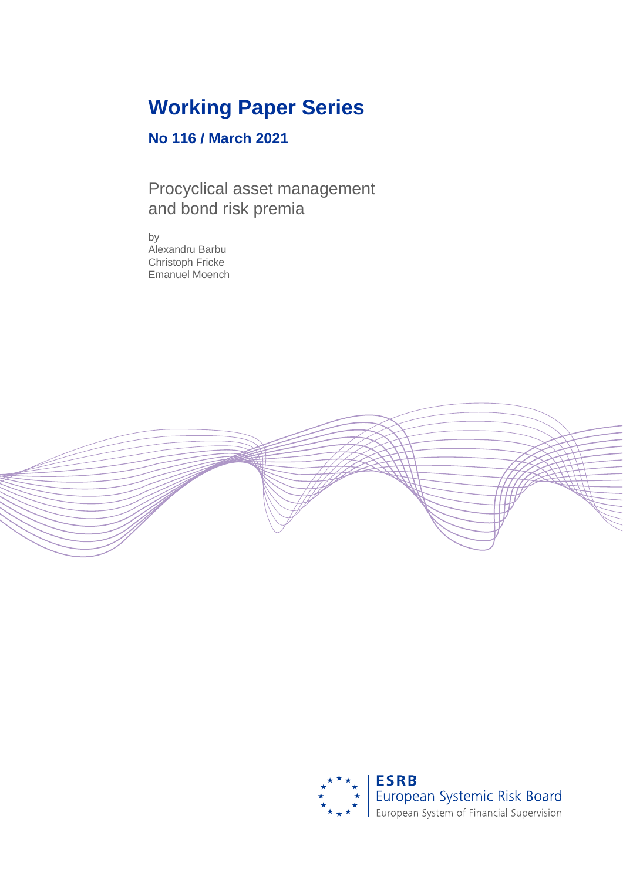# Working Paper Series

## No 116 / March 2021

Procyclical asset management and bond risk premia

by
Alexandru Barbu
Christoph Fricke
Emanuel Moench

ESRB
European Systemic Risk Board
European System of Financial Supervision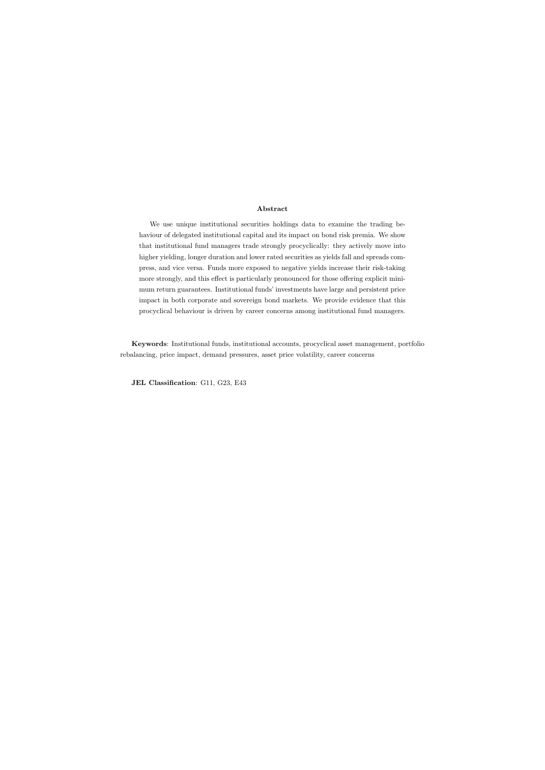**Abstract**

We use unique institutional securities holdings data to examine the trading behaviour of delegated institutional capital and its impact on bond risk premia. We show that institutional fund managers trade strongly procyclically: they actively move into higher yielding, longer duration and lower rated securities as yields fall and spreads compress, and vice versa. Funds more exposed to negative yields increase their risk-taking more strongly, and this effect is particularly pronounced for those offering explicit minimum return guarantees. Institutional funds' investments have large and persistent price impact in both corporate and sovereign bond markets. We provide evidence that this procyclical behaviour is driven by career concerns among institutional fund managers.

**Keywords**: Institutional funds, institutional accounts, procyclical asset management, portfolio rebalancing, price impact, demand pressures, asset price volatility, career concerns

**JEL Classification**: G11, G23, E43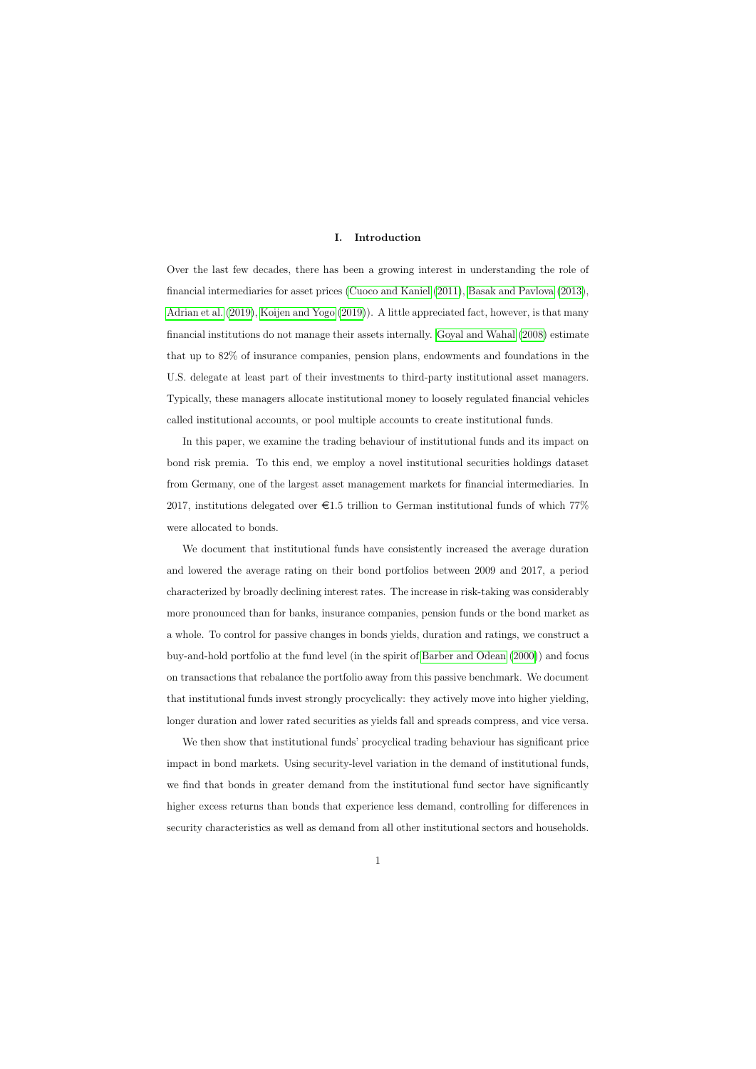# I. Introduction

Over the last few decades, there has been a growing interest in understanding the role of financial intermediaries for asset prices (Cuoco and Kaniel (2011), Basak and Pavlova (2013), Adrian et al. (2019), Koijen and Yogo (2019)). A little appreciated fact, however, is that many financial institutions do not manage their assets internally. Goyal and Wahal (2008) estimate that up to 82% of insurance companies, pension plans, endowments and foundations in the U.S. delegate at least part of their investments to third-party institutional asset managers. Typically, these managers allocate institutional money to loosely regulated financial vehicles called institutional accounts, or pool multiple accounts to create institutional funds.

In this paper, we examine the trading behaviour of institutional funds and its impact on bond risk premia. To this end, we employ a novel institutional securities holdings dataset from Germany, one of the largest asset management markets for financial intermediaries. In 2017, institutions delegated over €1.5 trillion to German institutional funds of which 77% were allocated to bonds.

We document that institutional funds have consistently increased the average duration and lowered the average rating on their bond portfolios between 2009 and 2017, a period characterized by broadly declining interest rates. The increase in risk-taking was considerably more pronounced than for banks, insurance companies, pension funds or the bond market as a whole. To control for passive changes in bonds yields, duration and ratings, we construct a buy-and-hold portfolio at the fund level (in the spirit of Barber and Odean (2000)) and focus on transactions that rebalance the portfolio away from this passive benchmark. We document that institutional funds invest strongly procyclically: they actively move into higher yielding, longer duration and lower rated securities as yields fall and spreads compress, and vice versa.

We then show that institutional funds' procyclical trading behaviour has significant price impact in bond markets. Using security-level variation in the demand of institutional funds, we find that bonds in greater demand from the institutional fund sector have significantly higher excess returns than bonds that experience less demand, controlling for differences in security characteristics as well as demand from all other institutional sectors and households.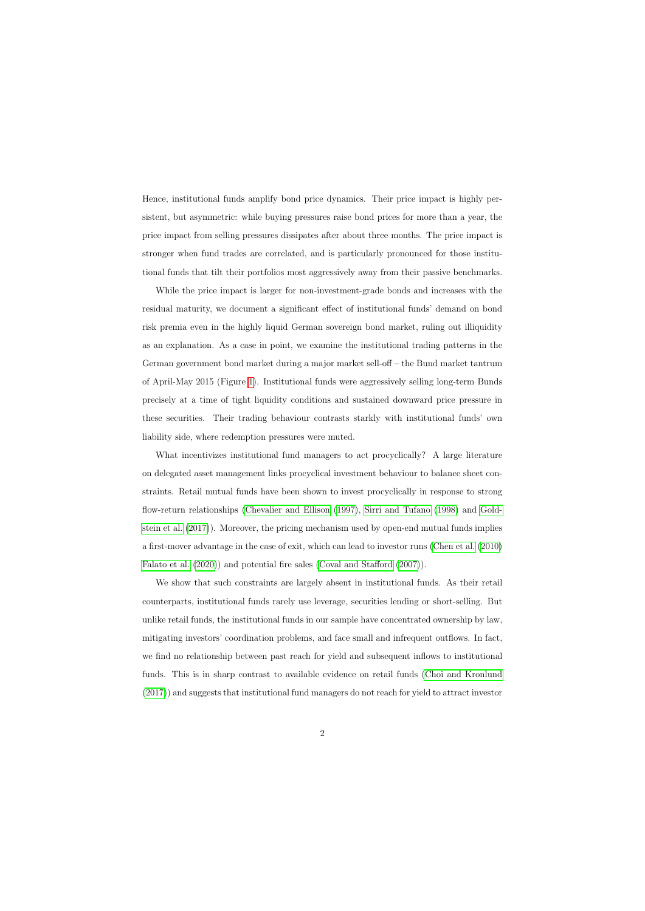Hence, institutional funds amplify bond price dynamics. Their price impact is highly persistent, but asymmetric: while buying pressures raise bond prices for more than a year, the price impact from selling pressures dissipates after about three months. The price impact is stronger when fund trades are correlated, and is particularly pronounced for those institutional funds that tilt their portfolios most aggressively away from their passive benchmarks.

While the price impact is larger for non-investment-grade bonds and increases with the residual maturity, we document a significant effect of institutional funds' demand on bond risk premia even in the highly liquid German sovereign bond market, ruling out illiquidity as an explanation. As a case in point, we examine the institutional trading patterns in the German government bond market during a major market sell-off – the Bund market tantrum of April-May 2015 (Figure 1). Institutional funds were aggressively selling long-term Bunds precisely at a time of tight liquidity conditions and sustained downward price pressure in these securities. Their trading behaviour contrasts starkly with institutional funds' own liability side, where redemption pressures were muted.

What incentivizes institutional fund managers to act procyclically? A large literature on delegated asset management links procyclical investment behaviour to balance sheet constraints. Retail mutual funds have been shown to invest procyclically in response to strong flow-return relationships (Chevalier and Ellison (1997), Sirri and Tufano (1998) and Goldstein et al. (2017)). Moreover, the pricing mechanism used by open-end mutual funds implies a first-mover advantage in the case of exit, which can lead to investor runs (Chen et al. (2010) Falato et al. (2020)) and potential fire sales (Coval and Stafford (2007)).

We show that such constraints are largely absent in institutional funds. As their retail counterparts, institutional funds rarely use leverage, securities lending or short-selling. But unlike retail funds, the institutional funds in our sample have concentrated ownership by law, mitigating investors' coordination problems, and face small and infrequent outflows. In fact, we find no relationship between past reach for yield and subsequent inflows to institutional funds. This is in sharp contrast to available evidence on retail funds (Choi and Kronlund (2017)) and suggests that institutional fund managers do not reach for yield to attract investor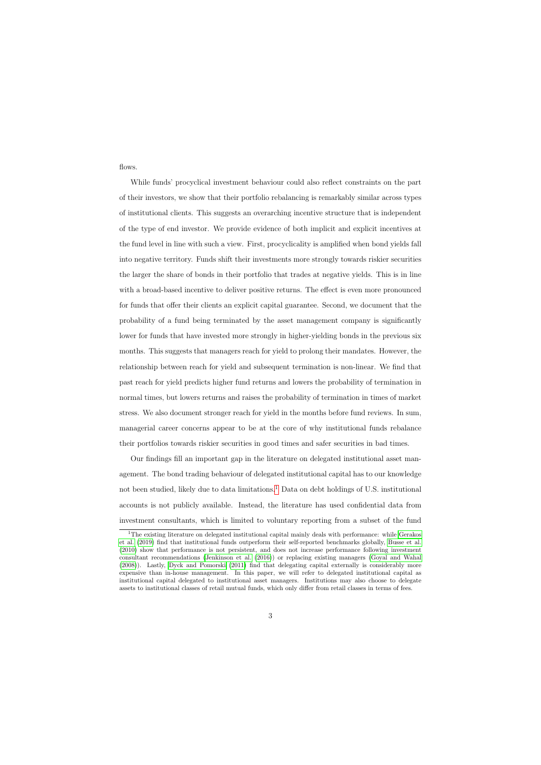flows.

While funds' procyclical investment behaviour could also reflect constraints on the part of their investors, we show that their portfolio rebalancing is remarkably similar across types of institutional clients. This suggests an overarching incentive structure that is independent of the type of end investor. We provide evidence of both implicit and explicit incentives at the fund level in line with such a view. First, procyclicality is amplified when bond yields fall into negative territory. Funds shift their investments more strongly towards riskier securities the larger the share of bonds in their portfolio that trades at negative yields. This is in line with a broad-based incentive to deliver positive returns. The effect is even more pronounced for funds that offer their clients an explicit capital guarantee. Second, we document that the probability of a fund being terminated by the asset management company is significantly lower for funds that have invested more strongly in higher-yielding bonds in the previous six months. This suggests that managers reach for yield to prolong their mandates. However, the relationship between reach for yield and subsequent termination is non-linear. We find that past reach for yield predicts higher fund returns and lowers the probability of termination in normal times, but lowers returns and raises the probability of termination in times of market stress. We also document stronger reach for yield in the months before fund reviews. In sum, managerial career concerns appear to be at the core of why institutional funds rebalance their portfolios towards riskier securities in good times and safer securities in bad times.

Our findings fill an important gap in the literature on delegated institutional asset management. The bond trading behaviour of delegated institutional capital has to our knowledge not been studied, likely due to data limitations.[1] Data on debt holdings of U.S. institutional accounts is not publicly available. Instead, the literature has used confidential data from investment consultants, which is limited to voluntary reporting from a subset of the fund

[1] The existing literature on delegated institutional capital mainly deals with performance: while Gerakos et al. (2019) find that institutional funds outperform their self-reported benchmarks globally, Busse et al. (2010) show that performance is not persistent, and does not increase performance following investment consultant recommendations (Jenkinson et al. (2016)) or replacing existing managers (Goyal and Wahal (2008)). Lastly, Dyck and Pomorski (2011) find that delegating capital externally is considerably more expensive than in-house management. In this paper, we will refer to delegated institutional capital as institutional capital delegated to institutional asset managers. Institutions may also choose to delegate assets to institutional classes of retail mutual funds, which only differ from retail classes in terms of fees.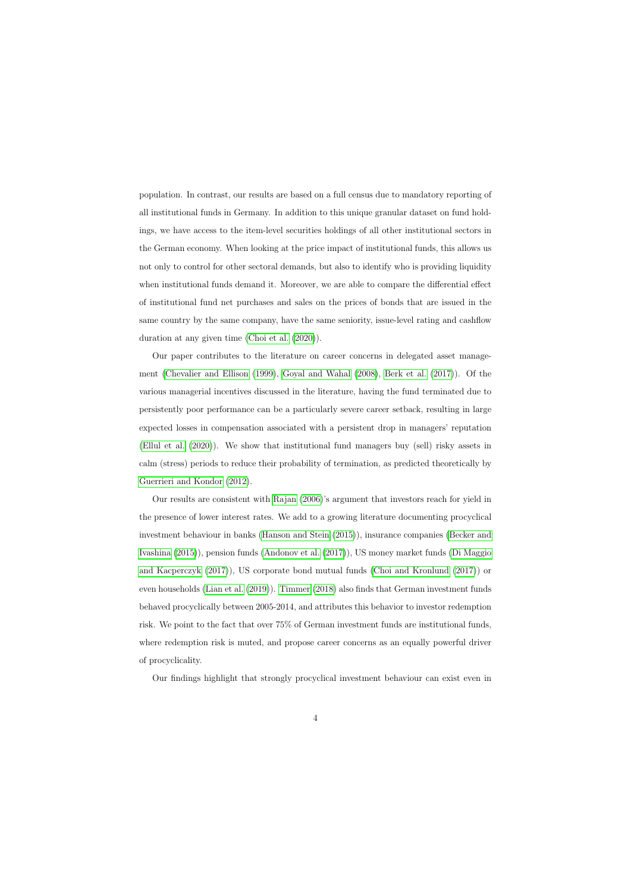population. In contrast, our results are based on a full census due to mandatory reporting of all institutional funds in Germany. In addition to this unique granular dataset on fund holdings, we have access to the item-level securities holdings of all other institutional sectors in the German economy. When looking at the price impact of institutional funds, this allows us not only to control for other sectoral demands, but also to identify who is providing liquidity when institutional funds demand it. Moreover, we are able to compare the differential effect of institutional fund net purchases and sales on the prices of bonds that are issued in the same country by the same company, have the same seniority, issue-level rating and cashflow duration at any given time (Choi et al. (2020)).

Our paper contributes to the literature on career concerns in delegated asset management (Chevalier and Ellison (1999), Goyal and Wahal (2008), Berk et al. (2017)). Of the various managerial incentives discussed in the literature, having the fund terminated due to persistently poor performance can be a particularly severe career setback, resulting in large expected losses in compensation associated with a persistent drop in managers' reputation (Ellul et al. (2020)). We show that institutional fund managers buy (sell) risky assets in calm (stress) periods to reduce their probability of termination, as predicted theoretically by Guerrieri and Kondor (2012).

Our results are consistent with Rajan (2006)'s argument that investors reach for yield in the presence of lower interest rates. We add to a growing literature documenting procyclical investment behaviour in banks (Hanson and Stein (2015)), insurance companies (Becker and Ivashina (2015)), pension funds (Andonov et al. (2017)), US money market funds (Di Maggio and Kacperczyk (2017)), US corporate bond mutual funds (Choi and Kronlund (2017)) or even households (Lian et al. (2019)). Timmer (2018) also finds that German investment funds behaved procyclically between 2005-2014, and attributes this behavior to investor redemption risk. We point to the fact that over 75% of German investment funds are institutional funds, where redemption risk is muted, and propose career concerns as an equally powerful driver of procyclicality.

Our findings highlight that strongly procyclical investment behaviour can exist even in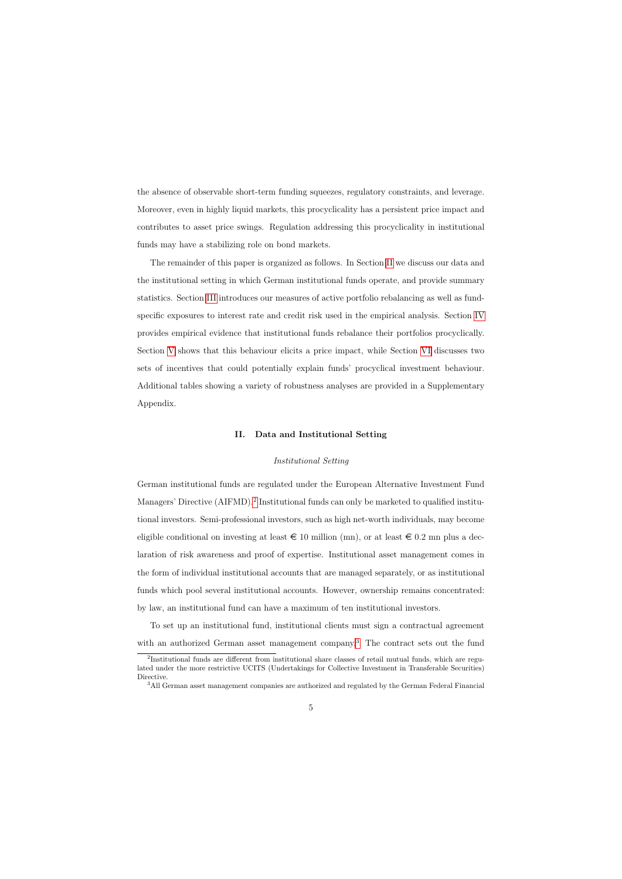the absence of observable short-term funding squeezes, regulatory constraints, and leverage. Moreover, even in highly liquid markets, this procyclicality has a persistent price impact and contributes to asset price swings. Regulation addressing this procyclicality in institutional funds may have a stabilizing role on bond markets.

The remainder of this paper is organized as follows. In Section II we discuss our data and the institutional setting in which German institutional funds operate, and provide summary statistics. Section III introduces our measures of active portfolio rebalancing as well as fund-specific exposures to interest rate and credit risk used in the empirical analysis. Section IV provides empirical evidence that institutional funds rebalance their portfolios procyclically. Section V shows that this behaviour elicits a price impact, while Section VI discusses two sets of incentives that could potentially explain funds' procyclical investment behaviour. Additional tables showing a variety of robustness analyses are provided in a Supplementary Appendix.

## II. Data and Institutional Setting

### *Institutional Setting*

German institutional funds are regulated under the European Alternative Investment Fund Managers' Directive (AIFMD).[2] Institutional funds can only be marketed to qualified institutional investors. Semi-professional investors, such as high net-worth individuals, may become eligible conditional on investing at least € 10 million (mn), or at least € 0.2 mn plus a declaration of risk awareness and proof of expertise. Institutional asset management comes in the form of individual institutional accounts that are managed separately, or as institutional funds which pool several institutional accounts. However, ownership remains concentrated: by law, an institutional fund can have a maximum of ten institutional investors.

To set up an institutional fund, institutional clients must sign a contractual agreement with an authorized German asset management company.[3] The contract sets out the fund

[2] Institutional funds are different from institutional share classes of retail mutual funds, which are regulated under the more restrictive UCITS (Undertakings for Collective Investment in Transferable Securities) Directive.

[3] All German asset management companies are authorized and regulated by the German Federal Financial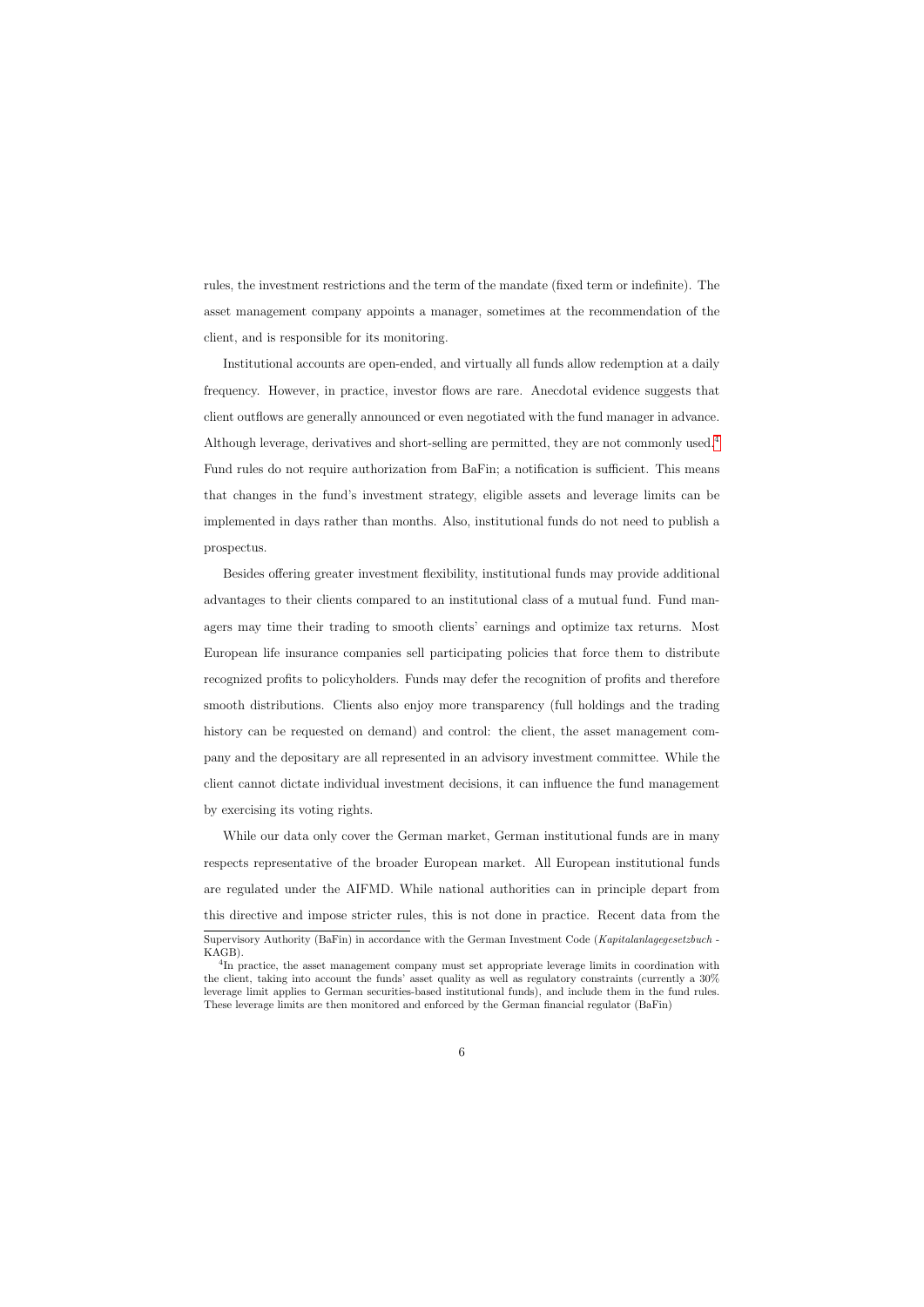rules, the investment restrictions and the term of the mandate (fixed term or indefinite). The asset management company appoints a manager, sometimes at the recommendation of the client, and is responsible for its monitoring.

Institutional accounts are open-ended, and virtually all funds allow redemption at a daily frequency. However, in practice, investor flows are rare. Anecdotal evidence suggests that client outflows are generally announced or even negotiated with the fund manager in advance. Although leverage, derivatives and short-selling are permitted, they are not commonly used.[4] Fund rules do not require authorization from BaFin; a notification is sufficient. This means that changes in the fund's investment strategy, eligible assets and leverage limits can be implemented in days rather than months. Also, institutional funds do not need to publish a prospectus.

Besides offering greater investment flexibility, institutional funds may provide additional advantages to their clients compared to an institutional class of a mutual fund. Fund managers may time their trading to smooth clients' earnings and optimize tax returns. Most European life insurance companies sell participating policies that force them to distribute recognized profits to policyholders. Funds may defer the recognition of profits and therefore smooth distributions. Clients also enjoy more transparency (full holdings and the trading history can be requested on demand) and control: the client, the asset management company and the depositary are all represented in an advisory investment committee. While the client cannot dictate individual investment decisions, it can influence the fund management by exercising its voting rights.

While our data only cover the German market, German institutional funds are in many respects representative of the broader European market. All European institutional funds are regulated under the AIFMD. While national authorities can in principle depart from this directive and impose stricter rules, this is not done in practice. Recent data from the

Supervisory Authority (BaFin) in accordance with the German Investment Code (*Kapitalanlagegesetzbuch* - KAGB).

[4]In practice, the asset management company must set appropriate leverage limits in coordination with the client, taking into account the funds' asset quality as well as regulatory constraints (currently a 30% leverage limit applies to German securities-based institutional funds), and include them in the fund rules. These leverage limits are then monitored and enforced by the German financial regulator (BaFin)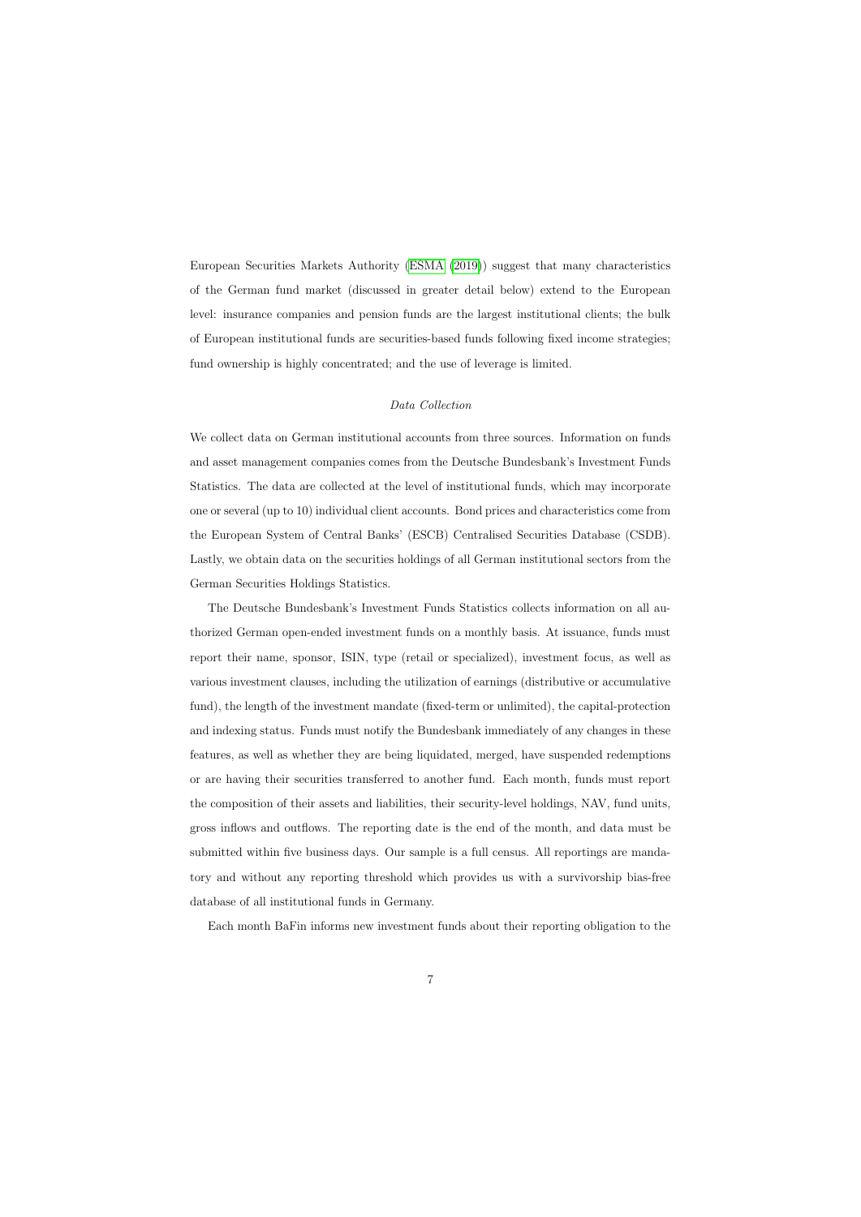European Securities Markets Authority (ESMA (2019)) suggest that many characteristics of the German fund market (discussed in greater detail below) extend to the European level: insurance companies and pension funds are the largest institutional clients; the bulk of European institutional funds are securities-based funds following fixed income strategies; fund ownership is highly concentrated; and the use of leverage is limited.

### *Data Collection*

We collect data on German institutional accounts from three sources. Information on funds and asset management companies comes from the Deutsche Bundesbank's Investment Funds Statistics. The data are collected at the level of institutional funds, which may incorporate one or several (up to 10) individual client accounts. Bond prices and characteristics come from the European System of Central Banks' (ESCB) Centralised Securities Database (CSDB). Lastly, we obtain data on the securities holdings of all German institutional sectors from the German Securities Holdings Statistics.

The Deutsche Bundesbank's Investment Funds Statistics collects information on all authorized German open-ended investment funds on a monthly basis. At issuance, funds must report their name, sponsor, ISIN, type (retail or specialized), investment focus, as well as various investment clauses, including the utilization of earnings (distributive or accumulative fund), the length of the investment mandate (fixed-term or unlimited), the capital-protection and indexing status. Funds must notify the Bundesbank immediately of any changes in these features, as well as whether they are being liquidated, merged, have suspended redemptions or are having their securities transferred to another fund. Each month, funds must report the composition of their assets and liabilities, their security-level holdings, NAV, fund units, gross inflows and outflows. The reporting date is the end of the month, and data must be submitted within five business days. Our sample is a full census. All reportings are mandatory and without any reporting threshold which provides us with a survivorship bias-free database of all institutional funds in Germany.

Each month BaFin informs new investment funds about their reporting obligation to the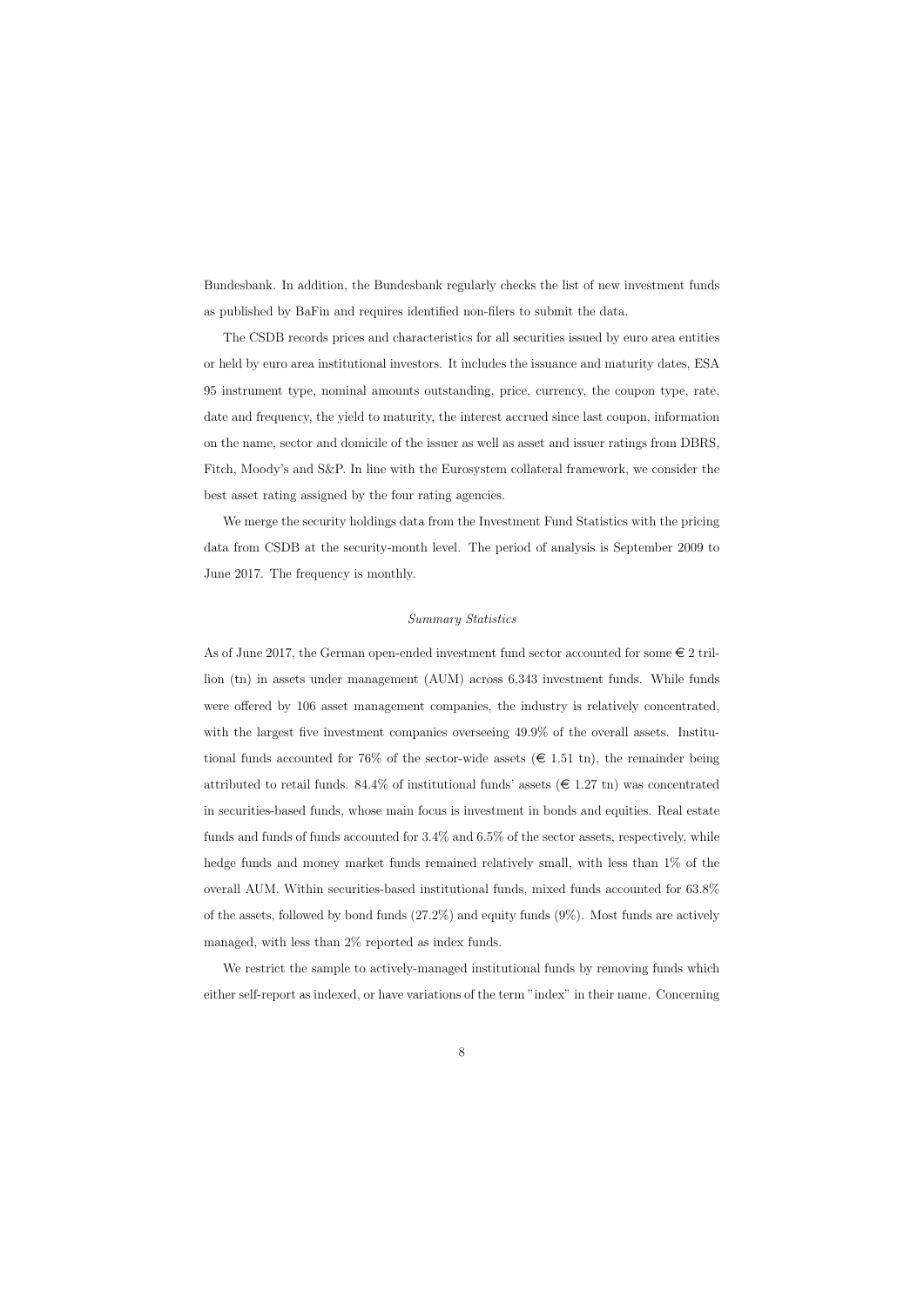Bundesbank. In addition, the Bundesbank regularly checks the list of new investment funds as published by BaFin and requires identified non-filers to submit the data.

The CSDB records prices and characteristics for all securities issued by euro area entities or held by euro area institutional investors. It includes the issuance and maturity dates, ESA 95 instrument type, nominal amounts outstanding, price, currency, the coupon type, rate, date and frequency, the yield to maturity, the interest accrued since last coupon, information on the name, sector and domicile of the issuer as well as asset and issuer ratings from DBRS, Fitch, Moody's and S&P. In line with the Eurosystem collateral framework, we consider the best asset rating assigned by the four rating agencies.

We merge the security holdings data from the Investment Fund Statistics with the pricing data from CSDB at the security-month level. The period of analysis is September 2009 to June 2017. The frequency is monthly.

*Summary Statistics*

As of June 2017, the German open-ended investment fund sector accounted for some € 2 trillion (tn) in assets under management (AUM) across 6,343 investment funds. While funds were offered by 106 asset management companies, the industry is relatively concentrated, with the largest five investment companies overseeing 49.9% of the overall assets. Institutional funds accounted for 76% of the sector-wide assets (€ 1.51 tn), the remainder being attributed to retail funds. 84.4% of institutional funds' assets (€ 1.27 tn) was concentrated in securities-based funds, whose main focus is investment in bonds and equities. Real estate funds and funds of funds accounted for 3.4% and 6.5% of the sector assets, respectively, while hedge funds and money market funds remained relatively small, with less than 1% of the overall AUM. Within securities-based institutional funds, mixed funds accounted for 63.8% of the assets, followed by bond funds (27.2%) and equity funds (9%). Most funds are actively managed, with less than 2% reported as index funds.

We restrict the sample to actively-managed institutional funds by removing funds which either self-report as indexed, or have variations of the term "index" in their name. Concerning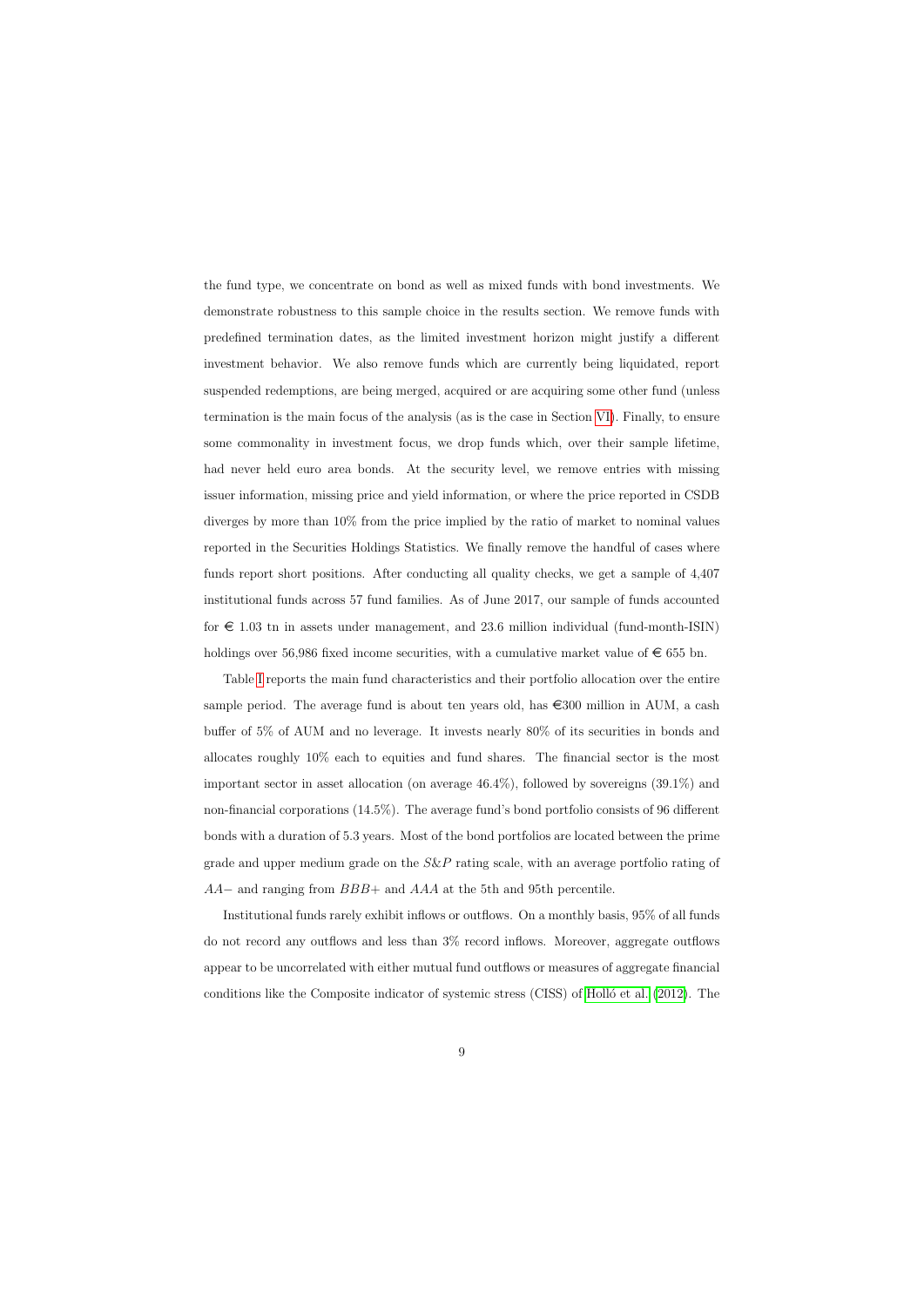the fund type, we concentrate on bond as well as mixed funds with bond investments. We demonstrate robustness to this sample choice in the results section. We remove funds with predefined termination dates, as the limited investment horizon might justify a different investment behavior. We also remove funds which are currently being liquidated, report suspended redemptions, are being merged, acquired or are acquiring some other fund (unless termination is the main focus of the analysis (as is the case in Section VI). Finally, to ensure some commonality in investment focus, we drop funds which, over their sample lifetime, had never held euro area bonds. At the security level, we remove entries with missing issuer information, missing price and yield information, or where the price reported in CSDB diverges by more than 10% from the price implied by the ratio of market to nominal values reported in the Securities Holdings Statistics. We finally remove the handful of cases where funds report short positions. After conducting all quality checks, we get a sample of 4,407 institutional funds across 57 fund families. As of June 2017, our sample of funds accounted for € 1.03 tn in assets under management, and 23.6 million individual (fund-month-ISIN) holdings over 56,986 fixed income securities, with a cumulative market value of € 655 bn.

Table I reports the main fund characteristics and their portfolio allocation over the entire sample period. The average fund is about ten years old, has €300 million in AUM, a cash buffer of 5% of AUM and no leverage. It invests nearly 80% of its securities in bonds and allocates roughly 10% each to equities and fund shares. The financial sector is the most important sector in asset allocation (on average 46.4%), followed by sovereigns (39.1%) and non-financial corporations (14.5%). The average fund's bond portfolio consists of 96 different bonds with a duration of 5.3 years. Most of the bond portfolios are located between the prime grade and upper medium grade on the *S&P* rating scale, with an average portfolio rating of $AA-$ and ranging from $BBB+$ and $AAA$ at the 5th and 95th percentile.

Institutional funds rarely exhibit inflows or outflows. On a monthly basis, 95% of all funds do not record any outflows and less than 3% record inflows. Moreover, aggregate outflows appear to be uncorrelated with either mutual fund outflows or measures of aggregate financial conditions like the Composite indicator of systemic stress (CISS) of Holló et al. (2012). The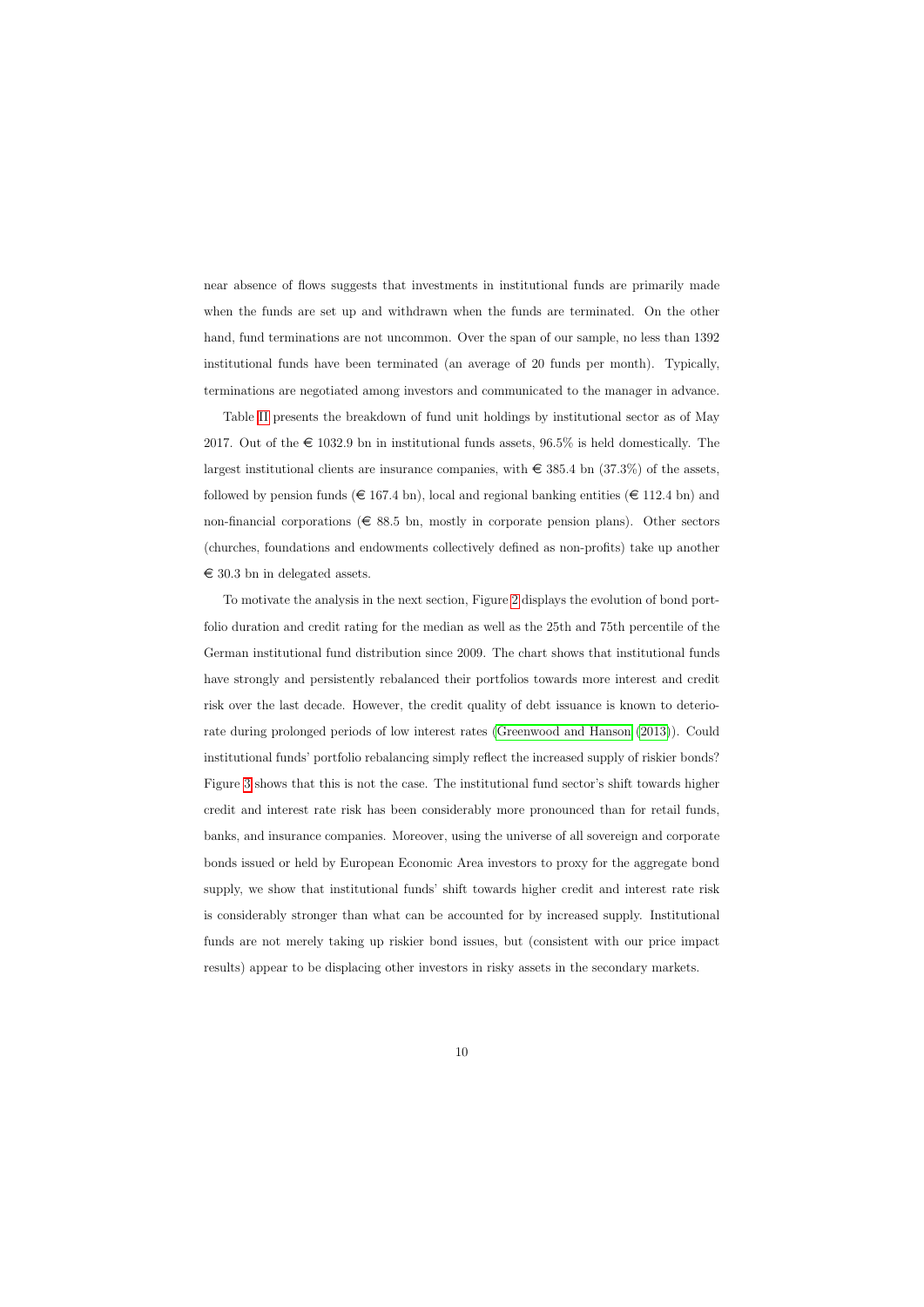near absence of flows suggests that investments in institutional funds are primarily made when the funds are set up and withdrawn when the funds are terminated. On the other hand, fund terminations are not uncommon. Over the span of our sample, no less than 1392 institutional funds have been terminated (an average of 20 funds per month). Typically, terminations are negotiated among investors and communicated to the manager in advance.

Table II presents the breakdown of fund unit holdings by institutional sector as of May 2017. Out of the € 1032.9 bn in institutional funds assets, 96.5% is held domestically. The largest institutional clients are insurance companies, with € 385.4 bn (37.3%) of the assets, followed by pension funds (€ 167.4 bn), local and regional banking entities (€ 112.4 bn) and non-financial corporations (€ 88.5 bn, mostly in corporate pension plans). Other sectors (churches, foundations and endowments collectively defined as non-profits) take up another € 30.3 bn in delegated assets.

To motivate the analysis in the next section, Figure 2 displays the evolution of bond portfolio duration and credit rating for the median as well as the 25th and 75th percentile of the German institutional fund distribution since 2009. The chart shows that institutional funds have strongly and persistently rebalanced their portfolios towards more interest and credit risk over the last decade. However, the credit quality of debt issuance is known to deteriorate during prolonged periods of low interest rates (Greenwood and Hanson (2013)). Could institutional funds' portfolio rebalancing simply reflect the increased supply of riskier bonds? Figure 3 shows that this is not the case. The institutional fund sector's shift towards higher credit and interest rate risk has been considerably more pronounced than for retail funds, banks, and insurance companies. Moreover, using the universe of all sovereign and corporate bonds issued or held by European Economic Area investors to proxy for the aggregate bond supply, we show that institutional funds' shift towards higher credit and interest rate risk is considerably stronger than what can be accounted for by increased supply. Institutional funds are not merely taking up riskier bond issues, but (consistent with our price impact results) appear to be displacing other investors in risky assets in the secondary markets.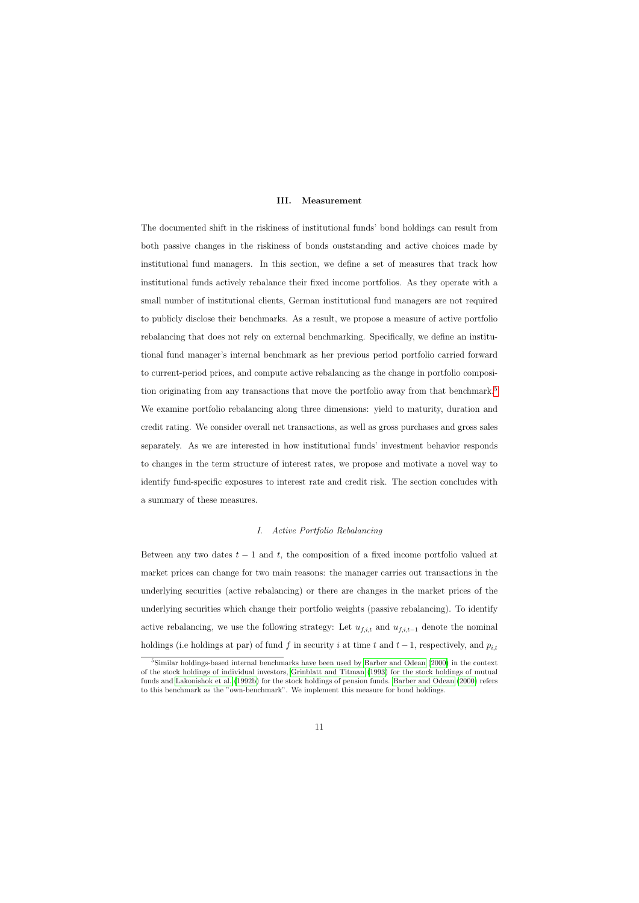## III. Measurement

The documented shift in the riskiness of institutional funds' bond holdings can result from both passive changes in the riskiness of bonds ouststanding and active choices made by institutional fund managers. In this section, we define a set of measures that track how institutional funds actively rebalance their fixed income portfolios. As they operate with a small number of institutional clients, German institutional fund managers are not required to publicly disclose their benchmarks. As a result, we propose a measure of active portfolio rebalancing that does not rely on external benchmarking. Specifically, we define an institutional fund manager's internal benchmark as her previous period portfolio carried forward to current-period prices, and compute active rebalancing as the change in portfolio composition originating from any transactions that move the portfolio away from that benchmark.[5] We examine portfolio rebalancing along three dimensions: yield to maturity, duration and credit rating. We consider overall net transactions, as well as gross purchases and gross sales separately. As we are interested in how institutional funds' investment behavior responds to changes in the term structure of interest rates, we propose and motivate a novel way to identify fund-specific exposures to interest rate and credit risk. The section concludes with a summary of these measures.

### I. *Active Portfolio Rebalancing*

Between any two dates $t-1$ and $t$, the composition of a fixed income portfolio valued at market prices can change for two main reasons: the manager carries out transactions in the underlying securities (active rebalancing) or there are changes in the market prices of the underlying securities which change their portfolio weights (passive rebalancing). To identify active rebalancing, we use the following strategy: Let $u_{f,i,t}$ and $u_{f,i,t-1}$ denote the nominal holdings (i.e holdings at par) of fund $f$ in security $i$ at time $t$ and $t-1$, respectively, and $p_{i,t}$

[5] Similar holdings-based internal benchmarks have been used by Barber and Odean (2000) in the context of the stock holdings of individual investors, Grinblatt and Titman (1993) for the stock holdings of mutual funds and Lakonishok et al. (1992b) for the stock holdings of pension funds. Barber and Odean (2000) refers to this benchmark as the "own-benchmark". We implement this measure for bond holdings.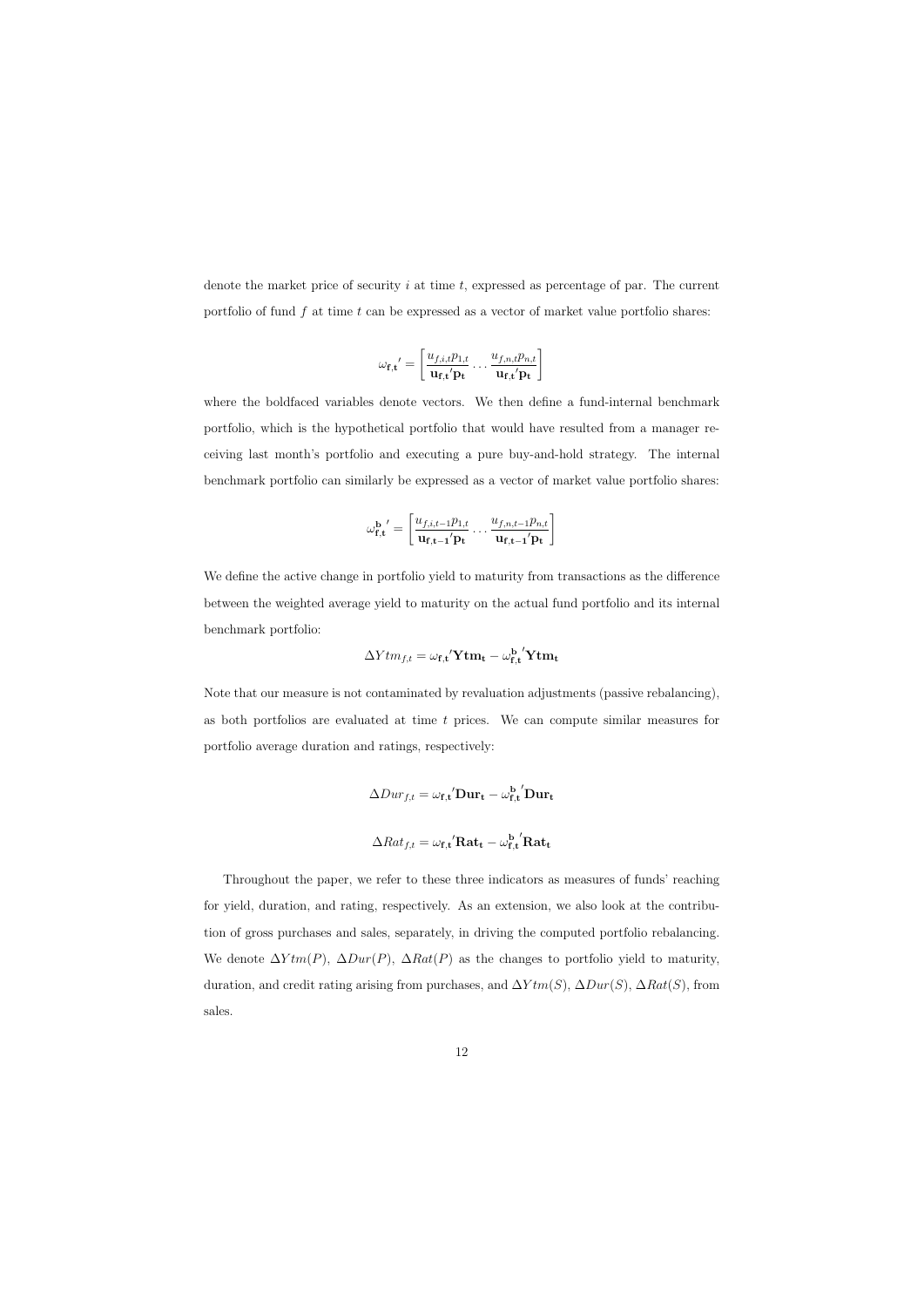denote the market price of security $i$ at time $t$, expressed as percentage of par. The current portfolio of fund $f$ at time $t$ can be expressed as a vector of market value portfolio shares:

$$\omega_{\mathbf{f,t}}{}' = \left[ \frac{u_{f,i,t}p_{1,t}}{\mathbf{u_{f,t}}'\mathbf{p_t}} \dots \frac{u_{f,n,t}p_{n,t}}{\mathbf{u_{f,t}}'\mathbf{p_t}} \right]$$

where the boldfaced variables denote vectors. We then define a fund-internal benchmark portfolio, which is the hypothetical portfolio that would have resulted from a manager receiving last month's portfolio and executing a pure buy-and-hold strategy. The internal benchmark portfolio can similarly be expressed as a vector of market value portfolio shares:

$$\omega_{\mathbf{f,t}}^{\mathbf{b}}{}' = \left[ \frac{u_{f,i,t-1}p_{1,t}}{\mathbf{u_{f,t-1}}'\mathbf{p_t}} \dots \frac{u_{f,n,t-1}p_{n,t}}{\mathbf{u_{f,t-1}}'\mathbf{p_t}} \right]$$

We define the active change in portfolio yield to maturity from transactions as the difference between the weighted average yield to maturity on the actual fund portfolio and its internal benchmark portfolio:

$$\Delta Ytm_{f,t} = \omega_{\mathbf{f,t}}{}'\mathbf{Ytm_t} - \omega_{\mathbf{f,t}}^{\mathbf{b}}{}'\mathbf{Ytm_t}$$

Note that our measure is not contaminated by revaluation adjustments (passive rebalancing), as both portfolios are evaluated at time $t$ prices. We can compute similar measures for portfolio average duration and ratings, respectively:

$$\Delta Dur_{f,t} = \omega_{\mathbf{f,t}}{}'\mathbf{Dur_t} - \omega_{\mathbf{f,t}}^{\mathbf{b}}{}'\mathbf{Dur_t}$$

$$\Delta Rat_{f,t} = \omega_{\mathbf{f,t}}{}'\mathbf{Rat_t} - \omega_{\mathbf{f,t}}^{\mathbf{b}}{}'\mathbf{Rat_t}$$

Throughout the paper, we refer to these three indicators as measures of funds' reaching for yield, duration, and rating, respectively. As an extension, we also look at the contribution of gross purchases and sales, separately, in driving the computed portfolio rebalancing. We denote $\Delta Ytm(P)$, $\Delta Dur(P)$, $\Delta Rat(P)$ as the changes to portfolio yield to maturity, duration, and credit rating arising from purchases, and $\Delta Ytm(S)$, $\Delta Dur(S)$, $\Delta Rat(S)$, from sales.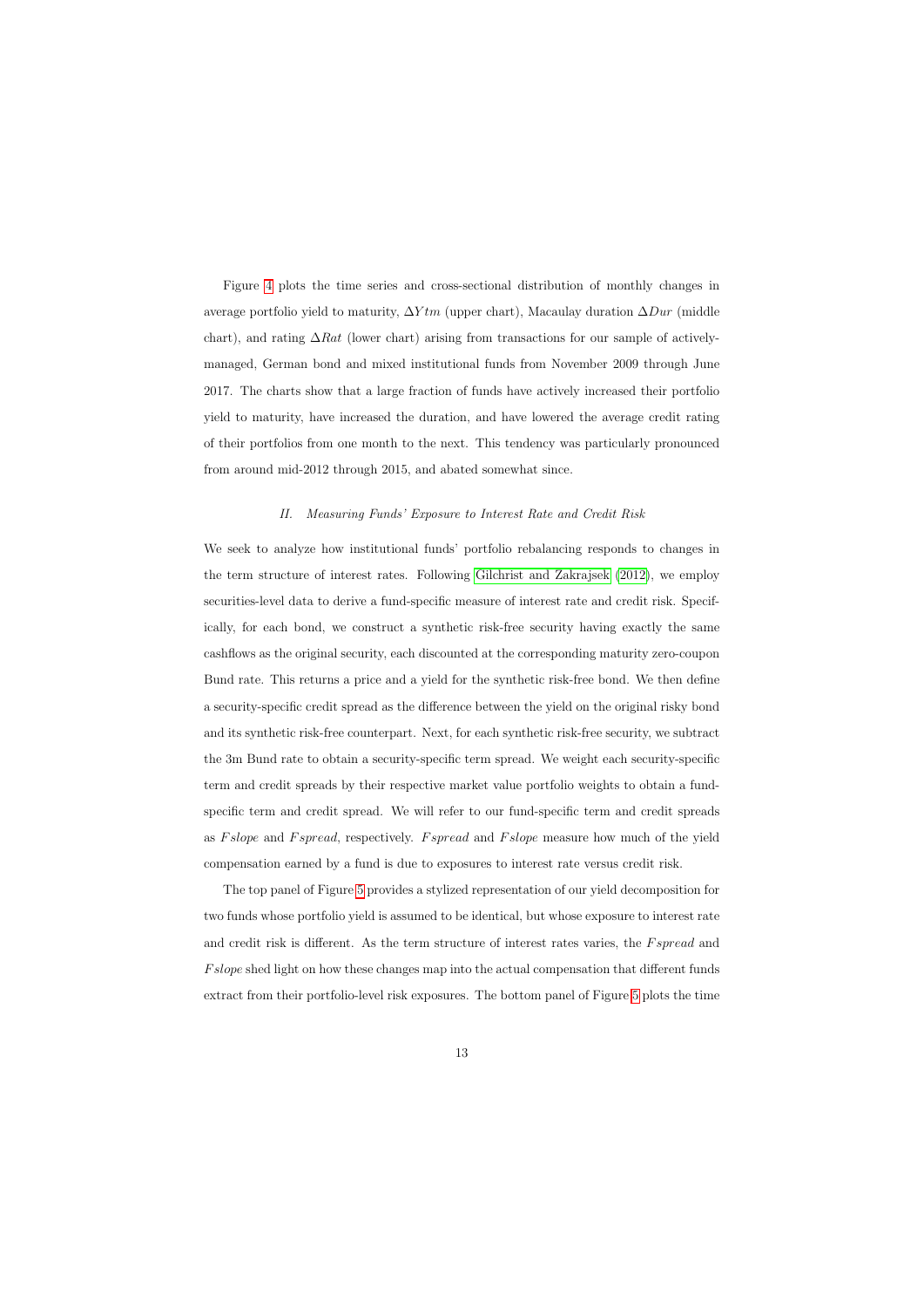Figure 4 plots the time series and cross-sectional distribution of monthly changes in average portfolio yield to maturity, $\Delta Ytm$ (upper chart), Macaulay duration $\Delta Dur$ (middle chart), and rating $\Delta Rat$ (lower chart) arising from transactions for our sample of actively-managed, German bond and mixed institutional funds from November 2009 through June 2017. The charts show that a large fraction of funds have actively increased their portfolio yield to maturity, have increased the duration, and have lowered the average credit rating of their portfolios from one month to the next. This tendency was particularly pronounced from around mid-2012 through 2015, and abated somewhat since.

### *II. Measuring Funds' Exposure to Interest Rate and Credit Risk*

We seek to analyze how institutional funds' portfolio rebalancing responds to changes in the term structure of interest rates. Following Gilchrist and Zakrajsek (2012), we employ securities-level data to derive a fund-specific measure of interest rate and credit risk. Specifically, for each bond, we construct a synthetic risk-free security having exactly the same cashflows as the original security, each discounted at the corresponding maturity zero-coupon Bund rate. This returns a price and a yield for the synthetic risk-free bond. We then define a security-specific credit spread as the difference between the yield on the original risky bond and its synthetic risk-free counterpart. Next, for each synthetic risk-free security, we subtract the 3m Bund rate to obtain a security-specific term spread. We weight each security-specific term and credit spreads by their respective market value portfolio weights to obtain a fund-specific term and credit spread. We will refer to our fund-specific term and credit spreads as $Fslope$ and $Fspread$, respectively. $Fspread$ and $Fslope$ measure how much of the yield compensation earned by a fund is due to exposures to interest rate versus credit risk.

The top panel of Figure 5 provides a stylized representation of our yield decomposition for two funds whose portfolio yield is assumed to be identical, but whose exposure to interest rate and credit risk is different. As the term structure of interest rates varies, the $Fspread$ and $Fslope$ shed light on how these changes map into the actual compensation that different funds extract from their portfolio-level risk exposures. The bottom panel of Figure 5 plots the time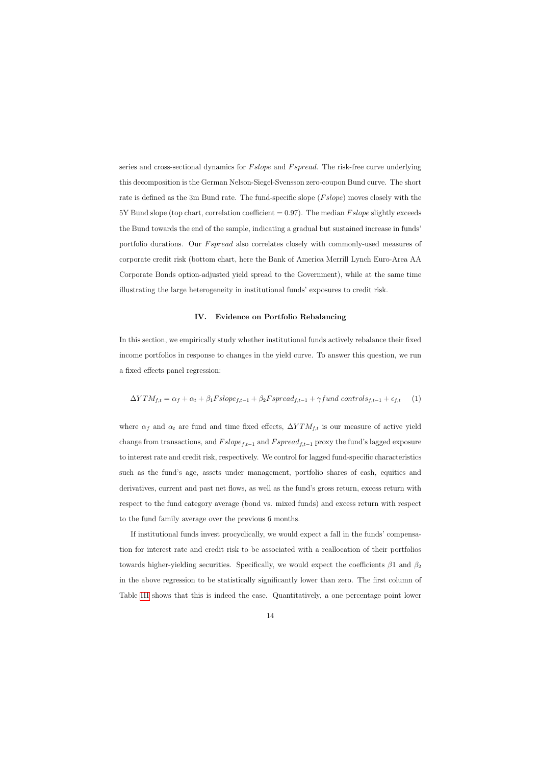series and cross-sectional dynamics for $Fslope$ and $Fspread$. The risk-free curve underlying this decomposition is the German Nelson-Siegel-Svensson zero-coupon Bund curve. The short rate is defined as the 3m Bund rate. The fund-specific slope ($Fslope$) moves closely with the 5Y Bund slope (top chart, correlation coefficient = 0.97). The median $Fslope$ slightly exceeds the Bund towards the end of the sample, indicating a gradual but sustained increase in funds' portfolio durations. Our $Fspread$ also correlates closely with commonly-used measures of corporate credit risk (bottom chart, here the Bank of America Merrill Lynch Euro-Area AA Corporate Bonds option-adjusted yield spread to the Government), while at the same time illustrating the large heterogeneity in institutional funds' exposures to credit risk.

## IV. Evidence on Portfolio Rebalancing

In this section, we empirically study whether institutional funds actively rebalance their fixed income portfolios in response to changes in the yield curve. To answer this question, we run a fixed effects panel regression:

$$\Delta YTM_{f,t} = \alpha_f + \alpha_t + \beta_1 Fslope_{f,t-1} + \beta_2 Fspread_{f,t-1} + \gamma fund\ controls_{f,t-1} + \epsilon_{f,t} \quad (1)$$

where $\alpha_f$ and $\alpha_t$ are fund and time fixed effects, $\Delta YTM_{f,t}$ is our measure of active yield change from transactions, and $Fslope_{f,t-1}$ and $Fspread_{f,t-1}$ proxy the fund's lagged exposure to interest rate and credit risk, respectively. We control for lagged fund-specific characteristics such as the fund's age, assets under management, portfolio shares of cash, equities and derivatives, current and past net flows, as well as the fund's gross return, excess return with respect to the fund category average (bond vs. mixed funds) and excess return with respect to the fund family average over the previous 6 months.

If institutional funds invest procyclically, we would expect a fall in the funds' compensation for interest rate and credit risk to be associated with a reallocation of their portfolios towards higher-yielding securities. Specifically, we would expect the coefficients $\beta 1$ and $\beta_2$ in the above regression to be statistically significantly lower than zero. The first column of Table III shows that this is indeed the case. Quantitatively, a one percentage point lower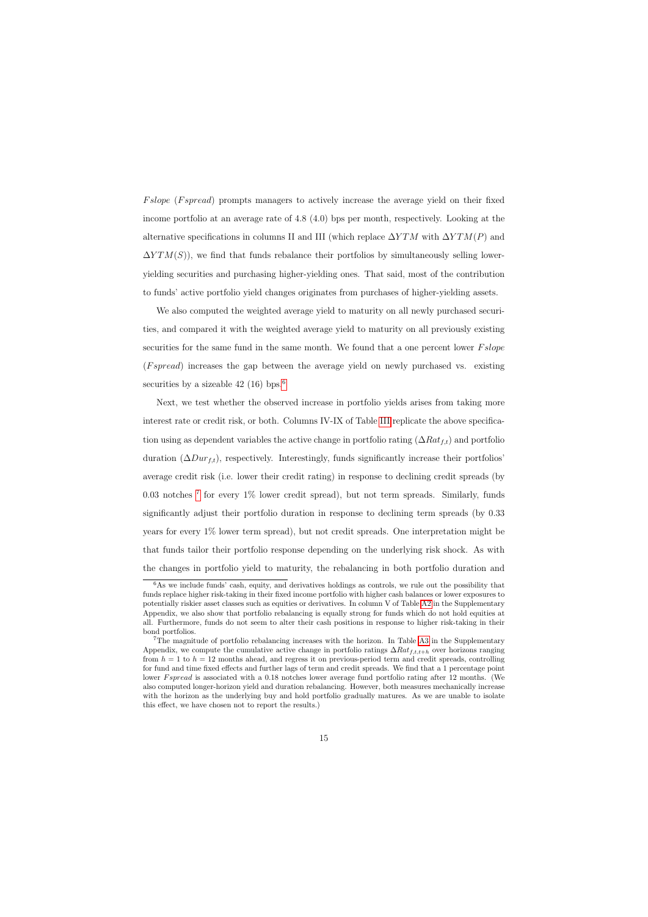$Fslope$ ($Fspread$) prompts managers to actively increase the average yield on their fixed income portfolio at an average rate of 4.8 (4.0) bps per month, respectively. Looking at the alternative specifications in columns II and III (which replace $\Delta YTM$ with $\Delta YTM(P)$ and $\Delta YTM(S)$), we find that funds rebalance their portfolios by simultaneously selling lower-yielding securities and purchasing higher-yielding ones. That said, most of the contribution to funds' active portfolio yield changes originates from purchases of higher-yielding assets.

We also computed the weighted average yield to maturity on all newly purchased securities, and compared it with the weighted average yield to maturity on all previously existing securities for the same fund in the same month. We found that a one percent lower $Fslope$ ($Fspread$) increases the gap between the average yield on newly purchased vs. existing securities by a sizeable 42 (16) bps.[6]

Next, we test whether the observed increase in portfolio yields arises from taking more interest rate or credit risk, or both. Columns IV-IX of Table III replicate the above specification using as dependent variables the active change in portfolio rating ($\Delta Rat_{f,t}$) and portfolio duration ($\Delta Dur_{f,t}$), respectively. Interestingly, funds significantly increase their portfolios' average credit risk (i.e. lower their credit rating) in response to declining credit spreads (by 0.03 notches [7] for every 1% lower credit spread), but not term spreads. Similarly, funds significantly adjust their portfolio duration in response to declining term spreads (by 0.33 years for every 1% lower term spread), but not credit spreads. One interpretation might be that funds tailor their portfolio response depending on the underlying risk shock. As with the changes in portfolio yield to maturity, the rebalancing in both portfolio duration and

---

[6] As we include funds' cash, equity, and derivatives holdings as controls, we rule out the possibility that funds replace higher risk-taking in their fixed income portfolio with higher cash balances or lower exposures to potentially riskier asset classes such as equities or derivatives. In column V of Table A2 in the Supplementary Appendix, we also show that portfolio rebalancing is equally strong for funds which do not hold equities at all. Furthermore, funds do not seem to alter their cash positions in response to higher risk-taking in their bond portfolios.

[7] The magnitude of portfolio rebalancing increases with the horizon. In Table A3 in the Supplementary Appendix, we compute the cumulative active change in portfolio ratings $\Delta Rat_{f,t,t+h}$ over horizons ranging from $h = 1$ to $h = 12$ months ahead, and regress it on previous-period term and credit spreads, controlling for fund and time fixed effects and further lags of term and credit spreads. We find that a 1 percentage point lower $Fspread$ is associated with a 0.18 notches lower average fund portfolio rating after 12 months. (We also computed longer-horizon yield and duration rebalancing. However, both measures mechanically increase with the horizon as the underlying buy and hold portfolio gradually matures. As we are unable to isolate this effect, we have chosen not to report the results.)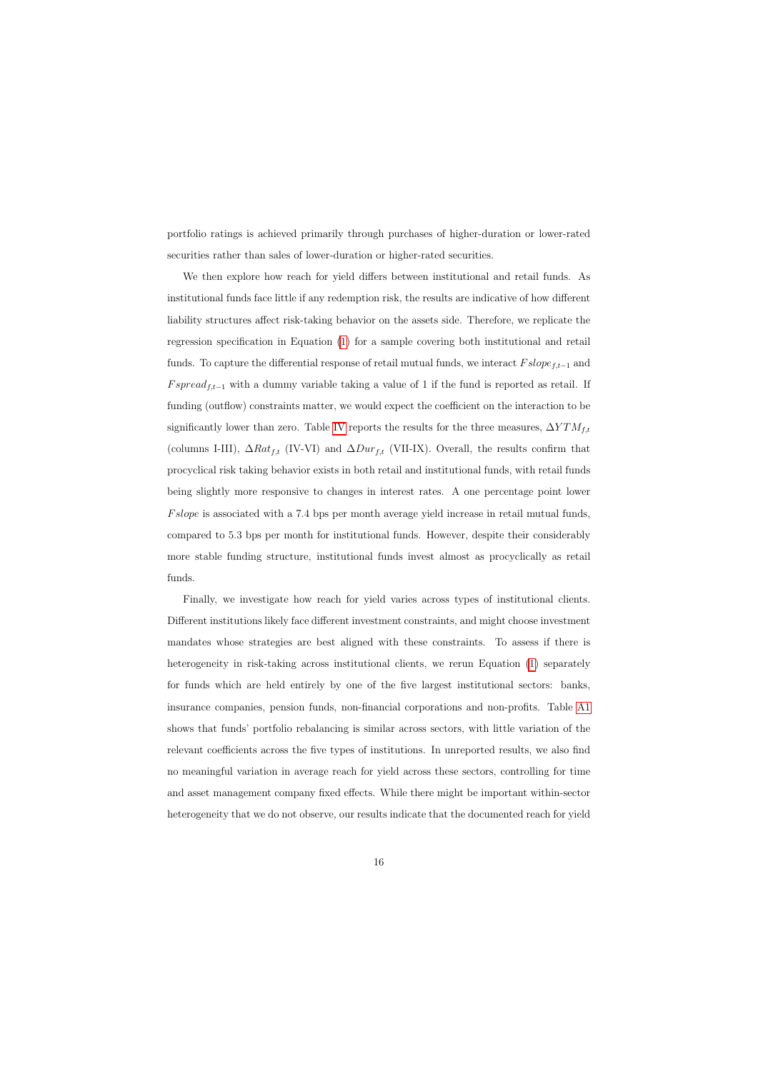portfolio ratings is achieved primarily through purchases of higher-duration or lower-rated securities rather than sales of lower-duration or higher-rated securities.

We then explore how reach for yield differs between institutional and retail funds. As institutional funds face little if any redemption risk, the results are indicative of how different liability structures affect risk-taking behavior on the assets side. Therefore, we replicate the regression specification in Equation (1) for a sample covering both institutional and retail funds. To capture the differential response of retail mutual funds, we interact $Fslope_{f,t-1}$ and $Fspread_{f,t-1}$ with a dummy variable taking a value of 1 if the fund is reported as retail. If funding (outflow) constraints matter, we would expect the coefficient on the interaction to be significantly lower than zero. Table IV reports the results for the three measures, $\Delta YTM_{f,t}$ (columns I-III), $\Delta Rat_{f,t}$ (IV-VI) and $\Delta Dur_{f,t}$ (VII-IX). Overall, the results confirm that procyclical risk taking behavior exists in both retail and institutional funds, with retail funds being slightly more responsive to changes in interest rates. A one percentage point lower $Fslope$ is associated with a 7.4 bps per month average yield increase in retail mutual funds, compared to 5.3 bps per month for institutional funds. However, despite their considerably more stable funding structure, institutional funds invest almost as procyclically as retail funds.

Finally, we investigate how reach for yield varies across types of institutional clients. Different institutions likely face different investment constraints, and might choose investment mandates whose strategies are best aligned with these constraints. To assess if there is heterogeneity in risk-taking across institutional clients, we rerun Equation (1) separately for funds which are held entirely by one of the five largest institutional sectors: banks, insurance companies, pension funds, non-financial corporations and non-profits. Table A1 shows that funds' portfolio rebalancing is similar across sectors, with little variation of the relevant coefficients across the five types of institutions. In unreported results, we also find no meaningful variation in average reach for yield across these sectors, controlling for time and asset management company fixed effects. While there might be important within-sector heterogeneity that we do not observe, our results indicate that the documented reach for yield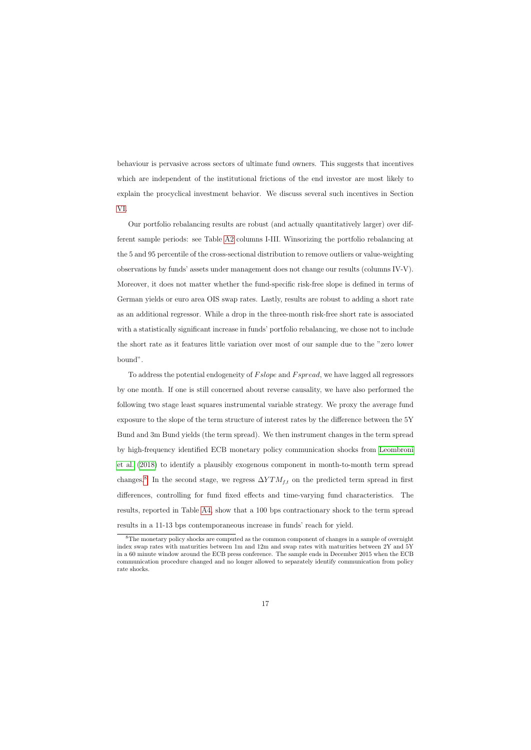behaviour is pervasive across sectors of ultimate fund owners. This suggests that incentives which are independent of the institutional frictions of the end investor are most likely to explain the procyclical investment behavior. We discuss several such incentives in Section VI.

Our portfolio rebalancing results are robust (and actually quantitatively larger) over different sample periods: see Table A2 columns I-III. Winsorizing the portfolio rebalancing at the 5 and 95 percentile of the cross-sectional distribution to remove outliers or value-weighting observations by funds' assets under management does not change our results (columns IV-V). Moreover, it does not matter whether the fund-specific risk-free slope is defined in terms of German yields or euro area OIS swap rates. Lastly, results are robust to adding a short rate as an additional regressor. While a drop in the three-month risk-free short rate is associated with a statistically significant increase in funds' portfolio rebalancing, we chose not to include the short rate as it features little variation over most of our sample due to the "zero lower bound".

To address the potential endogeneity of $Fslope$ and $Fspread$, we have lagged all regressors by one month. If one is still concerned about reverse causality, we have also performed the following two stage least squares instrumental variable strategy. We proxy the average fund exposure to the slope of the term structure of interest rates by the difference between the 5Y Bund and 3m Bund yields (the term spread). We then instrument changes in the term spread by high-frequency identified ECB monetary policy communication shocks from Leombroni et al. (2018) to identify a plausibly exogenous component in month-to-month term spread changes.[8] In the second stage, we regress $\Delta YTM_{f,t}$ on the predicted term spread in first differences, controlling for fund fixed effects and time-varying fund characteristics. The results, reported in Table A4, show that a 100 bps contractionary shock to the term spread results in a 11-13 bps contemporaneous increase in funds' reach for yield.

[8] The monetary policy shocks are computed as the common component of changes in a sample of overnight index swap rates with maturities between 1m and 12m and swap rates with maturities between 2Y and 5Y in a 60 minute window around the ECB press conference. The sample ends in December 2015 when the ECB communication procedure changed and no longer allowed to separately identify communication from policy rate shocks.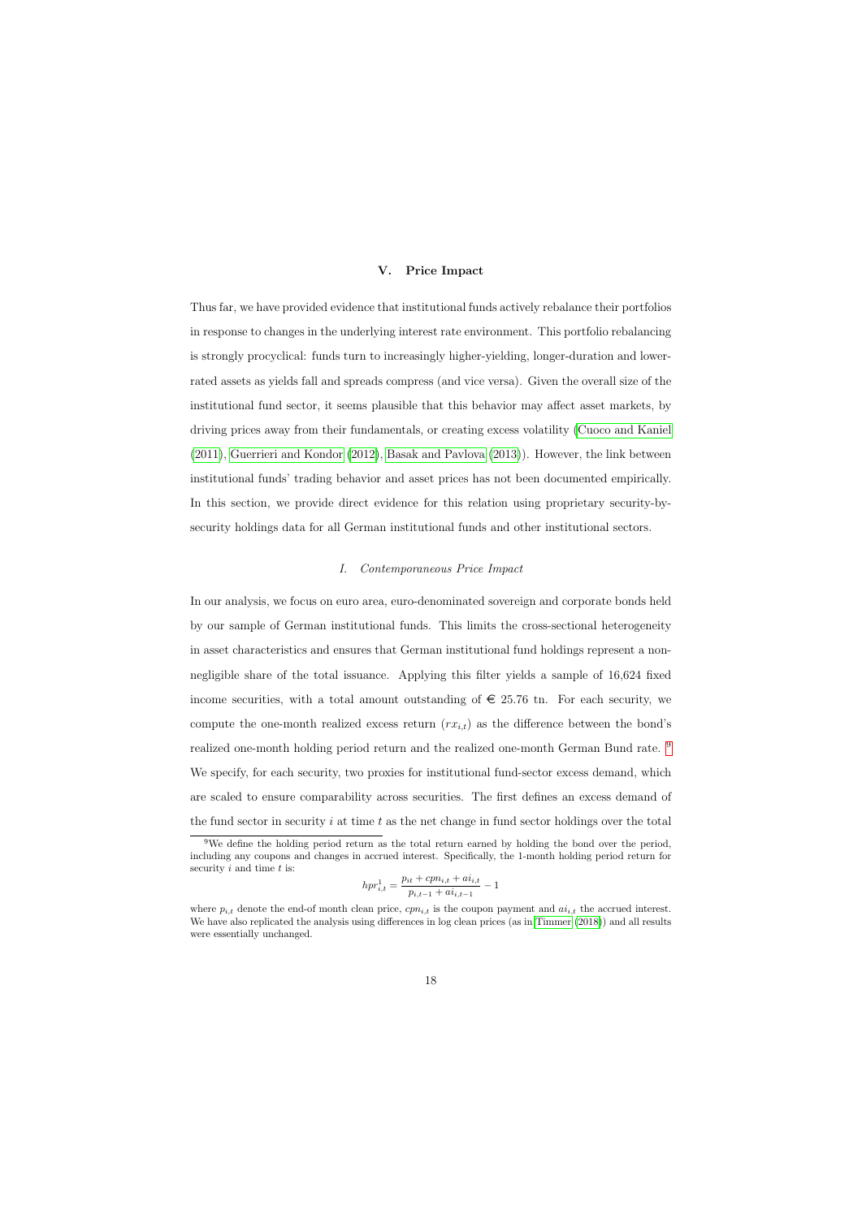## V. Price Impact

Thus far, we have provided evidence that institutional funds actively rebalance their portfolios in response to changes in the underlying interest rate environment. This portfolio rebalancing is strongly procyclical: funds turn to increasingly higher-yielding, longer-duration and lower-rated assets as yields fall and spreads compress (and vice versa). Given the overall size of the institutional fund sector, it seems plausible that this behavior may affect asset markets, by driving prices away from their fundamentals, or creating excess volatility (Cuoco and Kaniel (2011), Guerrieri and Kondor (2012), Basak and Pavlova (2013)). However, the link between institutional funds' trading behavior and asset prices has not been documented empirically. In this section, we provide direct evidence for this relation using proprietary security-by-security holdings data for all German institutional funds and other institutional sectors.

### *I. Contemporaneous Price Impact*

In our analysis, we focus on euro area, euro-denominated sovereign and corporate bonds held by our sample of German institutional funds. This limits the cross-sectional heterogeneity in asset characteristics and ensures that German institutional fund holdings represent a non-negligible share of the total issuance. Applying this filter yields a sample of 16,624 fixed income securities, with a total amount outstanding of € 25.76 tn. For each security, we compute the one-month realized excess return ($rx_{i,t}$) as the difference between the bond's realized one-month holding period return and the realized one-month German Bund rate. [9] We specify, for each security, two proxies for institutional fund-sector excess demand, which are scaled to ensure comparability across securities. The first defines an excess demand of the fund sector in security $i$ at time $t$ as the net change in fund sector holdings over the total

[9] We define the holding period return as the total return earned by holding the bond over the period, including any coupons and changes in accrued interest. Specifically, the 1-month holding period return for security $i$ and time $t$ is:

$$hpr^1_{i,t} = \frac{p_{it} + cpn_{i,t} + ai_{i,t}}{p_{i,t-1} + ai_{i,t-1}} - 1$$

where $p_{i,t}$ denote the end-of month clean price, $cpn_{i,t}$ is the coupon payment and $ai_{i,t}$ the accrued interest. We have also replicated the analysis using differences in log clean prices (as in Timmer (2018)) and all results were essentially unchanged.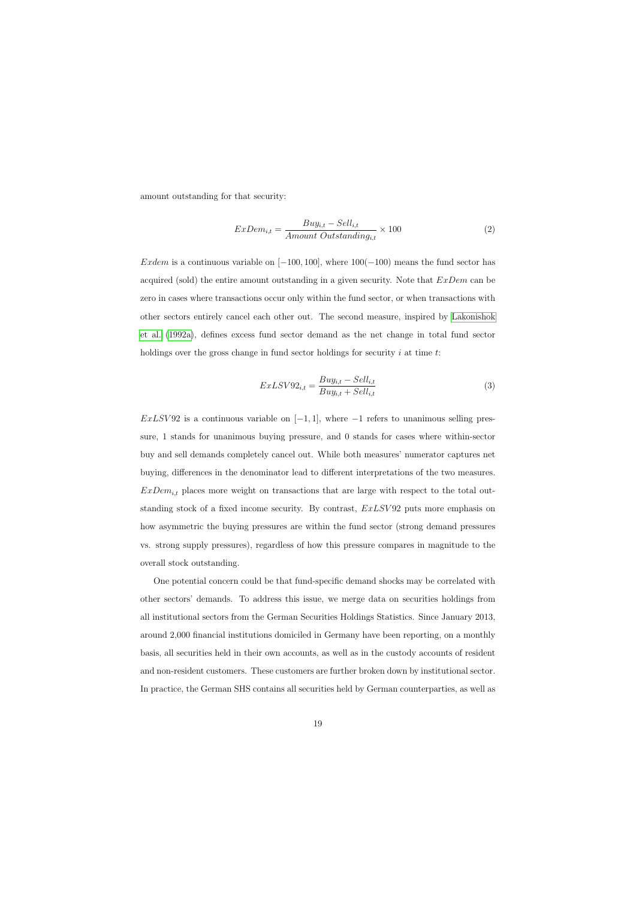amount outstanding for that security:

$$ExDem_{i,t} = \frac{Buy_{i,t} - Sell_{i,t}}{Amount\ Outstanding_{i,t}} \times 100 \tag{2}$$

$Exdem$ is a continuous variable on $[-100, 100]$, where $100(-100)$ means the fund sector has acquired (sold) the entire amount outstanding in a given security. Note that $ExDem$ can be zero in cases where transactions occur only within the fund sector, or when transactions with other sectors entirely cancel each other out. The second measure, inspired by Lakonishok et al. (1992a), defines excess fund sector demand as the net change in total fund sector holdings over the gross change in fund sector holdings for security $i$ at time $t$:

$$ExLSV92_{i,t} = \frac{Buy_{i,t} - Sell_{i,t}}{Buy_{i,t} + Sell_{i,t}} \tag{3}$$

$ExLSV92$ is a continuous variable on $[-1, 1]$, where $-1$ refers to unanimous selling pressure, 1 stands for unanimous buying pressure, and 0 stands for cases where within-sector buy and sell demands completely cancel out. While both measures' numerator captures net buying, differences in the denominator lead to different interpretations of the two measures. $ExDem_{i,t}$ places more weight on transactions that are large with respect to the total outstanding stock of a fixed income security. By contrast, $ExLSV92$ puts more emphasis on how asymmetric the buying pressures are within the fund sector (strong demand pressures vs. strong supply pressures), regardless of how this pressure compares in magnitude to the overall stock outstanding.

One potential concern could be that fund-specific demand shocks may be correlated with other sectors' demands. To address this issue, we merge data on securities holdings from all institutional sectors from the German Securities Holdings Statistics. Since January 2013, around 2,000 financial institutions domiciled in Germany have been reporting, on a monthly basis, all securities held in their own accounts, as well as in the custody accounts of resident and non-resident customers. These customers are further broken down by institutional sector. In practice, the German SHS contains all securities held by German counterparties, as well as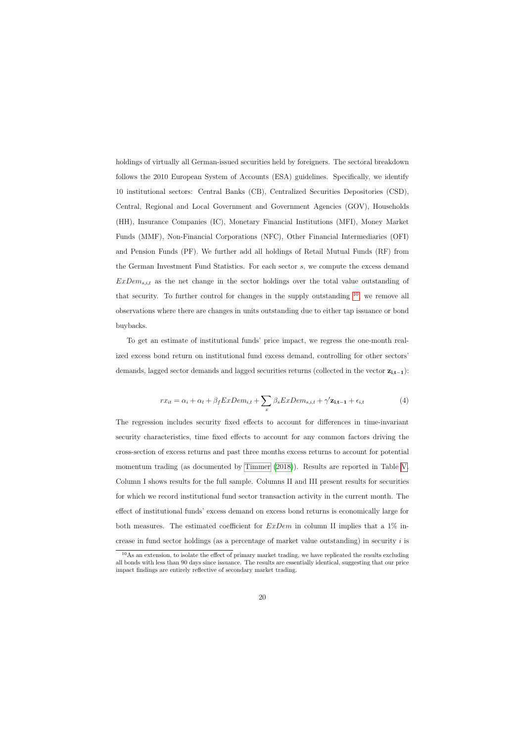holdings of virtually all German-issued securities held by foreigners. The sectoral breakdown follows the 2010 European System of Accounts (ESA) guidelines. Specifically, we identify 10 institutional sectors: Central Banks (CB), Centralized Securities Depositories (CSD), Central, Regional and Local Government and Government Agencies (GOV), Households (HH), Insurance Companies (IC), Monetary Financial Institutions (MFI), Money Market Funds (MMF), Non-Financial Corporations (NFC), Other Financial Intermediaries (OFI) and Pension Funds (PF). We further add all holdings of Retail Mutual Funds (RF) from the German Investment Fund Statistics. For each sector $s$, we compute the excess demand $ExDem_{s,i,t}$ as the net change in the sector holdings over the total value outstanding of that security. To further control for changes in the supply outstanding [10], we remove all observations where there are changes in units outstanding due to either tap issuance or bond buybacks.

To get an estimate of institutional funds' price impact, we regress the one-month realized excess bond return on institutional fund excess demand, controlling for other sectors' demands, lagged sector demands and lagged securities returns (collected in the vector $\mathbf{z_{i,t-1}}$):

$$rx_{it} = \alpha_i + \alpha_t + \beta_f ExDem_{i,t} + \sum_s \beta_s ExDem_{s,i,t} + \gamma' \mathbf{z_{i,t-1}} + \epsilon_{i,t} \tag{4}$$

The regression includes security fixed effects to account for differences in time-invariant security characteristics, time fixed effects to account for any common factors driving the cross-section of excess returns and past three months excess returns to account for potential momentum trading (as documented by Timmer (2018)). Results are reported in Table V. Column I shows results for the full sample. Columns II and III present results for securities for which we record institutional fund sector transaction activity in the current month. The effect of institutional funds' excess demand on excess bond returns is economically large for both measures. The estimated coefficient for $ExDem$ in column II implies that a 1% increase in fund sector holdings (as a percentage of market value outstanding) in security $i$ is

[10] As an extension, to isolate the effect of primary market trading, we have replicated the results excluding all bonds with less than 90 days since issuance. The results are essentially identical, suggesting that our price impact findings are entirely reflective of secondary market trading.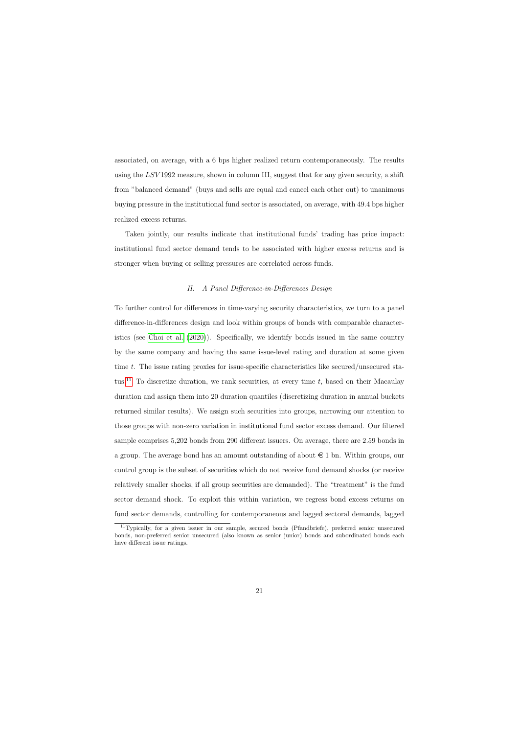associated, on average, with a 6 bps higher realized return contemporaneously. The results using the $LSV1992$ measure, shown in column III, suggest that for any given security, a shift from "balanced demand" (buys and sells are equal and cancel each other out) to unanimous buying pressure in the institutional fund sector is associated, on average, with 49.4 bps higher realized excess returns.

Taken jointly, our results indicate that institutional funds' trading has price impact: institutional fund sector demand tends to be associated with higher excess returns and is stronger when buying or selling pressures are correlated across funds.

### *II. A Panel Difference-in-Differences Design*

To further control for differences in time-varying security characteristics, we turn to a panel difference-in-differences design and look within groups of bonds with comparable characteristics (see Choi et al. (2020)). Specifically, we identify bonds issued in the same country by the same company and having the same issue-level rating and duration at some given time $t$. The issue rating proxies for issue-specific characteristics like secured/unsecured status.[11] To discretize duration, we rank securities, at every time $t$, based on their Macaulay duration and assign them into 20 duration quantiles (discretizing duration in annual buckets returned similar results). We assign such securities into groups, narrowing our attention to those groups with non-zero variation in institutional fund sector excess demand. Our filtered sample comprises 5,202 bonds from 290 different issuers. On average, there are 2.59 bonds in a group. The average bond has an amount outstanding of about € 1 bn. Within groups, our control group is the subset of securities which do not receive fund demand shocks (or receive relatively smaller shocks, if all group securities are demanded). The "treatment" is the fund sector demand shock. To exploit this within variation, we regress bond excess returns on fund sector demands, controlling for contemporaneous and lagged sectoral demands, lagged

[11] Typically, for a given issuer in our sample, secured bonds (Pfandbriefe), preferred senior unsecured bonds, non-preferred senior unsecured (also known as senior junior) bonds and subordinated bonds each have different issue ratings.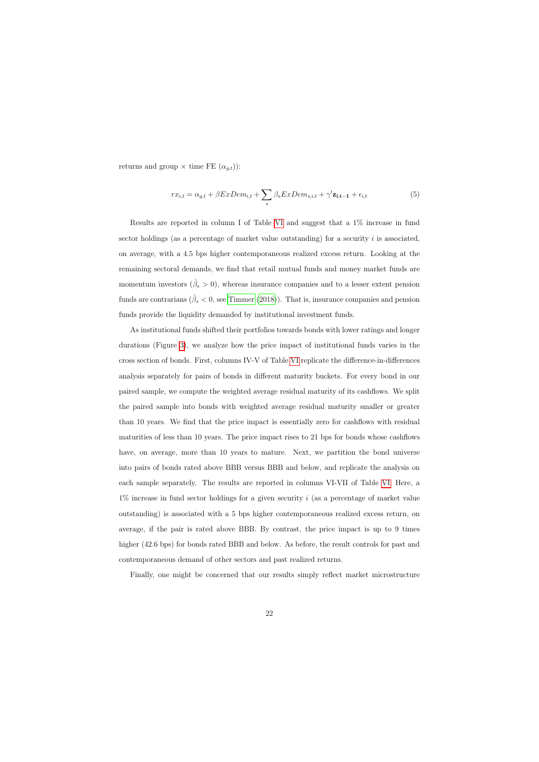returns and group × time FE ($\alpha_{g,t}$)):

$$rx_{i,t} = \alpha_{g,t} + \beta ExDem_{i,t} + \sum_{s} \beta_s ExDem_{s,i,t} + \gamma' \mathbf{z_{i,t-1}} + \epsilon_{i,t} \tag{5}$$

Results are reported in column I of Table VI and suggest that a 1% increase in fund sector holdings (as a percentage of market value outstanding) for a security $i$ is associated, on average, with a 4.5 bps higher contemporaneous realized excess return. Looking at the remaining sectoral demands, we find that retail mutual funds and money market funds are momentum investors ($\hat{\beta}_s > 0$), whereas insurance companies and to a lesser extent pension funds are contrarians ($\hat{\beta}_s < 0$, see Timmer (2018)). That is, insurance companies and pension funds provide the liquidity demanded by institutional investment funds.

As institutional funds shifted their portfolios towards bonds with lower ratings and longer durations (Figure 3), we analyze how the price impact of institutional funds varies in the cross section of bonds. First, columns IV-V of Table VI replicate the difference-in-differences analysis separately for pairs of bonds in different maturity buckets. For every bond in our paired sample, we compute the weighted average residual maturity of its cashflows. We split the paired sample into bonds with weighted average residual maturity smaller or greater than 10 years. We find that the price impact is essentially zero for cashflows with residual maturities of less than 10 years. The price impact rises to 21 bps for bonds whose cashflows have, on average, more than 10 years to mature. Next, we partition the bond universe into pairs of bonds rated above BBB versus BBB and below, and replicate the analysis on each sample separately. The results are reported in columns VI-VII of Table VI. Here, a 1% increase in fund sector holdings for a given security $i$ (as a percentage of market value outstanding) is associated with a 5 bps higher contemporaneous realized excess return, on average, if the pair is rated above BBB. By contrast, the price impact is up to 9 times higher (42.6 bps) for bonds rated BBB and below. As before, the result controls for past and contemporaneous demand of other sectors and past realized returns.

Finally, one might be concerned that our results simply reflect market microstructure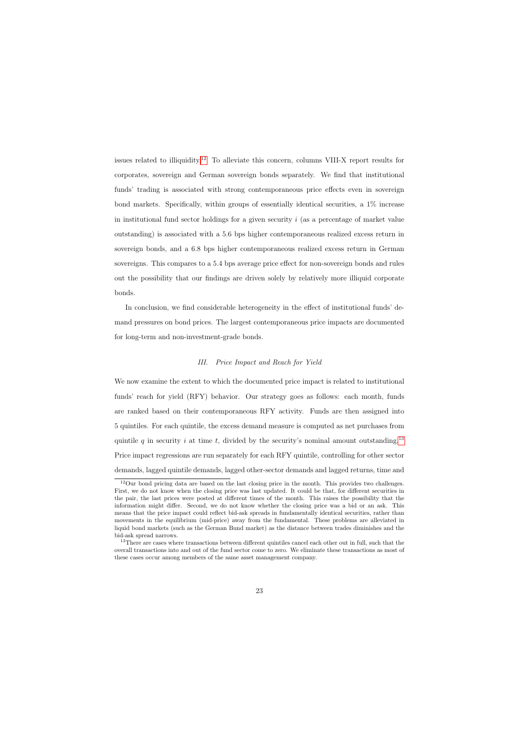issues related to illiquidity.[12] To alleviate this concern, columns VIII-X report results for corporates, sovereign and German sovereign bonds separately. We find that institutional funds' trading is associated with strong contemporaneous price effects even in sovereign bond markets. Specifically, within groups of essentially identical securities, a 1% increase in institutional fund sector holdings for a given security $i$ (as a percentage of market value outstanding) is associated with a 5.6 bps higher contemporaneous realized excess return in sovereign bonds, and a 6.8 bps higher contemporaneous realized excess return in German sovereigns. This compares to a 5.4 bps average price effect for non-sovereign bonds and rules out the possibility that our findings are driven solely by relatively more illiquid corporate bonds.

In conclusion, we find considerable heterogeneity in the effect of institutional funds' demand pressures on bond prices. The largest contemporaneous price impacts are documented for long-term and non-investment-grade bonds.

### *III. Price Impact and Reach for Yield*

We now examine the extent to which the documented price impact is related to institutional funds' reach for yield (RFY) behavior. Our strategy goes as follows: each month, funds are ranked based on their contemporaneous RFY activity. Funds are then assigned into 5 quintiles. For each quintile, the excess demand measure is computed as net purchases from quintile $q$ in security $i$ at time $t$, divided by the security's nominal amount outstanding.[13] Price impact regressions are run separately for each RFY quintile, controlling for other sector demands, lagged quintile demands, lagged other-sector demands and lagged returns, time and

[12] Our bond pricing data are based on the last closing price in the month. This provides two challenges. First, we do not know when the closing price was last updated. It could be that, for different securities in the pair, the last prices were posted at different times of the month. This raises the possibility that the information might differ. Second, we do not know whether the closing price was a bid or an ask. This means that the price impact could reflect bid-ask spreads in fundamentally identical securities, rather than movements in the equilibrium (mid-price) away from the fundamental. These problems are alleviated in liquid bond markets (such as the German Bund market) as the distance between trades diminishes and the bid-ask spread narrows.

[13] There are cases where transactions between different quintiles cancel each other out in full, such that the overall transactions into and out of the fund sector come to zero. We eliminate these transactions as most of these cases occur among members of the same asset management company.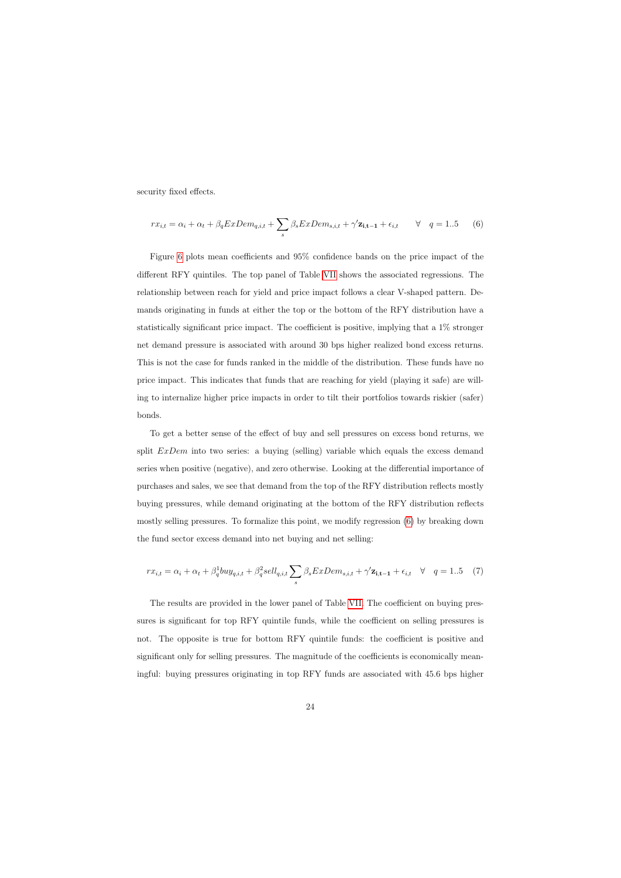security fixed effects.

$$rx_{i,t} = \alpha_i + \alpha_t + \beta_q ExDem_{q,i,t} + \sum_s \beta_s ExDem_{s,i,t} + \gamma' \mathbf{z_{i,t-1}} + \epsilon_{i,t} \qquad \forall \quad q = 1..5 \tag{6}$$

Figure 6 plots mean coefficients and 95% confidence bands on the price impact of the different RFY quintiles. The top panel of Table VII shows the associated regressions. The relationship between reach for yield and price impact follows a clear V-shaped pattern. Demands originating in funds at either the top or the bottom of the RFY distribution have a statistically significant price impact. The coefficient is positive, implying that a 1% stronger net demand pressure is associated with around 30 bps higher realized bond excess returns. This is not the case for funds ranked in the middle of the distribution. These funds have no price impact. This indicates that funds that are reaching for yield (playing it safe) are willing to internalize higher price impacts in order to tilt their portfolios towards riskier (safer) bonds.

To get a better sense of the effect of buy and sell pressures on excess bond returns, we split $ExDem$ into two series: a buying (selling) variable which equals the excess demand series when positive (negative), and zero otherwise. Looking at the differential importance of purchases and sales, we see that demand from the top of the RFY distribution reflects mostly buying pressures, while demand originating at the bottom of the RFY distribution reflects mostly selling pressures. To formalize this point, we modify regression (6) by breaking down the fund sector excess demand into net buying and net selling:

$$rx_{i,t} = \alpha_i + \alpha_t + \beta_q^1 buy_{q,i,t} + \beta_q^2 sell_{q,i,t} \sum_s \beta_s ExDem_{s,i,t} + \gamma' \mathbf{z_{i,t-1}} + \epsilon_{i,t} \quad \forall \quad q = 1..5 \tag{7}$$

The results are provided in the lower panel of Table VII. The coefficient on buying pressures is significant for top RFY quintile funds, while the coefficient on selling pressures is not. The opposite is true for bottom RFY quintile funds: the coefficient is positive and significant only for selling pressures. The magnitude of the coefficients is economically meaningful: buying pressures originating in top RFY funds are associated with 45.6 bps higher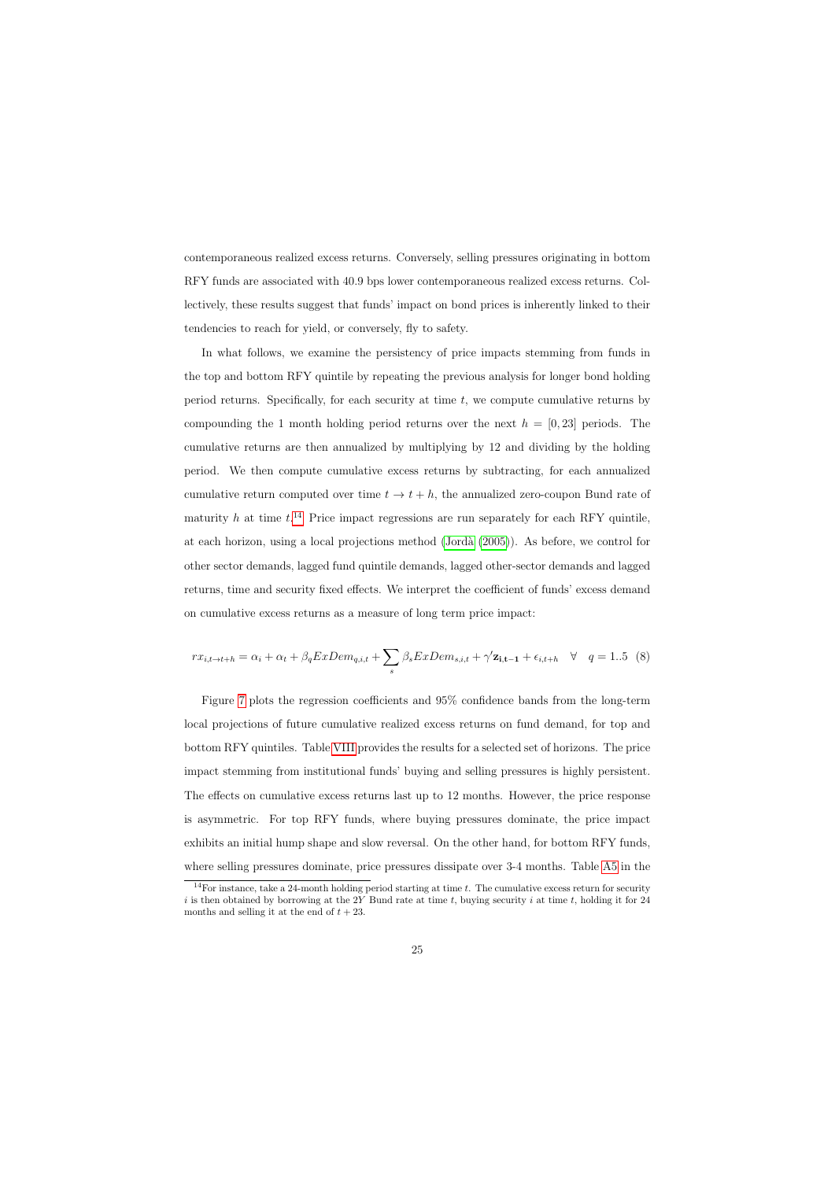contemporaneous realized excess returns. Conversely, selling pressures originating in bottom RFY funds are associated with 40.9 bps lower contemporaneous realized excess returns. Collectively, these results suggest that funds' impact on bond prices is inherently linked to their tendencies to reach for yield, or conversely, fly to safety.

In what follows, we examine the persistency of price impacts stemming from funds in the top and bottom RFY quintile by repeating the previous analysis for longer bond holding period returns. Specifically, for each security at time $t$, we compute cumulative returns by compounding the 1 month holding period returns over the next $h = [0, 23]$ periods. The cumulative returns are then annualized by multiplying by 12 and dividing by the holding period. We then compute cumulative excess returns by subtracting, for each annualized cumulative return computed over time $t \rightarrow t+h$, the annualized zero-coupon Bund rate of maturity $h$ at time $t$.[14] Price impact regressions are run separately for each RFY quintile, at each horizon, using a local projections method (Jordà (2005)). As before, we control for other sector demands, lagged fund quintile demands, lagged other-sector demands and lagged returns, time and security fixed effects. We interpret the coefficient of funds' excess demand on cumulative excess returns as a measure of long term price impact:

$$rx_{i,t \rightarrow t+h} = \alpha_i + \alpha_t + \beta_q ExDem_{q,i,t} + \sum_s \beta_s ExDem_{s,i,t} + \gamma' \mathbf{z_{i,t-1}} + \epsilon_{i,t+h} \quad \forall \quad q = 1..5 \quad (8)$$

Figure 7 plots the regression coefficients and 95% confidence bands from the long-term local projections of future cumulative realized excess returns on fund demand, for top and bottom RFY quintiles. Table VIII provides the results for a selected set of horizons. The price impact stemming from institutional funds' buying and selling pressures is highly persistent. The effects on cumulative excess returns last up to 12 months. However, the price response is asymmetric. For top RFY funds, where buying pressures dominate, the price impact exhibits an initial hump shape and slow reversal. On the other hand, for bottom RFY funds, where selling pressures dominate, price pressures dissipate over 3-4 months. Table A5 in the

[14] For instance, take a 24-month holding period starting at time $t$. The cumulative excess return for security $i$ is then obtained by borrowing at the 2Y Bund rate at time $t$, buying security $i$ at time $t$, holding it for 24 months and selling it at the end of $t + 23$.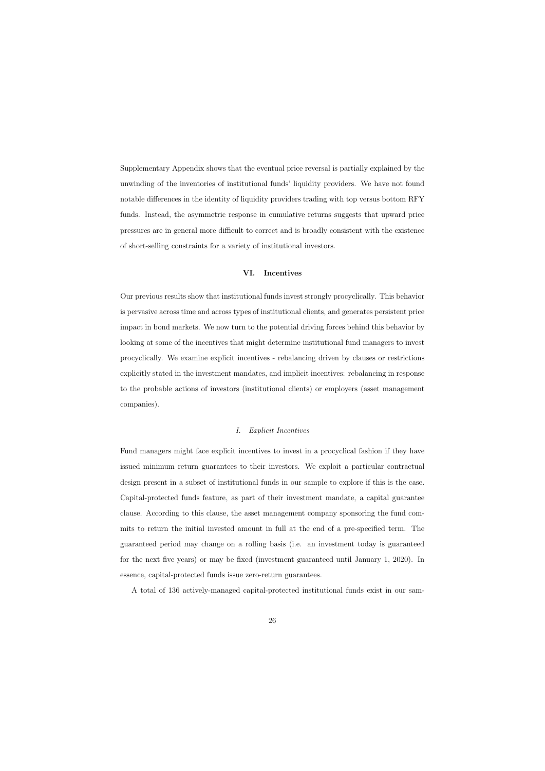Supplementary Appendix shows that the eventual price reversal is partially explained by the unwinding of the inventories of institutional funds' liquidity providers. We have not found notable differences in the identity of liquidity providers trading with top versus bottom RFY funds. Instead, the asymmetric response in cumulative returns suggests that upward price pressures are in general more difficult to correct and is broadly consistent with the existence of short-selling constraints for a variety of institutional investors.

## VI. Incentives

Our previous results show that institutional funds invest strongly procyclically. This behavior is pervasive across time and across types of institutional clients, and generates persistent price impact in bond markets. We now turn to the potential driving forces behind this behavior by looking at some of the incentives that might determine institutional fund managers to invest procyclically. We examine explicit incentives - rebalancing driven by clauses or restrictions explicitly stated in the investment mandates, and implicit incentives: rebalancing in response to the probable actions of investors (institutional clients) or employers (asset management companies).

### *I. Explicit Incentives*

Fund managers might face explicit incentives to invest in a procyclical fashion if they have issued minimum return guarantees to their investors. We exploit a particular contractual design present in a subset of institutional funds in our sample to explore if this is the case. Capital-protected funds feature, as part of their investment mandate, a capital guarantee clause. According to this clause, the asset management company sponsoring the fund commits to return the initial invested amount in full at the end of a pre-specified term. The guaranteed period may change on a rolling basis (i.e. an investment today is guaranteed for the next five years) or may be fixed (investment guaranteed until January 1, 2020). In essence, capital-protected funds issue zero-return guarantees.

A total of 136 actively-managed capital-protected institutional funds exist in our sam-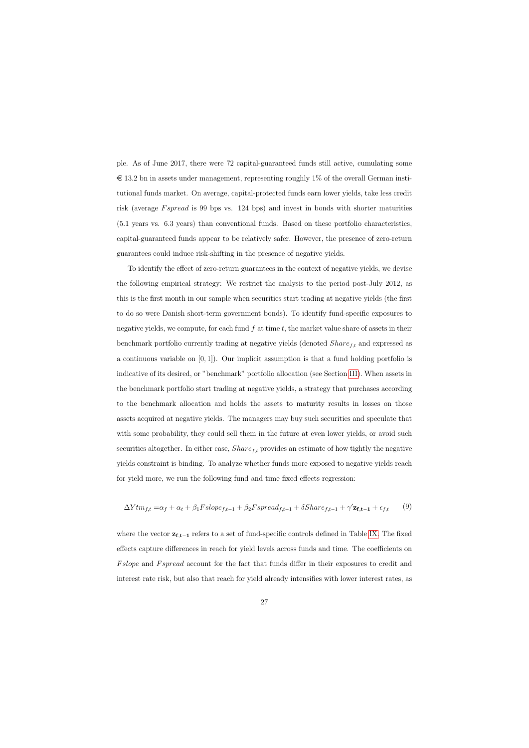ple. As of June 2017, there were 72 capital-guaranteed funds still active, cumulating some € 13.2 bn in assets under management, representing roughly 1% of the overall German institutional funds market. On average, capital-protected funds earn lower yields, take less credit risk (average $Fspread$ is 99 bps vs. 124 bps) and invest in bonds with shorter maturities (5.1 years vs. 6.3 years) than conventional funds. Based on these portfolio characteristics, capital-guaranteed funds appear to be relatively safer. However, the presence of zero-return guarantees could induce risk-shifting in the presence of negative yields.

To identify the effect of zero-return guarantees in the context of negative yields, we devise the following empirical strategy: We restrict the analysis to the period post-July 2012, as this is the first month in our sample when securities start trading at negative yields (the first to do so were Danish short-term government bonds). To identify fund-specific exposures to negative yields, we compute, for each fund $f$ at time $t$, the market value share of assets in their benchmark portfolio currently trading at negative yields (denoted $Share_{f,t}$ and expressed as a continuous variable on $[0, 1]$). Our implicit assumption is that a fund holding portfolio is indicative of its desired, or "benchmark" portfolio allocation (see Section III). When assets in the benchmark portfolio start trading at negative yields, a strategy that purchases according to the benchmark allocation and holds the assets to maturity results in losses on those assets acquired at negative yields. The managers may buy such securities and speculate that with some probability, they could sell them in the future at even lower yields, or avoid such securities altogether. In either case, $Share_{f,t}$ provides an estimate of how tightly the negative yields constraint is binding. To analyze whether funds more exposed to negative yields reach for yield more, we run the following fund and time fixed effects regression:

$$\Delta Ytm_{f,t} = \alpha_f + \alpha_t + \beta_1 Fslope_{f,t-1} + \beta_2 Fspread_{f,t-1} + \delta Share_{f,t-1} + \gamma' \mathbf{z_{f,t-1}} + \epsilon_{f,t} \tag{9}$$

where the vector $\mathbf{z_{f,t-1}}$ refers to a set of fund-specific controls defined in Table IX. The fixed effects capture differences in reach for yield levels across funds and time. The coefficients on $Fslope$ and $Fspread$ account for the fact that funds differ in their exposures to credit and interest rate risk, but also that reach for yield already intensifies with lower interest rates, as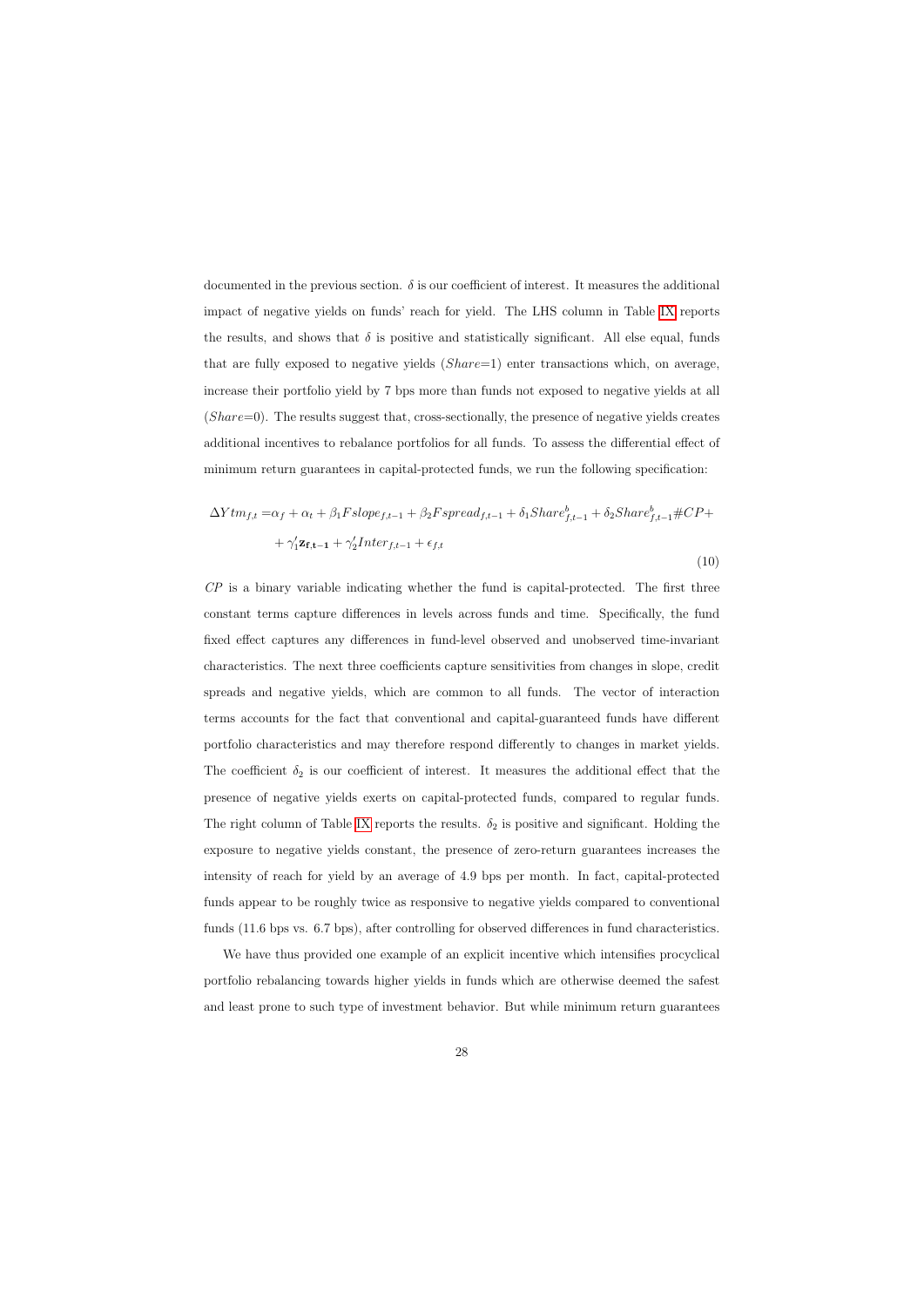documented in the previous section. $\delta$ is our coefficient of interest. It measures the additional impact of negative yields on funds' reach for yield. The LHS column in Table IX reports the results, and shows that $\delta$ is positive and statistically significant. All else equal, funds that are fully exposed to negative yields ($Share$=1) enter transactions which, on average, increase their portfolio yield by 7 bps more than funds not exposed to negative yields at all ($Share$=0). The results suggest that, cross-sectionally, the presence of negative yields creates additional incentives to rebalance portfolios for all funds. To assess the differential effect of minimum return guarantees in capital-protected funds, we run the following specification:

$$\begin{aligned}\Delta Ytm_{f,t} = &\alpha_f + \alpha_t + \beta_1 Fslope_{f,t-1} + \beta_2 Fspread_{f,t-1} + \delta_1 Share^b_{f,t-1} + \delta_2 Share^b_{f,t-1}\#CP + \\ &+ \gamma_1' \mathbf{z_{f,t-1}} + \gamma_2' Inter_{f,t-1} + \epsilon_{f,t}\end{aligned} \tag{10}$$

$CP$ is a binary variable indicating whether the fund is capital-protected. The first three constant terms capture differences in levels across funds and time. Specifically, the fund fixed effect captures any differences in fund-level observed and unobserved time-invariant characteristics. The next three coefficients capture sensitivities from changes in slope, credit spreads and negative yields, which are common to all funds. The vector of interaction terms accounts for the fact that conventional and capital-guaranteed funds have different portfolio characteristics and may therefore respond differently to changes in market yields. The coefficient $\delta_2$ is our coefficient of interest. It measures the additional effect that the presence of negative yields exerts on capital-protected funds, compared to regular funds. The right column of Table IX reports the results. $\delta_2$ is positive and significant. Holding the exposure to negative yields constant, the presence of zero-return guarantees increases the intensity of reach for yield by an average of 4.9 bps per month. In fact, capital-protected funds appear to be roughly twice as responsive to negative yields compared to conventional funds (11.6 bps vs. 6.7 bps), after controlling for observed differences in fund characteristics.

We have thus provided one example of an explicit incentive which intensifies procyclical portfolio rebalancing towards higher yields in funds which are otherwise deemed the safest and least prone to such type of investment behavior. But while minimum return guarantees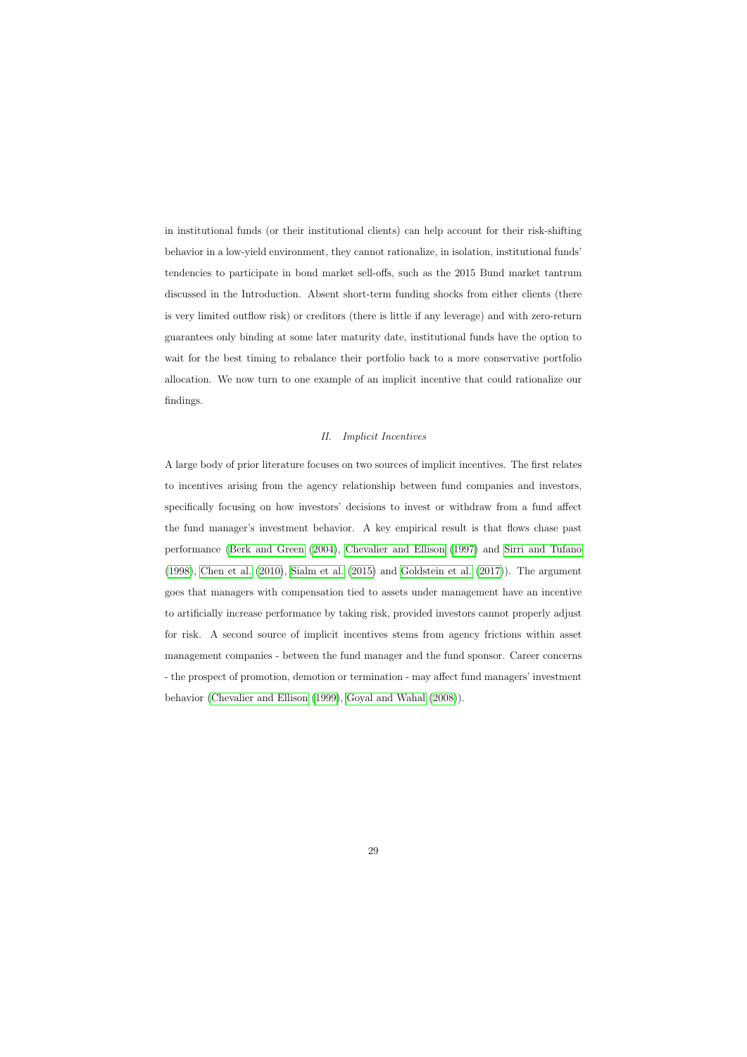in institutional funds (or their institutional clients) can help account for their risk-shifting behavior in a low-yield environment, they cannot rationalize, in isolation, institutional funds' tendencies to participate in bond market sell-offs, such as the 2015 Bund market tantrum discussed in the Introduction. Absent short-term funding shocks from either clients (there is very limited outflow risk) or creditors (there is little if any leverage) and with zero-return guarantees only binding at some later maturity date, institutional funds have the option to wait for the best timing to rebalance their portfolio back to a more conservative portfolio allocation. We now turn to one example of an implicit incentive that could rationalize our findings.

### *II. Implicit Incentives*

A large body of prior literature focuses on two sources of implicit incentives. The first relates to incentives arising from the agency relationship between fund companies and investors, specifically focusing on how investors' decisions to invest or withdraw from a fund affect the fund manager's investment behavior. A key empirical result is that flows chase past performance (Berk and Green (2004), Chevalier and Ellison (1997) and Sirri and Tufano (1998), Chen et al. (2010), Sialm et al. (2015) and Goldstein et al. (2017)). The argument goes that managers with compensation tied to assets under management have an incentive to artificially increase performance by taking risk, provided investors cannot properly adjust for risk. A second source of implicit incentives stems from agency frictions within asset management companies - between the fund manager and the fund sponsor. Career concerns - the prospect of promotion, demotion or termination - may affect fund managers' investment behavior (Chevalier and Ellison (1999), Goyal and Wahal (2008)).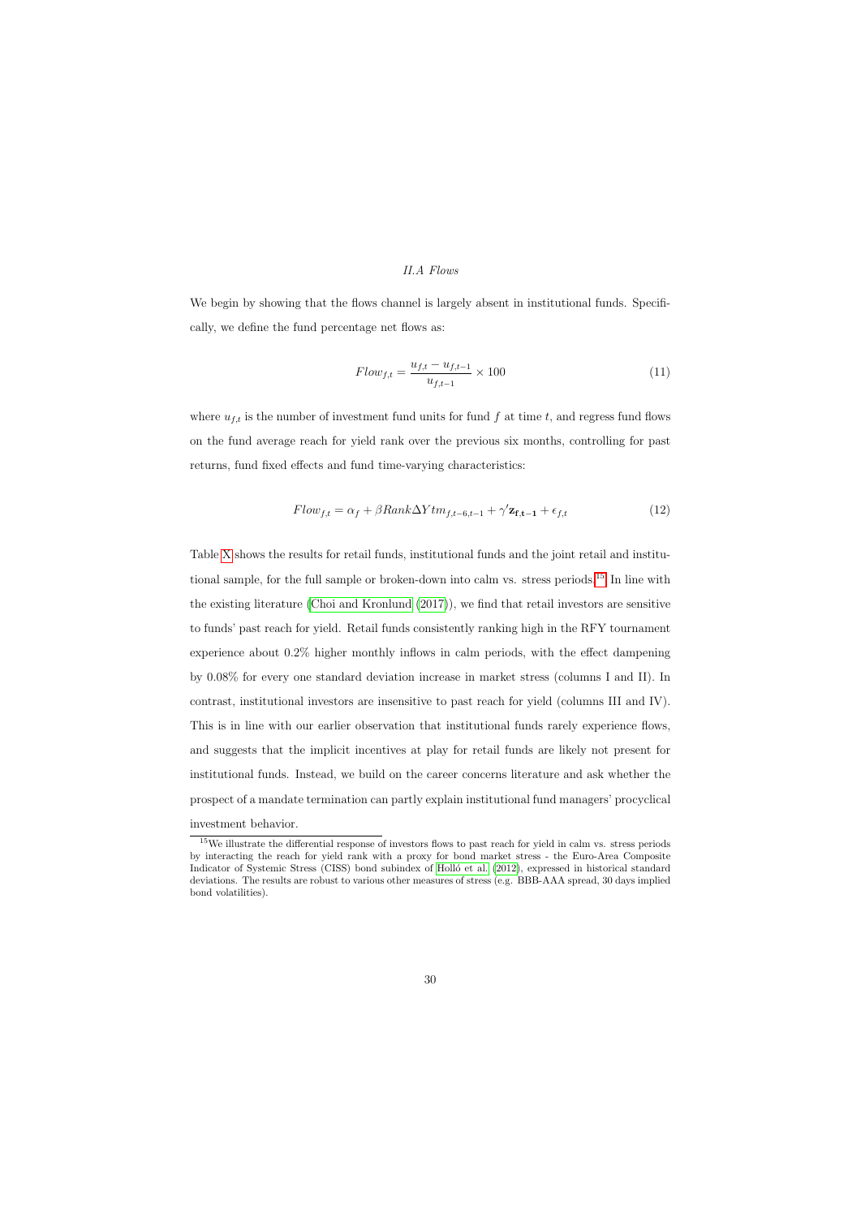### *II.A Flows*

We begin by showing that the flows channel is largely absent in institutional funds. Specifically, we define the fund percentage net flows as:

$$Flow_{f,t} = \frac{u_{f,t} - u_{f,t-1}}{u_{f,t-1}} \times 100 \tag{11}$$

where $u_{f,t}$ is the number of investment fund units for fund $f$ at time $t$, and regress fund flows on the fund average reach for yield rank over the previous six months, controlling for past returns, fund fixed effects and fund time-varying characteristics:

$$Flow_{f,t} = \alpha_f + \beta Rank\Delta Ytm_{f,t-6,t-1} + \gamma' \mathbf{z_{f,t-1}} + \epsilon_{f,t} \tag{12}$$

Table X shows the results for retail funds, institutional funds and the joint retail and institutional sample, for the full sample or broken-down into calm vs. stress periods.[15] In line with the existing literature (Choi and Kronlund (2017)), we find that retail investors are sensitive to funds' past reach for yield. Retail funds consistently ranking high in the RFY tournament experience about 0.2% higher monthly inflows in calm periods, with the effect dampening by 0.08% for every one standard deviation increase in market stress (columns I and II). In contrast, institutional investors are insensitive to past reach for yield (columns III and IV). This is in line with our earlier observation that institutional funds rarely experience flows, and suggests that the implicit incentives at play for retail funds are likely not present for institutional funds. Instead, we build on the career concerns literature and ask whether the prospect of a mandate termination can partly explain institutional fund managers' procyclical investment behavior.

[15] We illustrate the differential response of investors flows to past reach for yield in calm vs. stress periods by interacting the reach for yield rank with a proxy for bond market stress - the Euro-Area Composite Indicator of Systemic Stress (CISS) bond subindex of Holló et al. (2012), expressed in historical standard deviations. The results are robust to various other measures of stress (e.g. BBB-AAA spread, 30 days implied bond volatilities).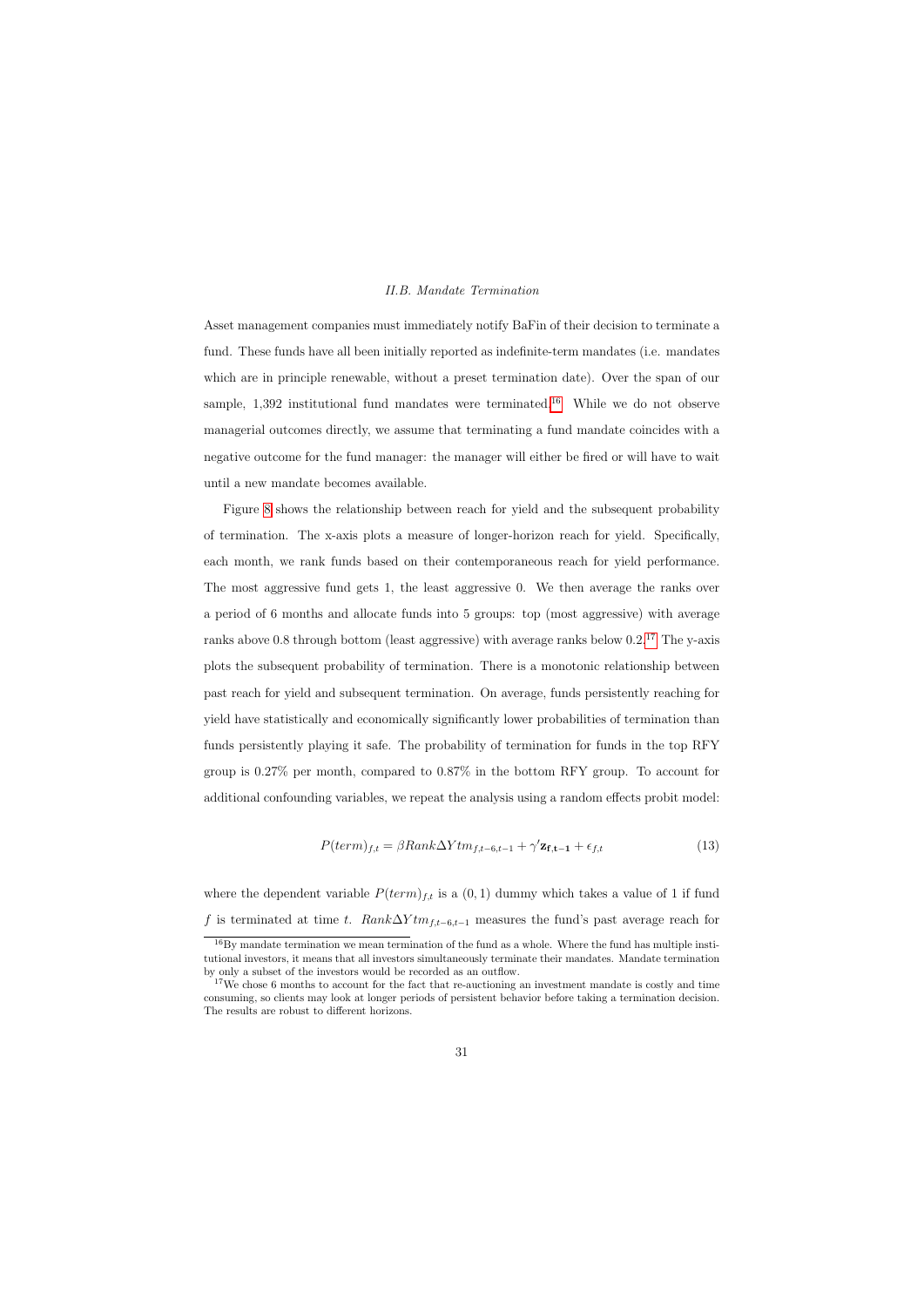### *II.B. Mandate Termination*

Asset management companies must immediately notify BaFin of their decision to terminate a fund. These funds have all been initially reported as indefinite-term mandates (i.e. mandates which are in principle renewable, without a preset termination date). Over the span of our sample, 1,392 institutional fund mandates were terminated.[16] While we do not observe managerial outcomes directly, we assume that terminating a fund mandate coincides with a negative outcome for the fund manager: the manager will either be fired or will have to wait until a new mandate becomes available.

Figure 8 shows the relationship between reach for yield and the subsequent probability of termination. The x-axis plots a measure of longer-horizon reach for yield. Specifically, each month, we rank funds based on their contemporaneous reach for yield performance. The most aggressive fund gets 1, the least aggressive 0. We then average the ranks over a period of 6 months and allocate funds into 5 groups: top (most aggressive) with average ranks above 0.8 through bottom (least aggressive) with average ranks below 0.2.[17] The y-axis plots the subsequent probability of termination. There is a monotonic relationship between past reach for yield and subsequent termination. On average, funds persistently reaching for yield have statistically and economically significantly lower probabilities of termination than funds persistently playing it safe. The probability of termination for funds in the top RFY group is 0.27% per month, compared to 0.87% in the bottom RFY group. To account for additional confounding variables, we repeat the analysis using a random effects probit model:

$$P(term)_{f,t} = \beta Rank\Delta Ytm_{f,t-6,t-1} + \gamma' \mathbf{z_{f,t-1}} + \epsilon_{f,t} \tag{13}$$

where the dependent variable $P(term)_{f,t}$ is a $(0, 1)$ dummy which takes a value of 1 if fund $f$ is terminated at time $t$. $Rank\Delta Ytm_{f,t-6,t-1}$ measures the fund's past average reach for

---

[16] By mandate termination we mean termination of the fund as a whole. Where the fund has multiple institutional investors, it means that all investors simultaneously terminate their mandates. Mandate termination by only a subset of the investors would be recorded as an outflow.

[17] We chose 6 months to account for the fact that re-auctioning an investment mandate is costly and time consuming, so clients may look at longer periods of persistent behavior before taking a termination decision. The results are robust to different horizons.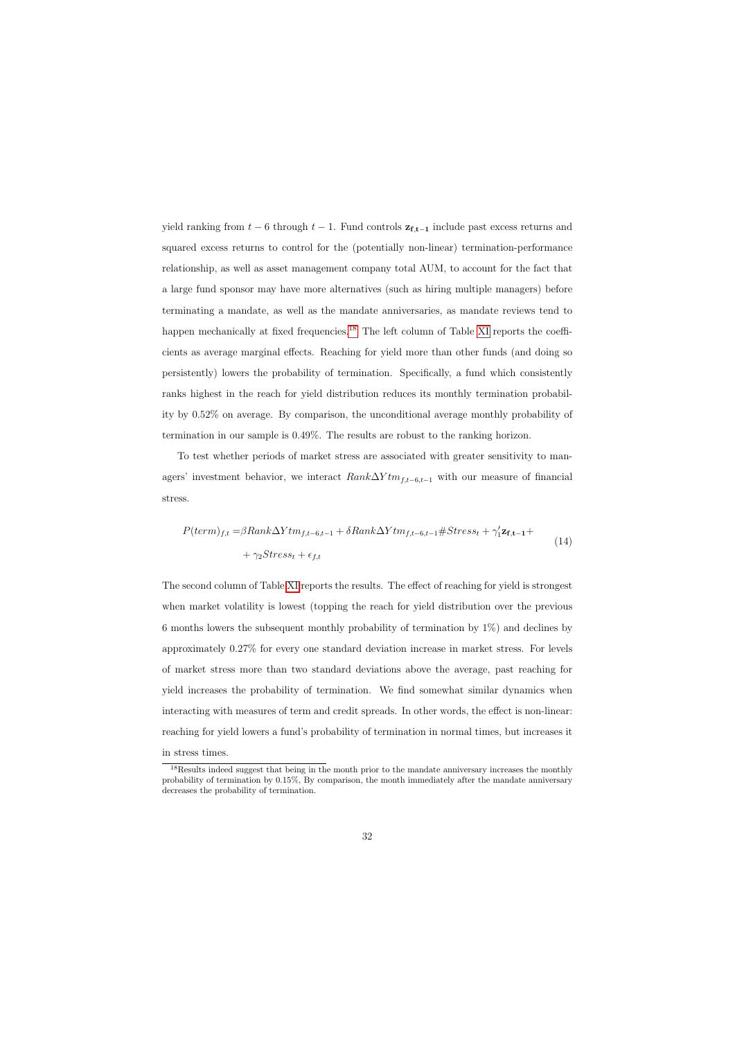yield ranking from $t-6$ through $t-1$. Fund controls $\mathbf{z_{f,t-1}}$ include past excess returns and squared excess returns to control for the (potentially non-linear) termination-performance relationship, as well as asset management company total AUM, to account for the fact that a large fund sponsor may have more alternatives (such as hiring multiple managers) before terminating a mandate, as well as the mandate anniversaries, as mandate reviews tend to happen mechanically at fixed frequencies.[18] The left column of Table XI reports the coefficients as average marginal effects. Reaching for yield more than other funds (and doing so persistently) lowers the probability of termination. Specifically, a fund which consistently ranks highest in the reach for yield distribution reduces its monthly termination probability by 0.52% on average. By comparison, the unconditional average monthly probability of termination in our sample is 0.49%. The results are robust to the ranking horizon.

To test whether periods of market stress are associated with greater sensitivity to managers' investment behavior, we interact $Rank\Delta Ytm_{f,t-6,t-1}$ with our measure of financial stress.

$$
\begin{aligned}
P(term)_{f,t} =& \beta Rank\Delta Ytm_{f,t-6,t-1} + \delta Rank\Delta Ytm_{f,t-6,t-1}\#Stress_t + \gamma_1'\mathbf{z_{f,t-1}} + \\
&+ \gamma_2 Stress_t + \epsilon_{f,t}
\end{aligned}
\tag{14}
$$

The second column of Table XI reports the results. The effect of reaching for yield is strongest when market volatility is lowest (topping the reach for yield distribution over the previous 6 months lowers the subsequent monthly probability of termination by 1%) and declines by approximately 0.27% for every one standard deviation increase in market stress. For levels of market stress more than two standard deviations above the average, past reaching for yield increases the probability of termination. We find somewhat similar dynamics when interacting with measures of term and credit spreads. In other words, the effect is non-linear: reaching for yield lowers a fund's probability of termination in normal times, but increases it in stress times.

[18] Results indeed suggest that being in the month prior to the mandate anniversary increases the monthly probability of termination by 0.15%, By comparison, the month immediately after the mandate anniversary decreases the probability of termination.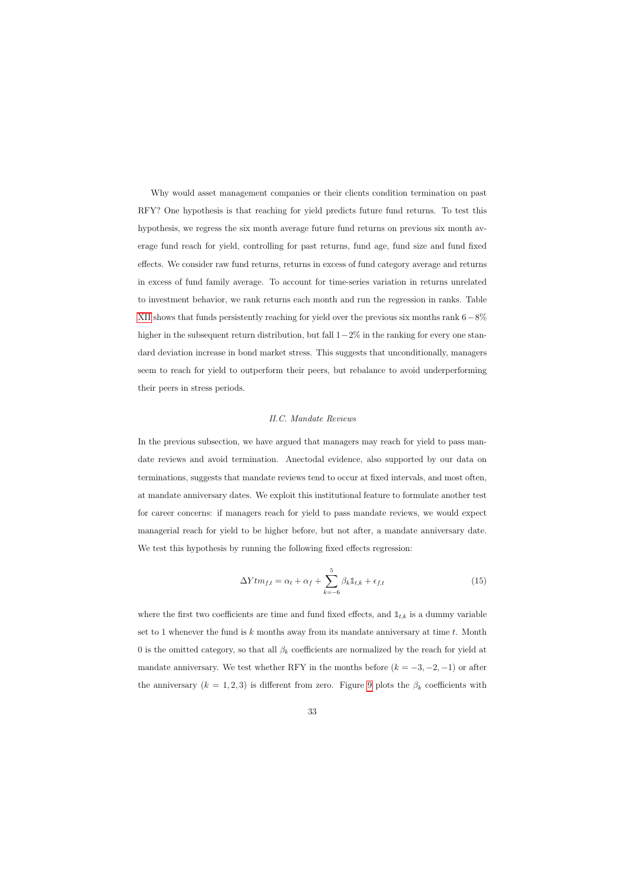Why would asset management companies or their clients condition termination on past RFY? One hypothesis is that reaching for yield predicts future fund returns. To test this hypothesis, we regress the six month average future fund returns on previous six month average fund reach for yield, controlling for past returns, fund age, fund size and fund fixed effects. We consider raw fund returns, returns in excess of fund category average and returns in excess of fund family average. To account for time-series variation in returns unrelated to investment behavior, we rank returns each month and run the regression in ranks. Table XII shows that funds persistently reaching for yield over the previous six months rank $6-8\%$ higher in the subsequent return distribution, but fall $1-2\%$ in the ranking for every one standard deviation increase in bond market stress. This suggests that unconditionally, managers seem to reach for yield to outperform their peers, but rebalance to avoid underperforming their peers in stress periods.

### *II.C. Mandate Reviews*

In the previous subsection, we have argued that managers may reach for yield to pass mandate reviews and avoid termination. Anectodal evidence, also supported by our data on terminations, suggests that mandate reviews tend to occur at fixed intervals, and most often, at mandate anniversary dates. We exploit this institutional feature to formulate another test for career concerns: if managers reach for yield to pass mandate reviews, we would expect managerial reach for yield to be higher before, but not after, a mandate anniversary date. We test this hypothesis by running the following fixed effects regression:

$$\Delta Ytm_{f,t} = \alpha_t + \alpha_f + \sum_{k=-6}^{5} \beta_k \mathbb{1}_{t,k} + \epsilon_{f,t} \tag{15}$$

where the first two coefficients are time and fund fixed effects, and $\mathbb{1}_{t,k}$ is a dummy variable set to 1 whenever the fund is $k$ months away from its mandate anniversary at time $t$. Month 0 is the omitted category, so that all $\beta_k$ coefficients are normalized by the reach for yield at mandate anniversary. We test whether RFY in the months before ($k = -3, -2, -1$) or after the anniversary ($k = 1, 2, 3$) is different from zero. Figure 9 plots the $\beta_k$ coefficients with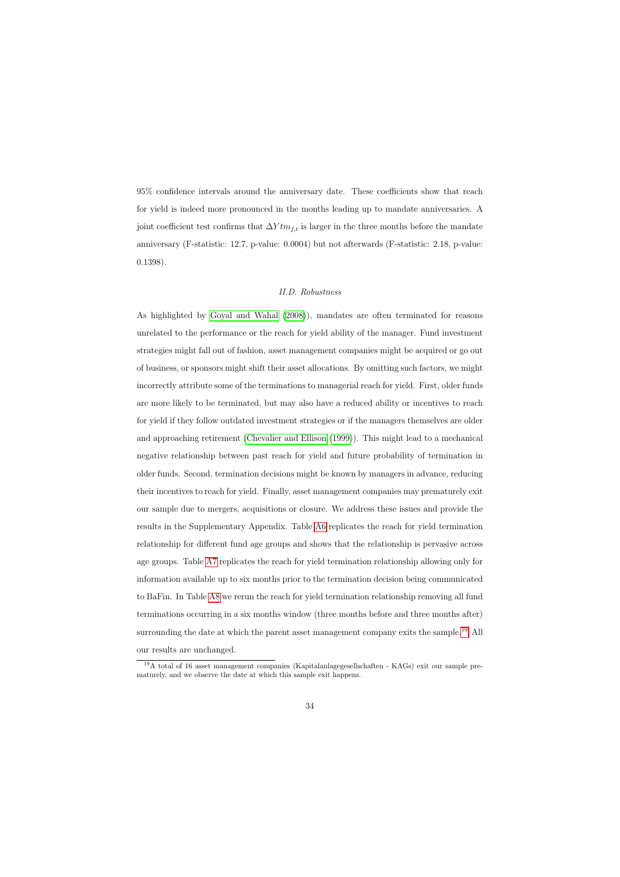95% confidence intervals around the anniversary date. These coefficients show that reach for yield is indeed more pronounced in the months leading up to mandate anniversaries. A joint coefficient test confirms that $\Delta Ytm_{f,t}$ is larger in the three months before the mandate anniversary (F-statistic: 12.7, p-value: 0.0004) but not afterwards (F-statistic: 2.18, p-value: 0.1398).

### *II.D. Robustness*

As highlighted by Goyal and Wahal (2008)), mandates are often terminated for reasons unrelated to the performance or the reach for yield ability of the manager. Fund investment strategies might fall out of fashion, asset management companies might be acquired or go out of business, or sponsors might shift their asset allocations. By omitting such factors, we might incorrectly attribute some of the terminations to managerial reach for yield. First, older funds are more likely to be terminated, but may also have a reduced ability or incentives to reach for yield if they follow outdated investment strategies or if the managers themselves are older and approaching retirement (Chevalier and Ellison (1999)). This might lead to a mechanical negative relationship between past reach for yield and future probability of termination in older funds. Second, termination decisions might be known by managers in advance, reducing their incentives to reach for yield. Finally, asset management companies may prematurely exit our sample due to mergers, acquisitions or closure. We address these issues and provide the results in the Supplementary Appendix. Table A6 replicates the reach for yield termination relationship for different fund age groups and shows that the relationship is pervasive across age groups. Table A7 replicates the reach for yield termination relationship allowing only for information available up to six months prior to the termination decision being communicated to BaFin. In Table A8 we rerun the reach for yield termination relationship removing all fund terminations occurring in a six months window (three months before and three months after) surrounding the date at which the parent asset management company exits the sample.[19] All our results are unchanged.

[19] A total of 16 asset management companies (Kapitalanlagegesellschaften - KAGs) exit our sample prematurely, and we observe the date at which this sample exit happens.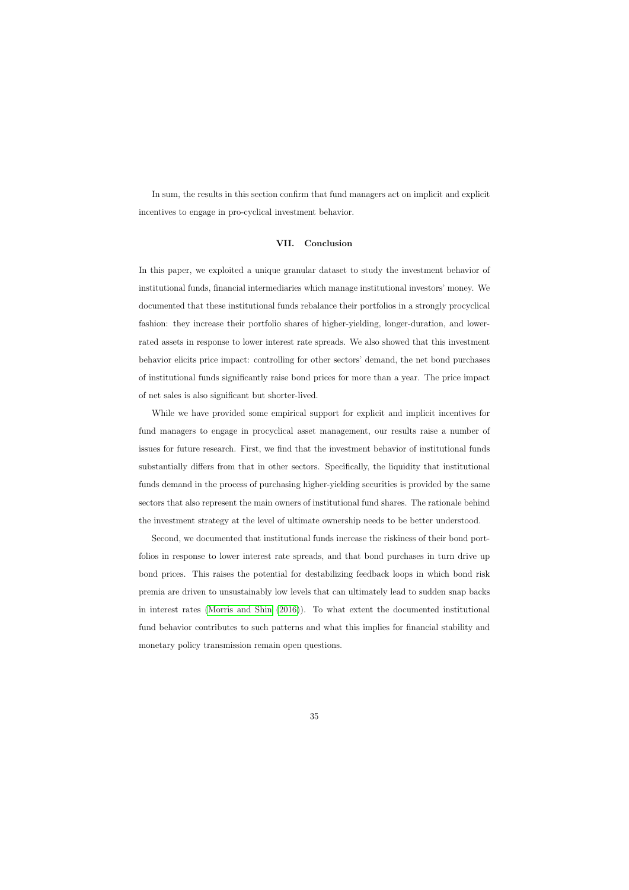In sum, the results in this section confirm that fund managers act on implicit and explicit incentives to engage in pro-cyclical investment behavior.

## VII. Conclusion

In this paper, we exploited a unique granular dataset to study the investment behavior of institutional funds, financial intermediaries which manage institutional investors' money. We documented that these institutional funds rebalance their portfolios in a strongly procyclical fashion: they increase their portfolio shares of higher-yielding, longer-duration, and lower-rated assets in response to lower interest rate spreads. We also showed that this investment behavior elicits price impact: controlling for other sectors' demand, the net bond purchases of institutional funds significantly raise bond prices for more than a year. The price impact of net sales is also significant but shorter-lived.

While we have provided some empirical support for explicit and implicit incentives for fund managers to engage in procyclical asset management, our results raise a number of issues for future research. First, we find that the investment behavior of institutional funds substantially differs from that in other sectors. Specifically, the liquidity that institutional funds demand in the process of purchasing higher-yielding securities is provided by the same sectors that also represent the main owners of institutional fund shares. The rationale behind the investment strategy at the level of ultimate ownership needs to be better understood.

Second, we documented that institutional funds increase the riskiness of their bond portfolios in response to lower interest rate spreads, and that bond purchases in turn drive up bond prices. This raises the potential for destabilizing feedback loops in which bond risk premia are driven to unsustainably low levels that can ultimately lead to sudden snap backs in interest rates (Morris and Shin (2016)). To what extent the documented institutional fund behavior contributes to such patterns and what this implies for financial stability and monetary policy transmission remain open questions.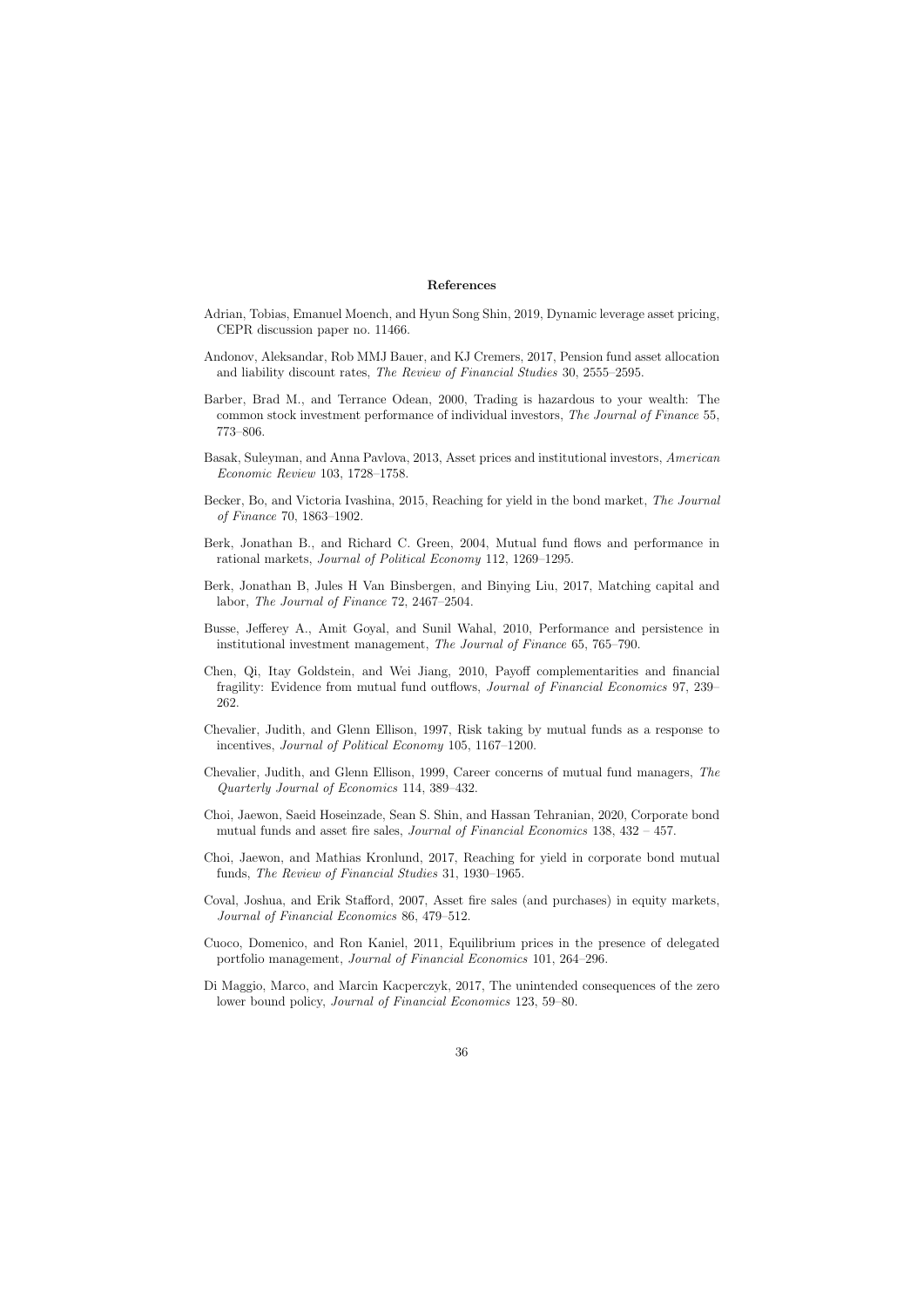**References**

Adrian, Tobias, Emanuel Moench, and Hyun Song Shin, 2019, Dynamic leverage asset pricing, CEPR discussion paper no. 11466.

Andonov, Aleksandar, Rob MMJ Bauer, and KJ Cremers, 2017, Pension fund asset allocation and liability discount rates, *The Review of Financial Studies* 30, 2555–2595.

Barber, Brad M., and Terrance Odean, 2000, Trading is hazardous to your wealth: The common stock investment performance of individual investors, *The Journal of Finance* 55, 773–806.

Basak, Suleyman, and Anna Pavlova, 2013, Asset prices and institutional investors, *American Economic Review* 103, 1728–1758.

Becker, Bo, and Victoria Ivashina, 2015, Reaching for yield in the bond market, *The Journal of Finance* 70, 1863–1902.

Berk, Jonathan B., and Richard C. Green, 2004, Mutual fund flows and performance in rational markets, *Journal of Political Economy* 112, 1269–1295.

Berk, Jonathan B, Jules H Van Binsbergen, and Binying Liu, 2017, Matching capital and labor, *The Journal of Finance* 72, 2467–2504.

Busse, Jefferey A., Amit Goyal, and Sunil Wahal, 2010, Performance and persistence in institutional investment management, *The Journal of Finance* 65, 765–790.

Chen, Qi, Itay Goldstein, and Wei Jiang, 2010, Payoff complementarities and financial fragility: Evidence from mutual fund outflows, *Journal of Financial Economics* 97, 239–262.

Chevalier, Judith, and Glenn Ellison, 1997, Risk taking by mutual funds as a response to incentives, *Journal of Political Economy* 105, 1167–1200.

Chevalier, Judith, and Glenn Ellison, 1999, Career concerns of mutual fund managers, *The Quarterly Journal of Economics* 114, 389–432.

Choi, Jaewon, Saeid Hoseinzade, Sean S. Shin, and Hassan Tehranian, 2020, Corporate bond mutual funds and asset fire sales, *Journal of Financial Economics* 138, 432 – 457.

Choi, Jaewon, and Mathias Kronlund, 2017, Reaching for yield in corporate bond mutual funds, *The Review of Financial Studies* 31, 1930–1965.

Coval, Joshua, and Erik Stafford, 2007, Asset fire sales (and purchases) in equity markets, *Journal of Financial Economics* 86, 479–512.

Cuoco, Domenico, and Ron Kaniel, 2011, Equilibrium prices in the presence of delegated portfolio management, *Journal of Financial Economics* 101, 264–296.

Di Maggio, Marco, and Marcin Kacperczyk, 2017, The unintended consequences of the zero lower bound policy, *Journal of Financial Economics* 123, 59–80.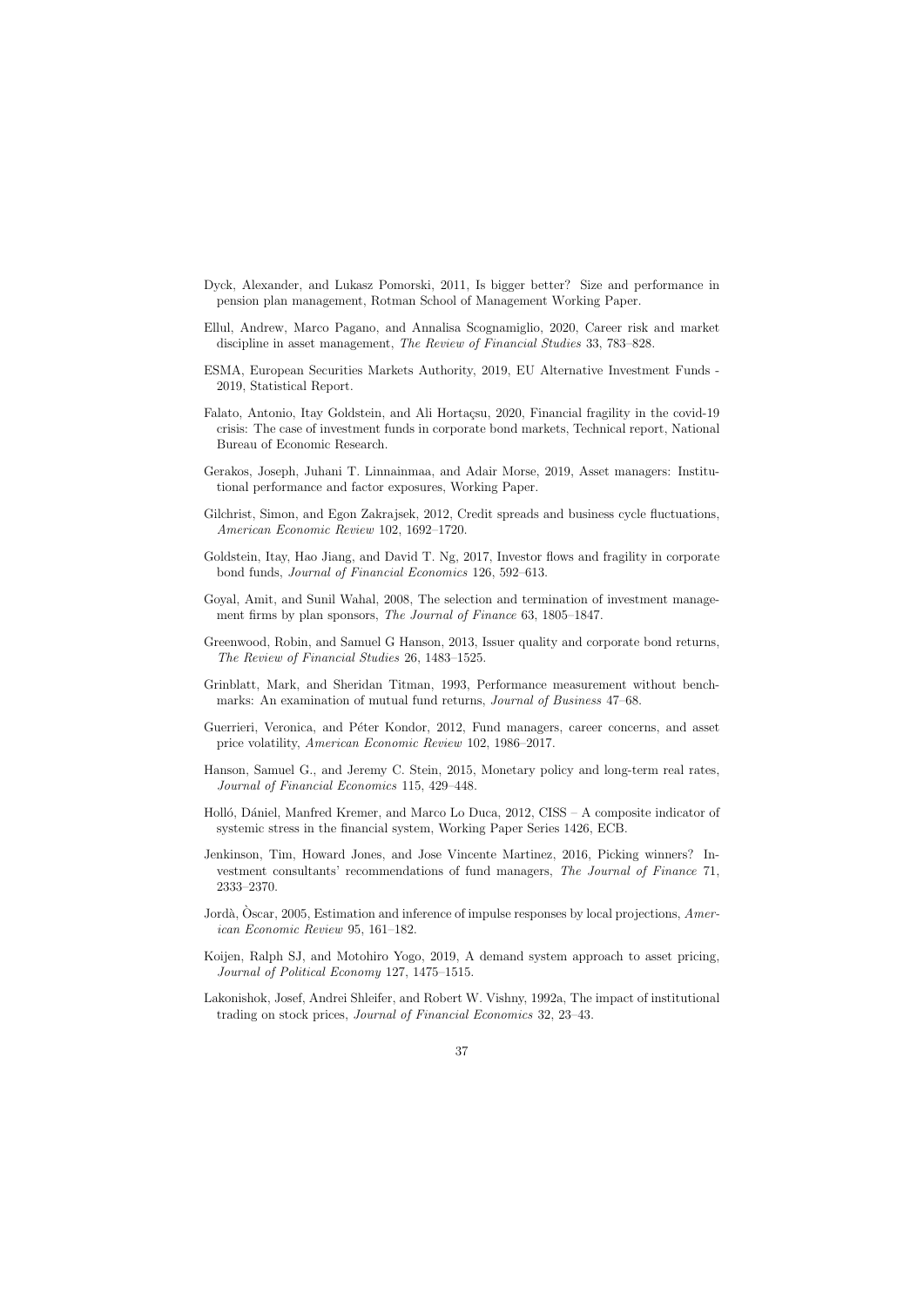Dyck, Alexander, and Lukasz Pomorski, 2011, Is bigger better? Size and performance in pension plan management, Rotman School of Management Working Paper.

Ellul, Andrew, Marco Pagano, and Annalisa Scognamiglio, 2020, Career risk and market discipline in asset management, *The Review of Financial Studies* 33, 783–828.

ESMA, European Securities Markets Authority, 2019, EU Alternative Investment Funds - 2019, Statistical Report.

Falato, Antonio, Itay Goldstein, and Ali Hortaçsu, 2020, Financial fragility in the covid-19 crisis: The case of investment funds in corporate bond markets, Technical report, National Bureau of Economic Research.

Gerakos, Joseph, Juhani T. Linnainmaa, and Adair Morse, 2019, Asset managers: Institutional performance and factor exposures, Working Paper.

Gilchrist, Simon, and Egon Zakrajsek, 2012, Credit spreads and business cycle fluctuations, *American Economic Review* 102, 1692–1720.

Goldstein, Itay, Hao Jiang, and David T. Ng, 2017, Investor flows and fragility in corporate bond funds, *Journal of Financial Economics* 126, 592–613.

Goyal, Amit, and Sunil Wahal, 2008, The selection and termination of investment management firms by plan sponsors, *The Journal of Finance* 63, 1805–1847.

Greenwood, Robin, and Samuel G Hanson, 2013, Issuer quality and corporate bond returns, *The Review of Financial Studies* 26, 1483–1525.

Grinblatt, Mark, and Sheridan Titman, 1993, Performance measurement without benchmarks: An examination of mutual fund returns, *Journal of Business* 47–68.

Guerrieri, Veronica, and Péter Kondor, 2012, Fund managers, career concerns, and asset price volatility, *American Economic Review* 102, 1986–2017.

Hanson, Samuel G., and Jeremy C. Stein, 2015, Monetary policy and long-term real rates, *Journal of Financial Economics* 115, 429–448.

Holló, Dániel, Manfred Kremer, and Marco Lo Duca, 2012, CISS – A composite indicator of systemic stress in the financial system, Working Paper Series 1426, ECB.

Jenkinson, Tim, Howard Jones, and Jose Vincente Martinez, 2016, Picking winners? Investment consultants' recommendations of fund managers, *The Journal of Finance* 71, 2333–2370.

Jordà, Òscar, 2005, Estimation and inference of impulse responses by local projections, *American Economic Review* 95, 161–182.

Koijen, Ralph SJ, and Motohiro Yogo, 2019, A demand system approach to asset pricing, *Journal of Political Economy* 127, 1475–1515.

Lakonishok, Josef, Andrei Shleifer, and Robert W. Vishny, 1992a, The impact of institutional trading on stock prices, *Journal of Financial Economics* 32, 23–43.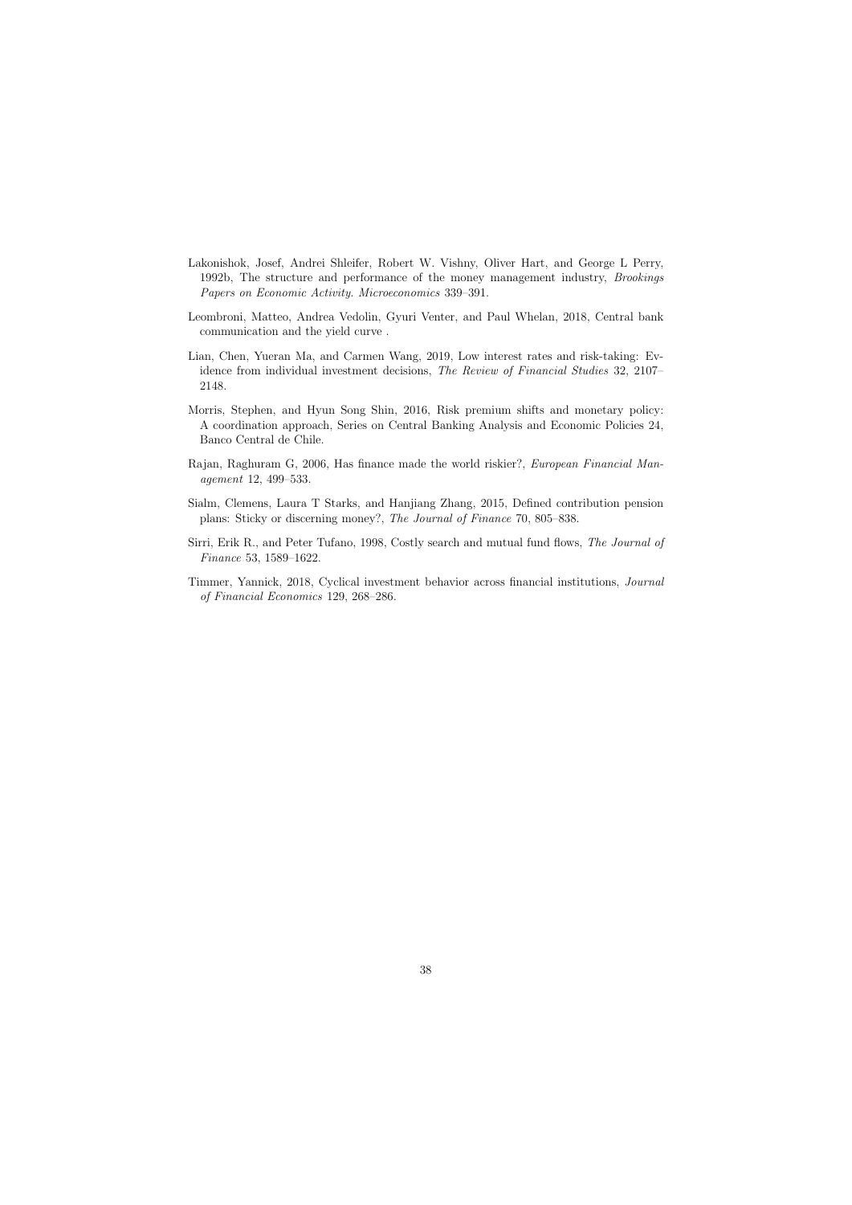Lakonishok, Josef, Andrei Shleifer, Robert W. Vishny, Oliver Hart, and George L Perry, 1992b, The structure and performance of the money management industry, *Brookings Papers on Economic Activity. Microeconomics* 339–391.

Leombroni, Matteo, Andrea Vedolin, Gyuri Venter, and Paul Whelan, 2018, Central bank communication and the yield curve .

Lian, Chen, Yueran Ma, and Carmen Wang, 2019, Low interest rates and risk-taking: Evidence from individual investment decisions, *The Review of Financial Studies* 32, 2107–2148.

Morris, Stephen, and Hyun Song Shin, 2016, Risk premium shifts and monetary policy: A coordination approach, Series on Central Banking Analysis and Economic Policies 24, Banco Central de Chile.

Rajan, Raghuram G, 2006, Has finance made the world riskier?, *European Financial Management* 12, 499–533.

Sialm, Clemens, Laura T Starks, and Hanjiang Zhang, 2015, Defined contribution pension plans: Sticky or discerning money?, *The Journal of Finance* 70, 805–838.

Sirri, Erik R., and Peter Tufano, 1998, Costly search and mutual fund flows, *The Journal of Finance* 53, 1589–1622.

Timmer, Yannick, 2018, Cyclical investment behavior across financial institutions, *Journal of Financial Economics* 129, 268–286.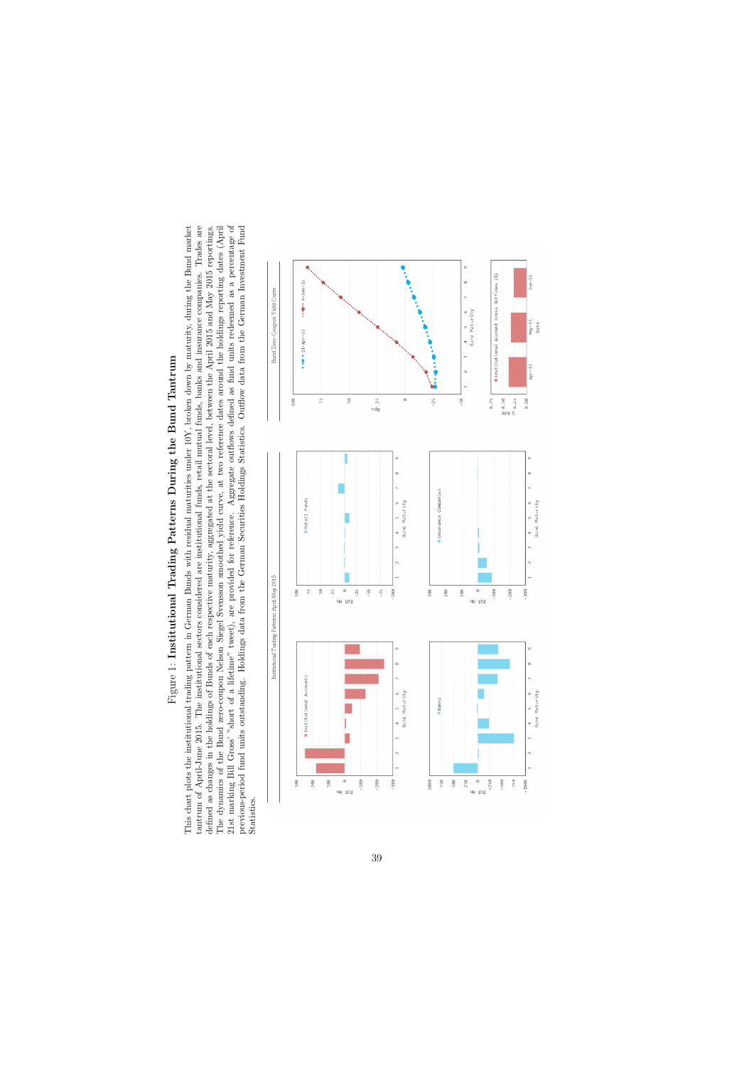Figure 1: **Institutional Trading Patterns During the Bund Tantrum**

This chart plots the institutional trading pattern in German Bunds with residual maturities under 10Y, broken down by maturity, during the Bund market tantrum of April-June 2015. The institutional sectors considered are institutional funds, retail mutual funds, banks and insurance companies. Trades are defined as changes in the holdings of Bunds of each respective maturity, aggregated at the sectoral level, between the April 2015 and May 2015 reportings. The dynamics of the Bund zero-coupon Nelson Siegel Svensson smoothed yield curve, at two reference dates around the holdings reporting dates (April 21st marking Bill Gross' "short of a lifetime" tweet), are provided for reference. Aggregate outflows defined as fund units redeemed as a percentage of previous-period fund units outstanding. Holdings data from the German Securities Holdings Statistics. Outflow data from the German Investment Fund Statistics.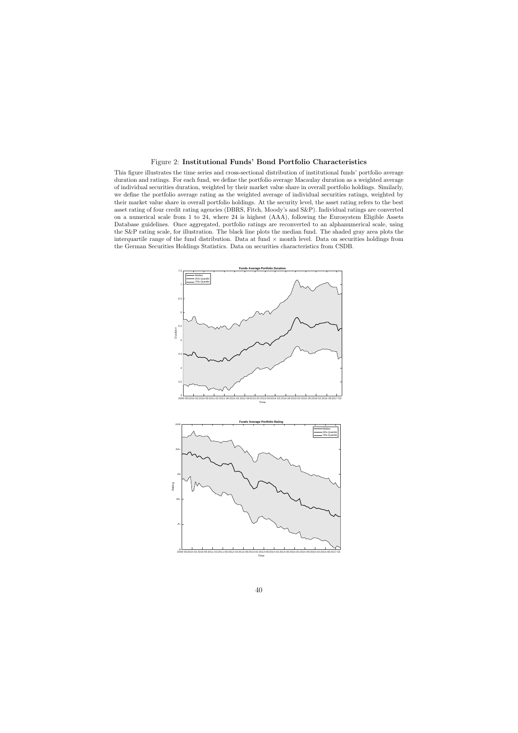Figure 2: **Institutional Funds' Bond Portfolio Characteristics**

This figure illustrates the time series and cross-sectional distribution of institutional funds' portfolio average duration and ratings. For each fund, we define the portfolio average Macaulay duration as a weighted average of individual securities duration, weighted by their market value share in overall portfolio holdings. Similarly, we define the portfolio average rating as the weighted average of individual securities ratings, weighted by their market value share in overall portfolio holdings. At the security level, the asset rating refers to the best asset rating of four credit rating agencies (DBRS, Fitch, Moody's and S&P). Individual ratings are converted on a numerical scale from 1 to 24, where 24 is highest (AAA), following the Eurosystem Eligible Assets Database guidelines. Once aggregated, portfolio ratings are reconverted to an alphanumerical scale, using the S&P rating scale, for illustration. The black line plots the median fund. The shaded gray area plots the interquartile range of the fund distribution. Data at fund × month level. Data on securities holdings from the German Securities Holdings Statistics. Data on securities characteristics from CSDB.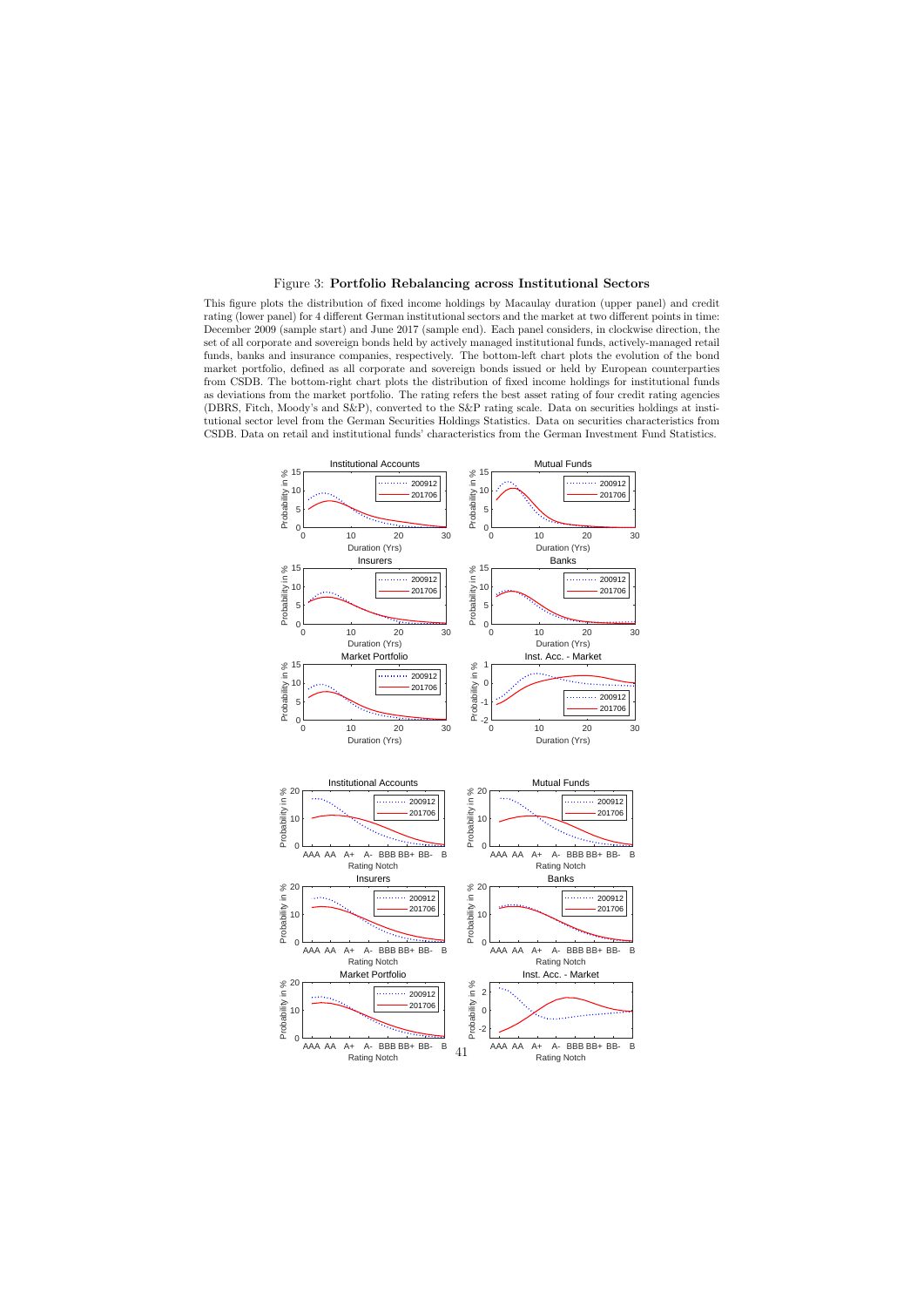Figure 3: **Portfolio Rebalancing across Institutional Sectors**

This figure plots the distribution of fixed income holdings by Macaulay duration (upper panel) and credit rating (lower panel) for 4 different German institutional sectors and the market at two different points in time: December 2009 (sample start) and June 2017 (sample end). Each panel considers, in clockwise direction, the set of all corporate and sovereign bonds held by actively managed institutional funds, actively-managed retail funds, banks and insurance companies, respectively. The bottom-left chart plots the evolution of the bond market portfolio, defined as all corporate and sovereign bonds issued or held by European counterparties from CSDB. The bottom-right chart plots the distribution of fixed income holdings for institutional funds as deviations from the market portfolio. The rating refers the best asset rating of four credit rating agencies (DBRS, Fitch, Moody's and S&P), converted to the S&P rating scale. Data on securities holdings at institutional sector level from the German Securities Holdings Statistics. Data on securities characteristics from CSDB. Data on retail and institutional funds' characteristics from the German Investment Fund Statistics.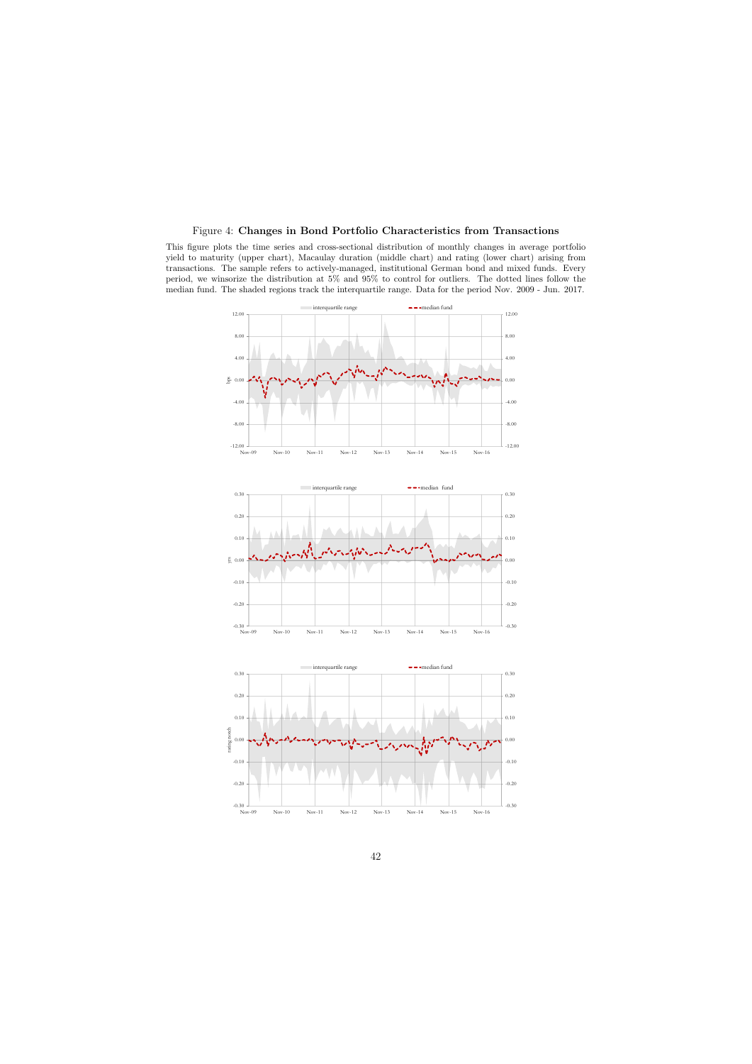Figure 4: **Changes in Bond Portfolio Characteristics from Transactions**

This figure plots the time series and cross-sectional distribution of monthly changes in average portfolio yield to maturity (upper chart), Macaulay duration (middle chart) and rating (lower chart) arising from transactions. The sample refers to actively-managed, institutional German bond and mixed funds. Every period, we winsorize the distribution at 5% and 95% to control for outliers. The dotted lines follow the median fund. The shaded regions track the interquartile range. Data for the period Nov. 2009 - Jun. 2017.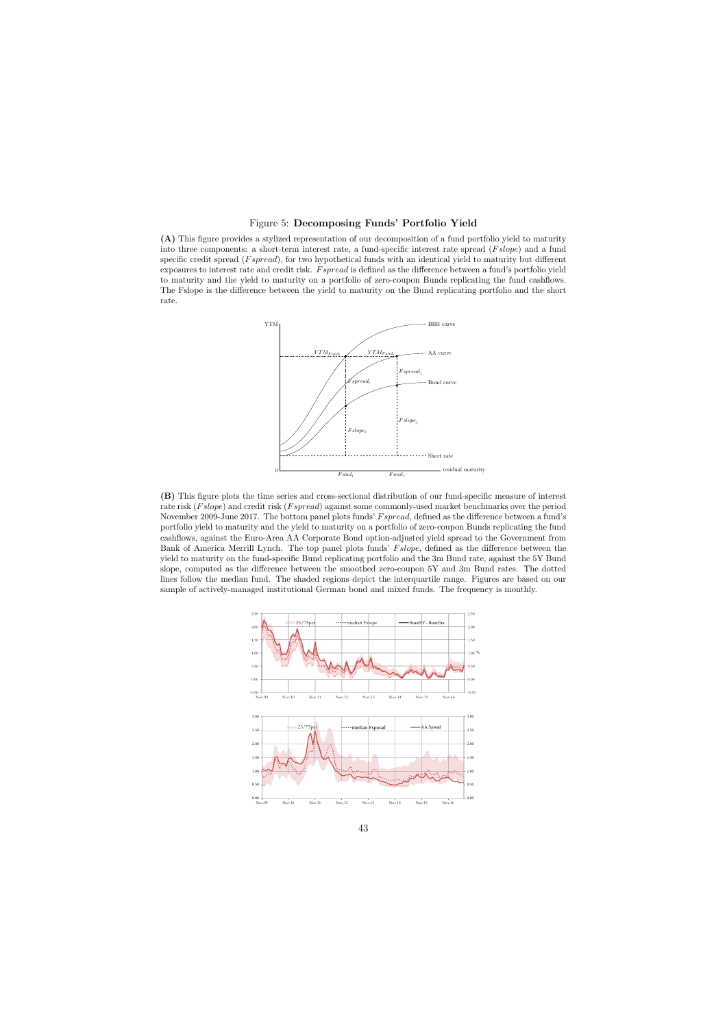Figure 5: **Decomposing Funds' Portfolio Yield**

**(A)** This figure provides a stylized representation of our decomposition of a fund portfolio yield to maturity into three components: a short-term interest rate, a fund-specific interest rate spread ($Fslope$) and a fund specific credit spread ($Fspread$), for two hypothetical funds with an identical yield to maturity but different exposures to interest rate and credit risk. $Fspread$ is defined as the difference between a fund's portfolio yield to maturity and the yield to maturity on a portfolio of zero-coupon Bunds replicating the fund cashflows. The Fslope is the difference between the yield to maturity on the Bund replicating portfolio and the short rate.

**(B)** This figure plots the time series and cross-sectional distribution of our fund-specific measure of interest rate risk ($Fslope$) and credit risk ($Fspread$) against some commonly-used market benchmarks over the period November 2009-June 2017. The bottom panel plots funds' $Fspread$, defined as the difference between a fund's portfolio yield to maturity and the yield to maturity on a portfolio of zero-coupon Bunds replicating the fund cashflows, against the Euro-Area AA Corporate Bond option-adjusted yield spread to the Government from Bank of America Merrill Lynch. The top panel plots funds' $Fslope$, defined as the difference between the yield to maturity on the fund-specific Bund replicating portfolio and the 3m Bund rate, against the 5Y Bund slope, computed as the difference between the smoothed zero-coupon 5Y and 3m Bund rates. The dotted lines follow the median fund. The shaded regions depict the interquartile range. Figures are based on our sample of actively-managed institutional German bond and mixed funds. The frequency is monthly.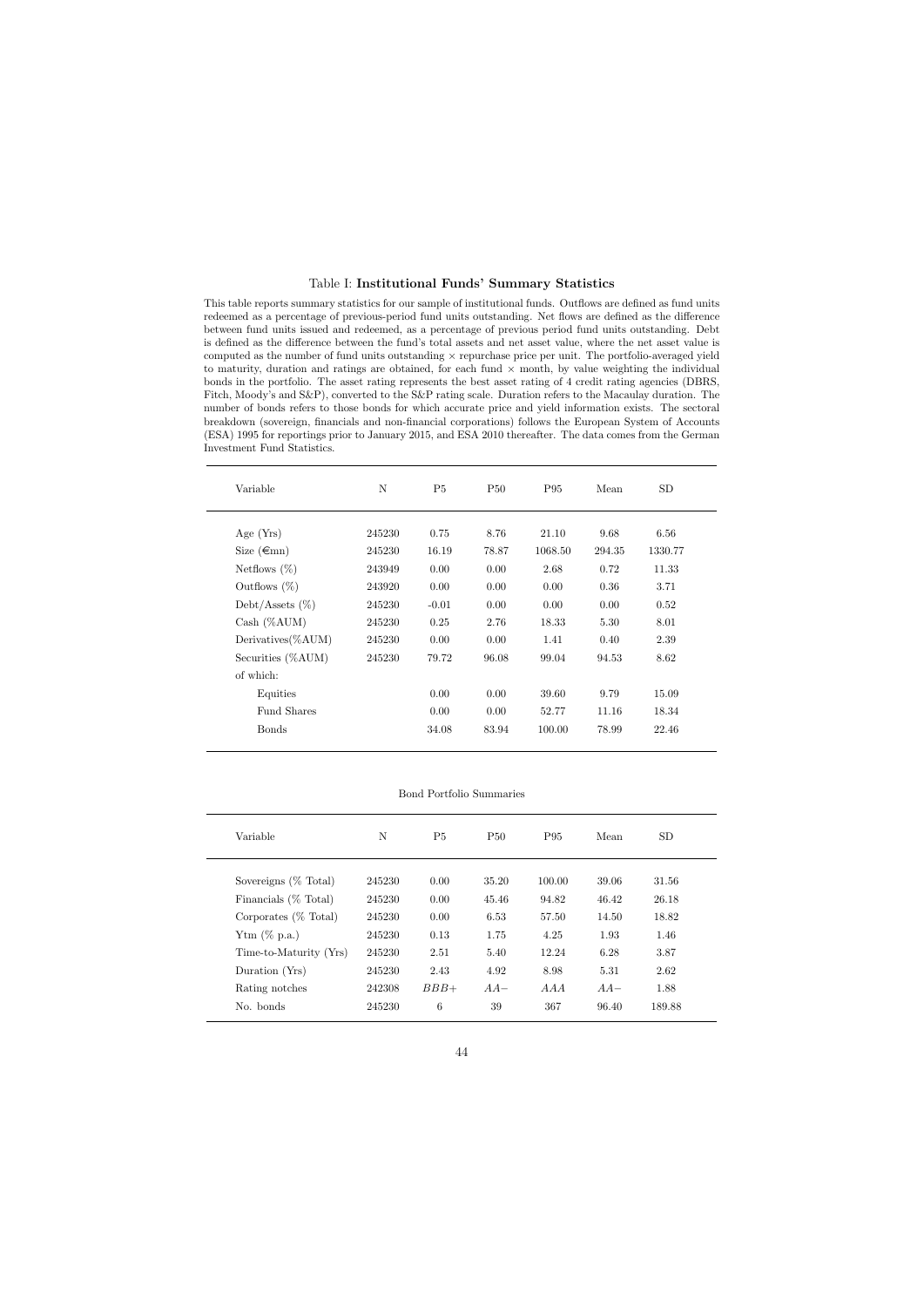Table I: **Institutional Funds' Summary Statistics**

This table reports summary statistics for our sample of institutional funds. Outflows are defined as fund units redeemed as a percentage of previous-period fund units outstanding. Net flows are defined as the difference between fund units issued and redeemed, as a percentage of previous period fund units outstanding. Debt is defined as the difference between the fund's total assets and net asset value, where the net asset value is computed as the number of fund units outstanding × repurchase price per unit. The portfolio-averaged yield to maturity, duration and ratings are obtained, for each fund × month, by value weighting the individual bonds in the portfolio. The asset rating represents the best asset rating of 4 credit rating agencies (DBRS, Fitch, Moody's and S&P), converted to the S&P rating scale. Duration refers to the Macaulay duration. The number of bonds refers to those bonds for which accurate price and yield information exists. The sectoral breakdown (sovereign, financials and non-financial corporations) follows the European System of Accounts (ESA) 1995 for reportings prior to January 2015, and ESA 2010 thereafter. The data comes from the German Investment Fund Statistics.

| Variable | N | P5 | P50 | P95 | Mean | SD |
|---|---|---|---|---|---|---|
| Age (Yrs) | 245230 | 0.75 | 8.76 | 21.10 | 9.68 | 6.56 |
| Size (€mn) | 245230 | 16.19 | 78.87 | 1068.50 | 294.35 | 1330.77 |
| Netflows (%) | 243949 | 0.00 | 0.00 | 2.68 | 0.72 | 11.33 |
| Outflows (%) | 243920 | 0.00 | 0.00 | 0.00 | 0.36 | 3.71 |
| Debt/Assets (%) | 245230 | -0.01 | 0.00 | 0.00 | 0.00 | 0.52 |
| Cash (%AUM) | 245230 | 0.25 | 2.76 | 18.33 | 5.30 | 8.01 |
| Derivatives(%AUM) | 245230 | 0.00 | 0.00 | 1.41 | 0.40 | 2.39 |
| Securities (%AUM) | 245230 | 79.72 | 96.08 | 99.04 | 94.53 | 8.62 |
| of which: | | | | | | |
| Equities | | 0.00 | 0.00 | 39.60 | 9.79 | 15.09 |
| Fund Shares | | 0.00 | 0.00 | 52.77 | 11.16 | 18.34 |
| Bonds | | 34.08 | 83.94 | 100.00 | 78.99 | 22.46 |

Bond Portfolio Summaries

| Variable | N | P5 | P50 | P95 | Mean | SD |
|---|---|---|---|---|---|---|
| Sovereigns (% Total) | 245230 | 0.00 | 35.20 | 100.00 | 39.06 | 31.56 |
| Financials (% Total) | 245230 | 0.00 | 45.46 | 94.82 | 46.42 | 26.18 |
| Corporates (% Total) | 245230 | 0.00 | 6.53 | 57.50 | 14.50 | 18.82 |
| Ytm (% p.a.) | 245230 | 0.13 | 1.75 | 4.25 | 1.93 | 1.46 |
| Time-to-Maturity (Yrs) | 245230 | 2.51 | 5.40 | 12.24 | 6.28 | 3.87 |
| Duration (Yrs) | 245230 | 2.43 | 4.92 | 8.98 | 5.31 | 2.62 |
| Rating notches | 242308 | *BBB+* | *AA−* | *AAA* | *AA−* | 1.88 |
| No. bonds | 245230 | 6 | 39 | 367 | 96.40 | 189.88 |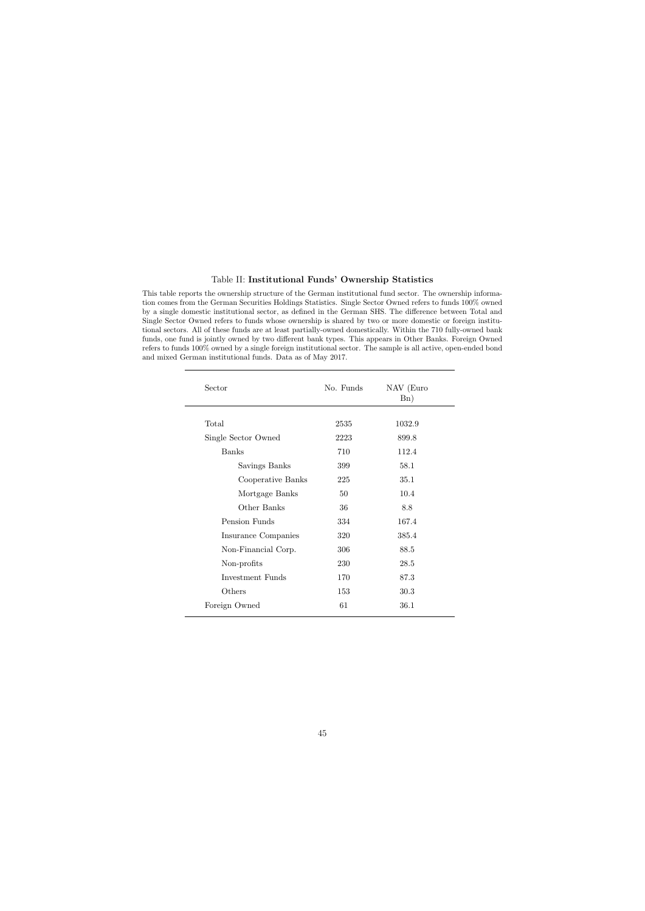Table II: **Institutional Funds' Ownership Statistics**

This table reports the ownership structure of the German institutional fund sector. The ownership information comes from the German Securities Holdings Statistics. Single Sector Owned refers to funds 100% owned by a single domestic institutional sector, as defined in the German SHS. The difference between Total and Single Sector Owned refers to funds whose ownership is shared by two or more domestic or foreign institutional sectors. All of these funds are at least partially-owned domestically. Within the 710 fully-owned bank funds, one fund is jointly owned by two different bank types. This appears in Other Banks. Foreign Owned refers to funds 100% owned by a single foreign institutional sector. The sample is all active, open-ended bond and mixed German institutional funds. Data as of May 2017.

| Sector | No. Funds | NAV (Euro Bn) |
|---|---|---|
| Total | 2535 | 1032.9 |
| Single Sector Owned | 2223 | 899.8 |
| Banks | 710 | 112.4 |
| Savings Banks | 399 | 58.1 |
| Cooperative Banks | 225 | 35.1 |
| Mortgage Banks | 50 | 10.4 |
| Other Banks | 36 | 8.8 |
| Pension Funds | 334 | 167.4 |
| Insurance Companies | 320 | 385.4 |
| Non-Financial Corp. | 306 | 88.5 |
| Non-profits | 230 | 28.5 |
| Investment Funds | 170 | 87.3 |
| Others | 153 | 30.3 |
| Foreign Owned | 61 | 36.1 |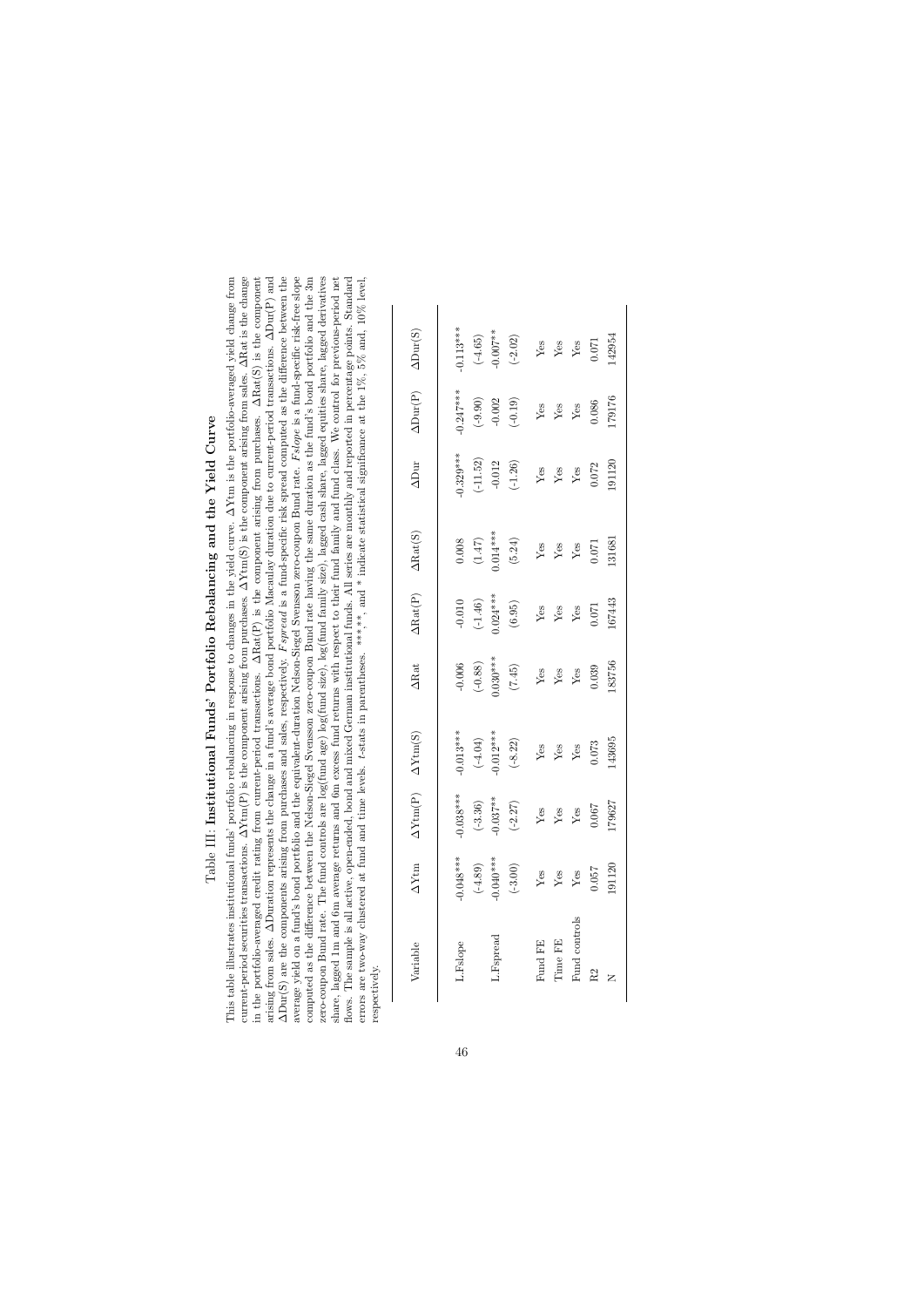# Table III: Institutional Funds' Portfolio Rebalancing and the Yield Curve

This table illustrates institutional funds' portfolio rebalancing in response to changes in the yield curve. ΔYtm is the portfolio-averaged yield change from current-period securities transactions. ΔYtm(P) is the component arising from purchases. ΔYtm(S) is the component arising from sales. ΔRat is the change in the portfolio-averaged credit rating from current-period transactions. ΔRat(P) is the component arising from purchases. ΔRat(S) is the component arising from sales. ΔDuration represents the change in a fund's average bond portfolio Macaulay duration due to current-period transactions. ΔDur(P) and ΔDur(S) are the components arising from purchases and sales, respectively. *Fspread* is a fund-specific risk spread computed as the difference between the average yield on a fund's bond portfolio and the equivalent-duration Nelson-Siegel Svensson zero-coupon Bund rate. *Fslope* is a fund-specific risk-free slope computed as the difference between the Nelson-Siegel Svensson zero-coupon Bund rate having the same duration as the fund's bond portfolio and the 3m zero-coupon Bund rate. The fund controls are log(fund age) log(fund size), log(fund family size), lagged cash share, lagged equities share, lagged derivatives share, lagged 1m and 6m average returns and 6m excess fund returns with respect to their fund family and fund class. We control for previous-period net flows. The sample is all active, open-ended, bond and mixed German institutional funds. All series are monthly and reported in percentage points. Standard errors are two-way clustered at fund and time levels. *t*-stats in parentheses. ***,**, and * indicate statistical significance at the 1%, 5% and, 10% level, respectively.

| Variable | ΔYtm | ΔYtm(P) | ΔYtm(S) | ΔRat | ΔRat(P) | ΔRat(S) | ΔDur | ΔDur(P) | ΔDur(S) |
|---|---|---|---|---|---|---|---|---|---|
| L.Fslope | -0.048*** | -0.038*** | -0.013*** | -0.006 | -0.010 | 0.008 | -0.329*** | -0.247*** | -0.113*** |
| | (-4.89) | (-3.36) | (-4.04) | (-0.88) | (-1.46) | (1.47) | (-11.52) | (-9.90) | (-4.65) |
| L.Fspread | -0.040*** | -0.037** | -0.012*** | 0.030*** | 0.024*** | 0.014*** | -0.012 | -0.002 | -0.007** |
| | (-3.00) | (-2.27) | (-8.22) | (7.45) | (6.95) | (5.24) | (-1.26) | (-0.19) | (-2.02) |
| Fund FE | Yes | Yes | Yes | Yes | Yes | Yes | Yes | Yes | Yes |
| Time FE | Yes | Yes | Yes | Yes | Yes | Yes | Yes | Yes | Yes |
| Fund controls | Yes | Yes | Yes | Yes | Yes | Yes | Yes | Yes | Yes |
| R2 | 0.057 | 0.067 | 0.073 | 0.039 | 0.071 | 0.071 | 0.072 | 0.086 | 0.071 |
| N | 191120 | 179627 | 143695 | 183756 | 167443 | 131681 | 191120 | 179176 | 142954 |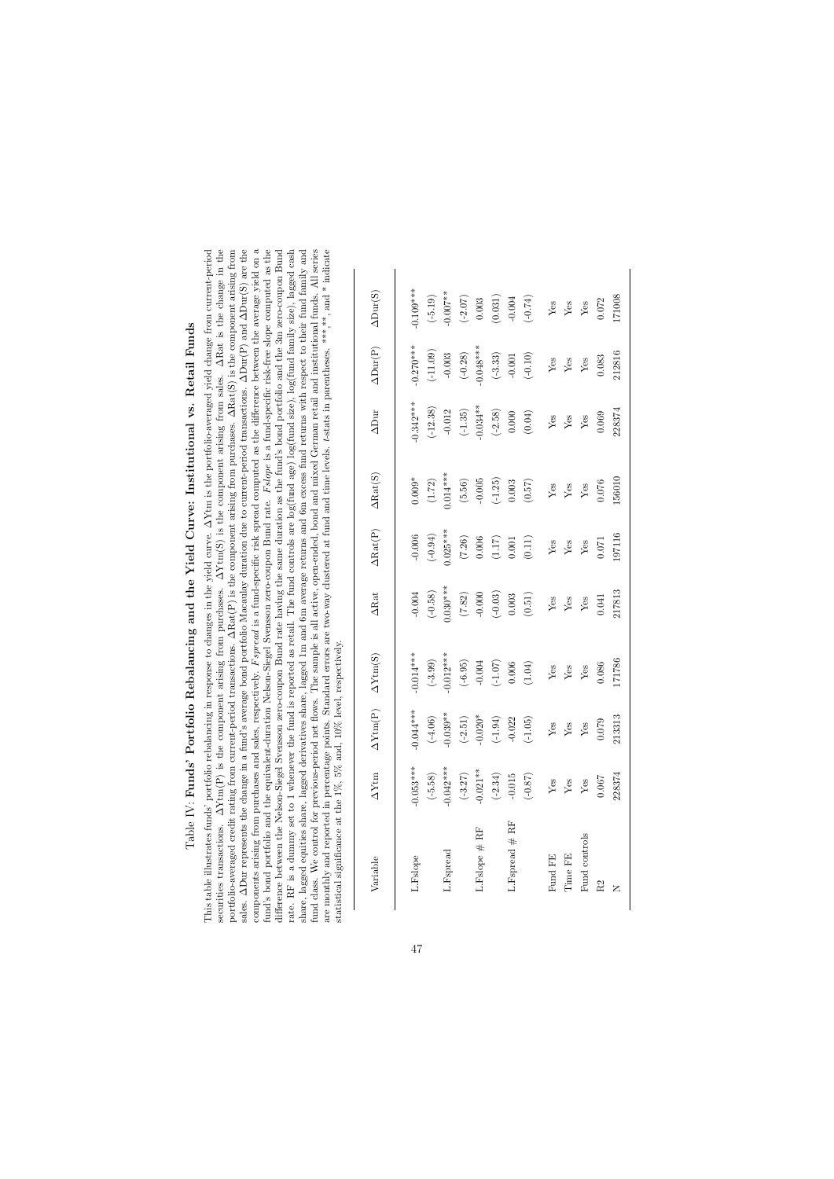# Table IV: Funds' Portfolio Rebalancing and the Yield Curve: Institutional vs. Retail Funds

This table illustrates funds' portfolio rebalancing in response to changes in the yield curve. ΔYtm is the portfolio-averaged yield change from current-period securities transactions. ΔYtm(P) is the component arising from purchases. ΔYtm(S) is the component arising from sales. ΔRat is the change in the portfolio-averaged credit rating from current-period transactions. ΔRat(P) is the component arising from purchases. ΔRat(S) is the component arising from sales. ΔDur represents the change in a fund's average bond portfolio Macaulay duration due to current-period transactions. ΔDur(P) and ΔDur(S) are the components arising from purchases and sales, respectively. *Fspread* is a fund-specific risk spread computed as the difference between the average yield on a fund's bond portfolio and the equivalent-duration Nelson-Siegel Svensson zero-coupon Bund rate. *Fslope* is a fund-specific risk-free slope computed as the difference between the Nelson-Siegel Svensson zero-coupon Bund rate having the same duration as the fund's bond portfolio and the 3m zero-coupon Bund rate. RF is a dummy set to 1 whenever the fund is reported as retail. The fund controls are log(fund age) log(fund size), log(fund family size), lagged cash share, lagged equities share, lagged derivatives share, lagged 1m and 6m average returns and 6m excess fund returns with respect to their fund family and fund class. We control for previous-period net flows. The sample is all active, open-ended, bond and mixed German retail and institutional funds. All series are monthly and reported in percentage points. Standard errors are two-way clustered at fund and time levels. *t*-stats in parentheses. \*\*\*, \*\*, and \* indicate statistical significance at the 1%, 5% and, 10% level, respectively.

| Variable | ΔYtm | ΔYtm(P) | ΔYtm(S) | ΔRat | ΔRat(P) | ΔRat(S) | ΔDur | ΔDur(P) | ΔDur(S) |
|---|---|---|---|---|---|---|---|---|---|
| L.Fslope | -0.053*** | -0.044*** | -0.014*** | -0.004 | -0.006 | 0.009* | -0.342*** | -0.270*** | -0.109*** |
| | (-5.58) | (-4.06) | (-3.99) | (-0.58) | (-0.94) | (1.72) | (-12.38) | (-11.09) | (-5.19) |
| L.Fspread | -0.042*** | -0.039** | -0.012*** | 0.030*** | 0.025*** | 0.014*** | -0.012 | -0.003 | -0.007** |
| | (-3.27) | (-2.51) | (-6.95) | (7.82) | (7.26) | (5.56) | (-1.35) | (-0.28) | (-2.07) |
| L.Fslope # RF | -0.021** | -0.020* | -0.004 | -0.000 | 0.006 | -0.005 | -0.034** | -0.048*** | 0.003 |
| | (-2.34) | (-1.94) | (-1.07) | (-0.03) | (1.17) | (-1.25) | (-2.58) | (-3.33) | (0.031) |
| L.Fspread # RF | -0.015 | -0.022 | 0.006 | 0.003 | 0.001 | 0.003 | 0.000 | -0.001 | -0.004 |
| | (-0.87) | (-1.05) | (1.04) | (0.51) | (0.11) | (0.57) | (0.04) | (-0.10) | (-0.74) |
| Fund FE | Yes | Yes | Yes | Yes | Yes | Yes | Yes | Yes | Yes |
| Time FE | Yes | Yes | Yes | Yes | Yes | Yes | Yes | Yes | Yes |
| Fund controls | Yes | Yes | Yes | Yes | Yes | Yes | Yes | Yes | Yes |
| R2 | 0.067 | 0.079 | 0.086 | 0.041 | 0.071 | 0.076 | 0.069 | 0.083 | 0.072 |
| N | 228374 | 213313 | 171786 | 217813 | 197116 | 156010 | 228374 | 212816 | 171008 |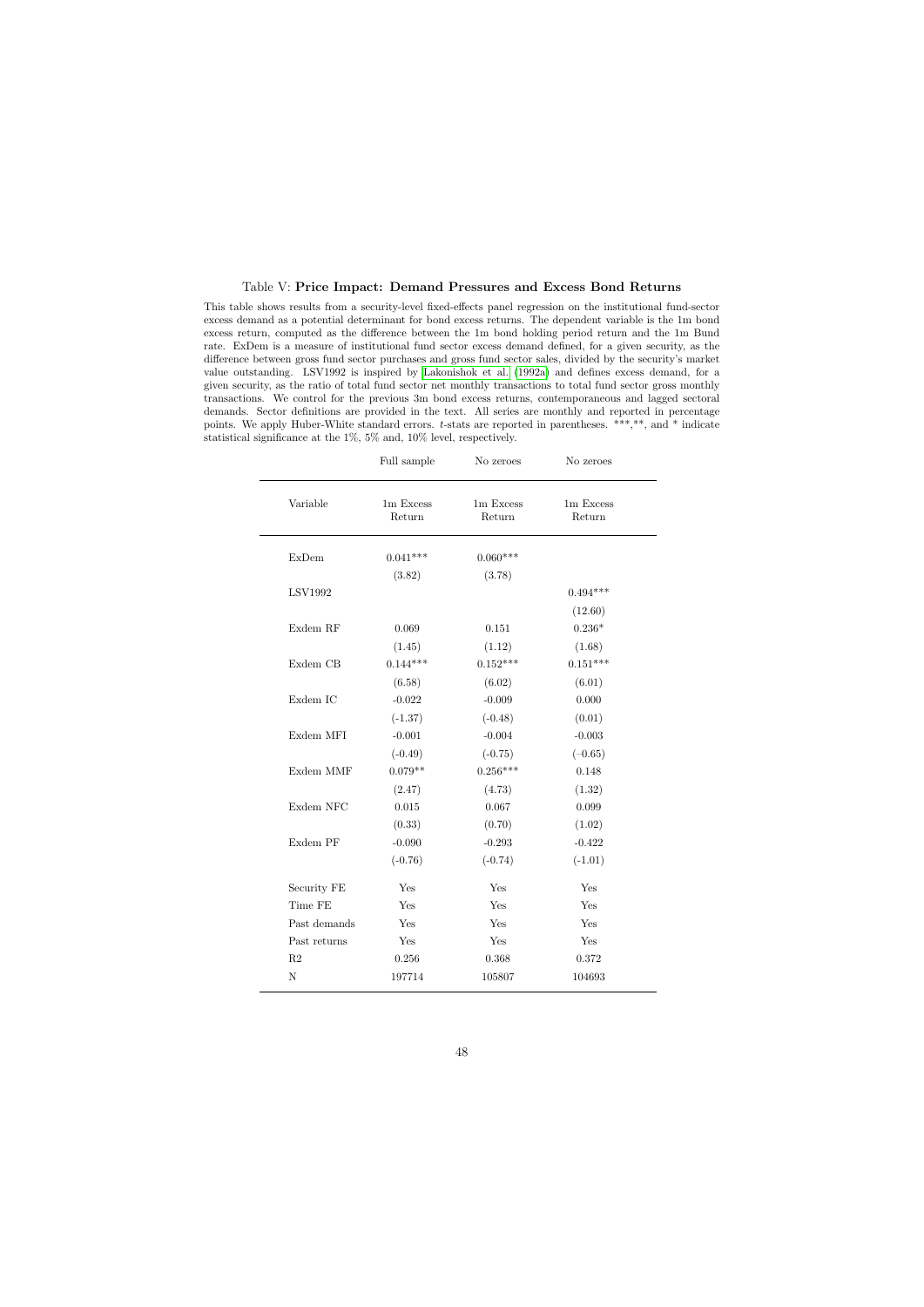Table V: **Price Impact: Demand Pressures and Excess Bond Returns**

This table shows results from a security-level fixed-effects panel regression on the institutional fund-sector excess demand as a potential determinant for bond excess returns. The dependent variable is the 1m bond excess return, computed as the difference between the 1m bond holding period return and the 1m Bund rate. ExDem is a measure of institutional fund sector excess demand defined, for a given security, as the difference between gross fund sector purchases and gross fund sector sales, divided by the security's market value outstanding. LSV1992 is inspired by Lakonishok et al. (1992a) and defines excess demand, for a given security, as the ratio of total fund sector net monthly transactions to total fund sector gross monthly transactions. We control for the previous 3m bond excess returns, contemporaneous and lagged sectoral demands. Sector definitions are provided in the text. All series are monthly and reported in percentage points. We apply Huber-White standard errors. *t*-stats are reported in parentheses. ***,**, and * indicate statistical significance at the 1%, 5% and, 10% level, respectively.

| | Full sample | No zeroes | No zeroes |
|---|---|---|---|
| Variable | 1m Excess Return | 1m Excess Return | 1m Excess Return |
| ExDem | 0.041*** | 0.060*** | |
| | (3.82) | (3.78) | |
| LSV1992 | | | 0.494*** |
| | | | (12.60) |
| Exdem RF | 0.069 | 0.151 | 0.236* |
| | (1.45) | (1.12) | (1.68) |
| Exdem CB | 0.144*** | 0.152*** | 0.151*** |
| | (6.58) | (6.02) | (6.01) |
| Exdem IC | -0.022 | -0.009 | 0.000 |
| | (-1.37) | (-0.48) | (0.01) |
| Exdem MFI | -0.001 | -0.004 | -0.003 |
| | (-0.49) | (-0.75) | (−0.65) |
| Exdem MMF | 0.079** | 0.256*** | 0.148 |
| | (2.47) | (4.73) | (1.32) |
| Exdem NFC | 0.015 | 0.067 | 0.099 |
| | (0.33) | (0.70) | (1.02) |
| Exdem PF | -0.090 | -0.293 | -0.422 |
| | (-0.76) | (-0.74) | (-1.01) |
| Security FE | Yes | Yes | Yes |
| Time FE | Yes | Yes | Yes |
| Past demands | Yes | Yes | Yes |
| Past returns | Yes | Yes | Yes |
| R2 | 0.256 | 0.368 | 0.372 |
| N | 197714 | 105807 | 104693 |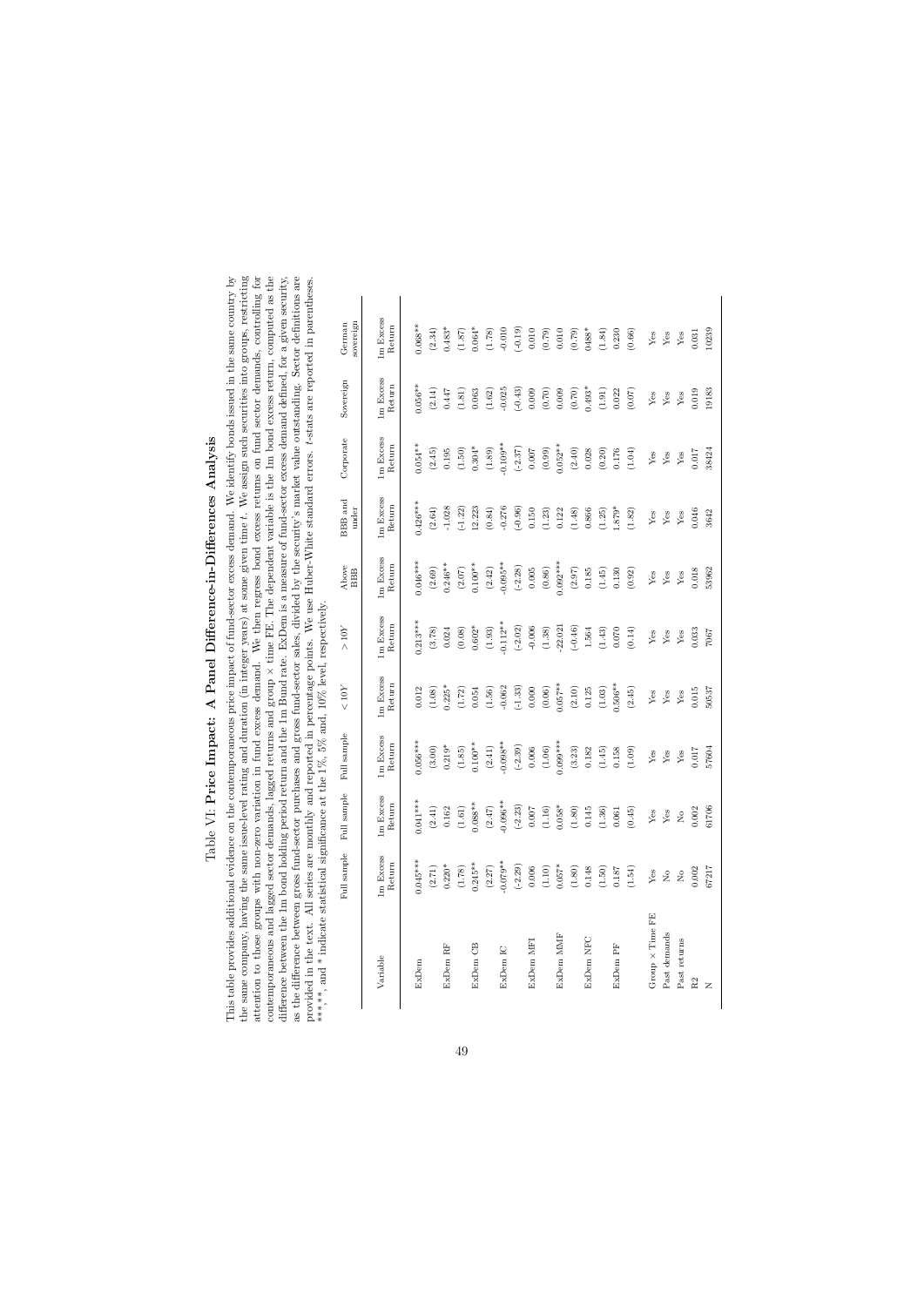# Table VI: Price Impact: A Panel Difference-in-Differences Analysis

This table provides additional evidence on the contemporaneous price impact of fund-sector excess demand. We identify bonds issued in the same country by the same company, having the same issue-level rating and duration (in integer years) at some given time $t$. We assign such securities into groups, restricting attention to those groups with non-zero variation in fund excess demand. We then regress bond excess returns on fund sector demands, controlling for contemporaneous and lagged sector demands, lagged returns and group × time FE. The dependent variable is the 1m bond excess return, computed as the difference between the 1m bond holding period return and the 1m Bund rate. ExDem is a measure of fund-sector excess demand defined, for a given security, as the difference between gross fund-sector purchases and gross fund-sector sales, divided by the security's market value outstanding. Sector definitions are provided in the text. All series are monthly and reported in percentage points. We use Huber-White standard errors. $t$-stats are reported in parentheses. ***,**, and * indicate statistical significance at the 1%, 5% and, 10% level, respectively.

| | Full sample | Full sample | Full sample | < 10Y | > 10Y | Above BBB | BBB and under | Corporate | Sovereign | German sovereign |
|---|---|---|---|---|---|---|---|---|---|---|
| Variable | 1m Excess Return | 1m Excess Return | 1m Excess Return | 1m Excess Return | 1m Excess Return | 1m Excess Return | 1m Excess Return | 1m Excess Return | 1m Excess Return | 1m Excess Return |
| ExDem | 0.045*** | 0.041*** | 0.056*** | 0.012 | 0.213*** | 0.046*** | 0.426*** | 0.054** | 0.056** | 0.068** |
| | (2.71) | (2.41) | (3.00) | (1.08) | (3.78) | (2.69) | (2.64) | (2.45) | (2.14) | (2.34) |
| ExDem RF | 0.220* | 0.162 | 0.219* | 0.225* | 0.024 | 0.246** | -1.028 | 0.195 | 0.447 | 0.483* |
| | (1.78) | (1.61) | (1.85) | (1.72) | (0.08) | (2.07) | (-1.22) | (1.50) | (1.81) | (1.87) |
| ExDem CB | 0.245** | 0.088** | 0.100** | 0.054 | 0.602* | 0.100** | 12.223 | 0.304* | 0.063 | 0.064* |
| | (2.27) | (2.47) | (2.41) | (1.56) | (1.93) | (2.42) | (0.84) | (1.89) | (1.62) | (1.78) |
| ExDem IC | -0.079** | -0.096** | -0.098** | -0.062 | -0.112** | -0.095** | -0.276 | -0.109** | -0.025 | -0.010 |
| | (-2.29) | (-2.23) | (-2.39) | (-1.33) | (-2.02) | (-2.28) | (-0.96) | (-2.37) | (-0.43) | (-0.19) |
| ExDem MFI | 0.006 | 0.007 | 0.006 | 0.000 | -0.006 | 0.005 | 0.150 | 0.007 | 0.009 | 0.010 |
| | (1.10) | (1.16) | (1.06) | (0.06) | (1.38) | (0.86) | (1.23) | (0.99) | (0.70) | (0.79) |
| ExDem MMF | 0.057* | 0.058* | 0.099*** | 0.057** | -22.021 | 0.092*** | 0.122 | 0.052** | 0.009 | 0.010 |
| | (1.80) | (1.80) | (3.23) | (2.10) | (-0.46) | (2.97) | (1.48) | (2.40) | (0.70) | (0.79) |
| ExDem NFC | 0.148 | 0.145 | 0.182 | 0.125 | 1.564 | 0.185 | 0.866 | 0.028 | 0.493* | 0.488* |
| | (1.50) | (1.36) | (1.45) | (1.03) | (1.43) | (1.45) | (1.25) | (0.20) | (1.91) | (1.84) |
| ExDem PF | 0.187 | 0.061 | 0.158 | 0.506** | 0.070 | 0.130 | 1.879* | 0.176 | 0.022 | 0.230 |
| | (1.54) | (0.45) | (1.09) | (2.45) | (0.14) | (0.92) | (1.82) | (1.04) | (0.07) | (0.66) |
| Group × Time FE | Yes | Yes | Yes | Yes | Yes | Yes | Yes | Yes | Yes | Yes |
| Past demands | No | Yes | Yes | Yes | Yes | Yes | Yes | Yes | Yes | Yes |
| Past returns | No | No | Yes | Yes | Yes | Yes | Yes | Yes | Yes | Yes |
| R2 | 0.002 | 0.002 | 0.017 | 0.015 | 0.033 | 0.018 | 0.046 | 0.017 | 0.019 | 0.031 |
| N | 67217 | 61706 | 57604 | 50537 | 7067 | 53962 | 3642 | 38424 | 19183 | 10239 |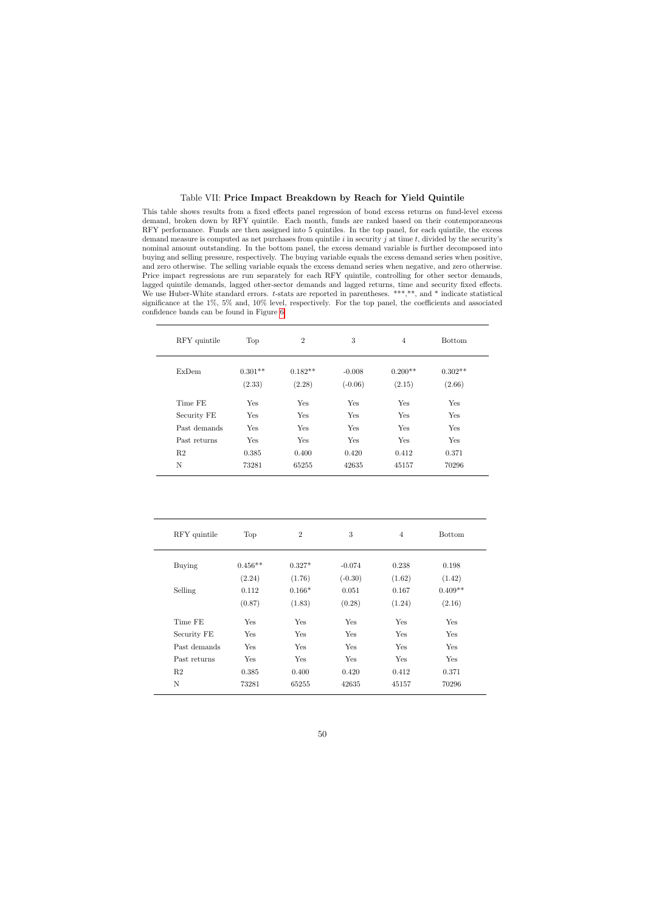Table VII: **Price Impact Breakdown by Reach for Yield Quintile**

This table shows results from a fixed effects panel regression of bond excess returns on fund-level excess demand, broken down by RFY quintile. Each month, funds are ranked based on their contemporaneous RFY performance. Funds are then assigned into 5 quintiles. In the top panel, for each quintile, the excess demand measure is computed as net purchases from quintile $i$ in security $j$ at time $t$, divided by the security's nominal amount outstanding. In the bottom panel, the excess demand variable is further decomposed into buying and selling pressure, respectively. The buying variable equals the excess demand series when positive, and zero otherwise. The selling variable equals the excess demand series when negative, and zero otherwise. Price impact regressions are run separately for each RFY quintile, controlling for other sector demands, lagged quintile demands, lagged other-sector demands and lagged returns, time and security fixed effects. We use Huber-White standard errors. $t$-stats are reported in parentheses. \*\*\*,\*\*, and \* indicate statistical significance at the 1%, 5% and, 10% level, respectively. For the top panel, the coefficients and associated confidence bands can be found in Figure 6.

| RFY quintile | Top | 2 | 3 | 4 | Bottom |
|---|---|---|---|---|---|
| ExDem | 0.301** | 0.182** | -0.008 | 0.200** | 0.302** |
| | (2.33) | (2.28) | (-0.06) | (2.15) | (2.66) |
| Time FE | Yes | Yes | Yes | Yes | Yes |
| Security FE | Yes | Yes | Yes | Yes | Yes |
| Past demands | Yes | Yes | Yes | Yes | Yes |
| Past returns | Yes | Yes | Yes | Yes | Yes |
| R2 | 0.385 | 0.400 | 0.420 | 0.412 | 0.371 |
| N | 73281 | 65255 | 42635 | 45157 | 70296 |

| RFY quintile | Top | 2 | 3 | 4 | Bottom |
|---|---|---|---|---|---|
| Buying | 0.456** | 0.327* | -0.074 | 0.238 | 0.198 |
| | (2.24) | (1.76) | (-0.30) | (1.62) | (1.42) |
| Selling | 0.112 | 0.166* | 0.051 | 0.167 | 0.409** |
| | (0.87) | (1.83) | (0.28) | (1.24) | (2.16) |
| Time FE | Yes | Yes | Yes | Yes | Yes |
| Security FE | Yes | Yes | Yes | Yes | Yes |
| Past demands | Yes | Yes | Yes | Yes | Yes |
| Past returns | Yes | Yes | Yes | Yes | Yes |
| R2 | 0.385 | 0.400 | 0.420 | 0.412 | 0.371 |
| N | 73281 | 65255 | 42635 | 45157 | 70296 |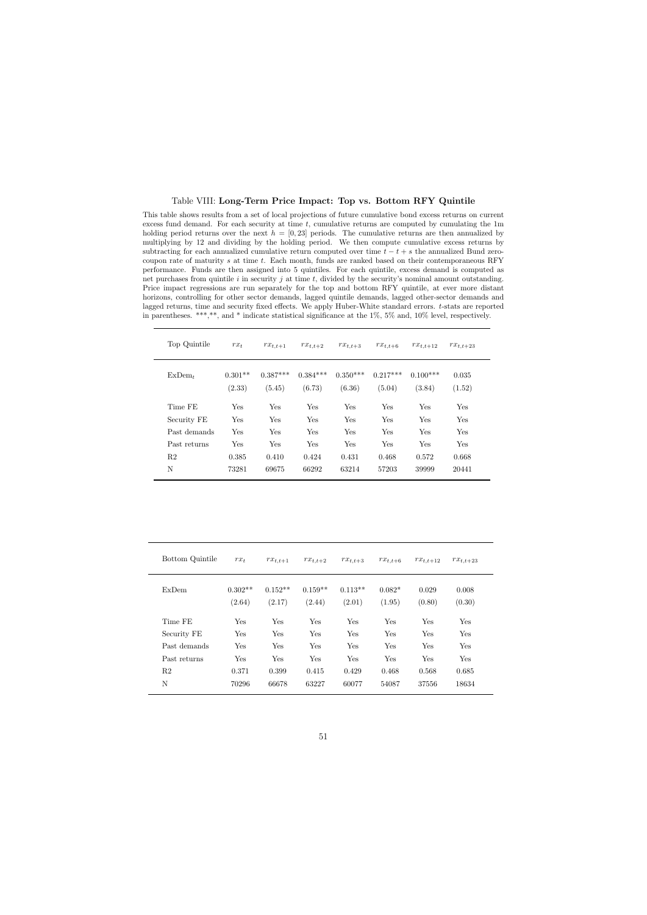Table VIII: **Long-Term Price Impact: Top vs. Bottom RFY Quintile**

This table shows results from a set of local projections of future cumulative bond excess returns on current excess fund demand. For each security at time $t$, cumulative returns are computed by cumulating the 1m holding period returns over the next $h = [0, 23]$ periods. The cumulative returns are then annualized by multiplying by 12 and dividing by the holding period. We then compute cumulative excess returns by subtracting for each annualized cumulative return computed over time $t - t + s$ the annualized Bund zero-coupon rate of maturity $s$ at time $t$. Each month, funds are ranked based on their contemporaneous RFY performance. Funds are then assigned into 5 quintiles. For each quintile, excess demand is computed as net purchases from quintile $i$ in security $j$ at time $t$, divided by the security's nominal amount outstanding. Price impact regressions are run separately for the top and bottom RFY quintile, at ever more distant horizons, controlling for other sector demands, lagged quintile demands, lagged other-sector demands and lagged returns, time and security fixed effects. We apply Huber-White standard errors. $t$-stats are reported in parentheses. ***,**, and * indicate statistical significance at the 1%, 5% and, 10% level, respectively.

| Top Quintile | $rx_t$ | $rx_{t,t+1}$ | $rx_{t,t+2}$ | $rx_{t,t+3}$ | $rx_{t,t+6}$ | $rx_{t,t+12}$ | $rx_{t,t+23}$ |
|---|---|---|---|---|---|---|---|
| $\text{ExDem}_t$ | 0.301** | 0.387*** | 0.384*** | 0.350*** | 0.217*** | 0.100*** | 0.035 |
| | (2.33) | (5.45) | (6.73) | (6.36) | (5.04) | (3.84) | (1.52) |
| Time FE | Yes | Yes | Yes | Yes | Yes | Yes | Yes |
| Security FE | Yes | Yes | Yes | Yes | Yes | Yes | Yes |
| Past demands | Yes | Yes | Yes | Yes | Yes | Yes | Yes |
| Past returns | Yes | Yes | Yes | Yes | Yes | Yes | Yes |
| R2 | 0.385 | 0.410 | 0.424 | 0.431 | 0.468 | 0.572 | 0.668 |
| N | 73281 | 69675 | 66292 | 63214 | 57203 | 39999 | 20441 |

| Bottom Quintile | $rx_t$ | $rx_{t,t+1}$ | $rx_{t,t+2}$ | $rx_{t,t+3}$ | $rx_{t,t+6}$ | $rx_{t,t+12}$ | $rx_{t,t+23}$ |
|---|---|---|---|---|---|---|---|
| ExDem | 0.302** | 0.152** | 0.159** | 0.113** | 0.082* | 0.029 | 0.008 |
| | (2.64) | (2.17) | (2.44) | (2.01) | (1.95) | (0.80) | (0.30) |
| Time FE | Yes | Yes | Yes | Yes | Yes | Yes | Yes |
| Security FE | Yes | Yes | Yes | Yes | Yes | Yes | Yes |
| Past demands | Yes | Yes | Yes | Yes | Yes | Yes | Yes |
| Past returns | Yes | Yes | Yes | Yes | Yes | Yes | Yes |
| R2 | 0.371 | 0.399 | 0.415 | 0.429 | 0.468 | 0.568 | 0.685 |
| N | 70296 | 66678 | 63227 | 60077 | 54087 | 37556 | 18634 |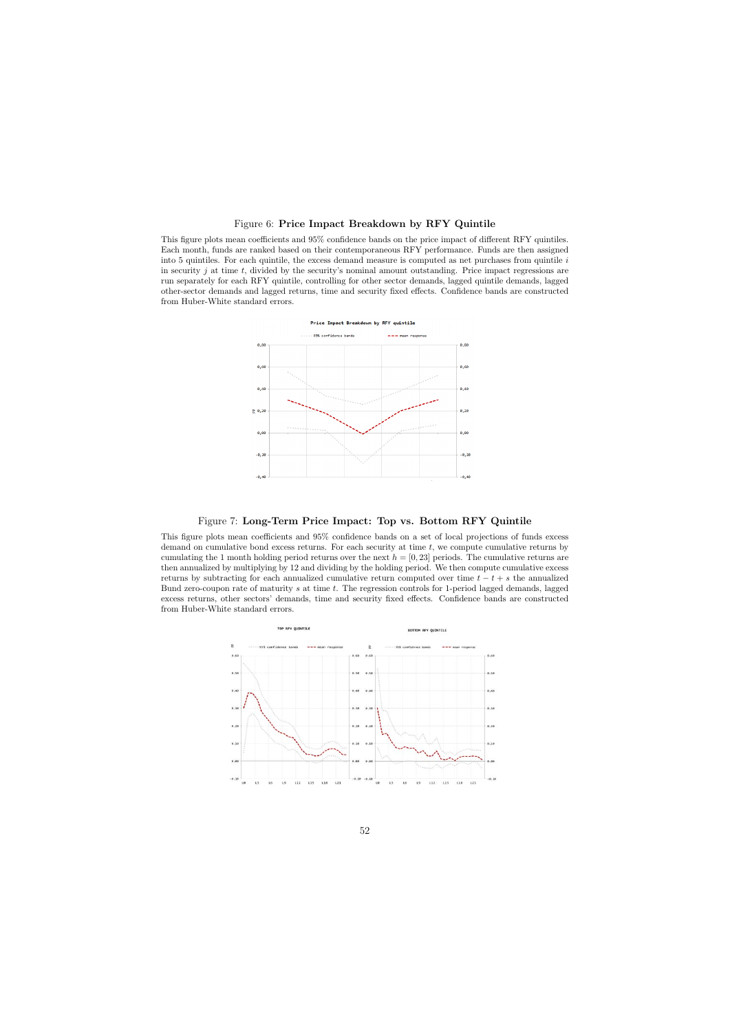Figure 6: **Price Impact Breakdown by RFY Quintile**

This figure plots mean coefficients and 95% confidence bands on the price impact of different RFY quintiles. Each month, funds are ranked based on their contemporaneous RFY performance. Funds are then assigned into 5 quintiles. For each quintile, the excess demand measure is computed as net purchases from quintile $i$ in security $j$ at time $t$, divided by the security's nominal amount outstanding. Price impact regressions are run separately for each RFY quintile, controlling for other sector demands, lagged quintile demands, lagged other-sector demands and lagged returns, time and security fixed effects. Confidence bands are constructed from Huber-White standard errors.

Figure 7: **Long-Term Price Impact: Top vs. Bottom RFY Quintile**

This figure plots mean coefficients and 95% confidence bands on a set of local projections of funds excess demand on cumulative bond excess returns. For each security at time $t$, we compute cumulative returns by cumulating the 1 month holding period returns over the next $h = [0, 23]$ periods. The cumulative returns are then annualized by multiplying by 12 and dividing by the holding period. We then compute cumulative excess returns by subtracting for each annualized cumulative return computed over time $t - t + s$ the annualized Bund zero-coupon rate of maturity $s$ at time $t$. The regression controls for 1-period lagged demands, lagged excess returns, other sectors' demands, time and security fixed effects. Confidence bands are constructed from Huber-White standard errors.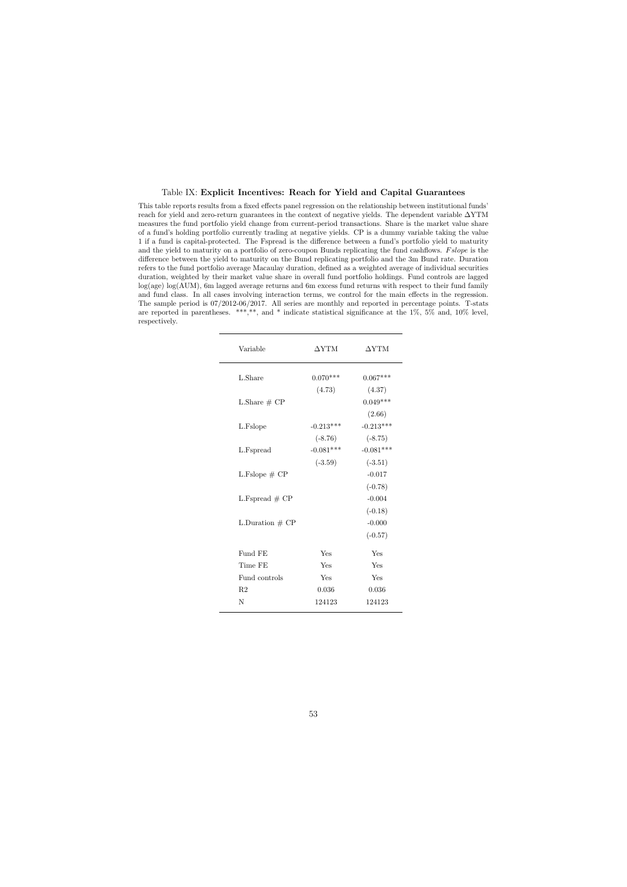Table IX: **Explicit Incentives: Reach for Yield and Capital Guarantees**

This table reports results from a fixed effects panel regression on the relationship between institutional funds' reach for yield and zero-return guarantees in the context of negative yields. The dependent variable ΔYTM measures the fund portfolio yield change from current-period transactions. Share is the market value share of a fund's holding portfolio currently trading at negative yields. CP is a dummy variable taking the value 1 if a fund is capital-protected. The Fspread is the difference between a fund's portfolio yield to maturity and the yield to maturity on a portfolio of zero-coupon Bunds replicating the fund cashflows. *Fslope* is the difference between the yield to maturity on the Bund replicating portfolio and the 3m Bund rate. Duration refers to the fund portfolio average Macaulay duration, defined as a weighted average of individual securities duration, weighted by their market value share in overall fund portfolio holdings. Fund controls are lagged log(age) log(AUM), 6m lagged average returns and 6m excess fund returns with respect to their fund family and fund class. In all cases involving interaction terms, we control for the main effects in the regression. The sample period is 07/2012-06/2017. All series are monthly and reported in percentage points. T-stats are reported in parentheses. ***,**, and * indicate statistical significance at the 1%, 5% and, 10% level, respectively.

| Variable | ΔYTM | ΔYTM |
|---|---|---|
| L.Share | 0.070*** | 0.067*** |
| | (4.73) | (4.37) |
| L.Share # CP | | 0.049*** |
| | | (2.66) |
| L.Fslope | -0.213*** | -0.213*** |
| | (-8.76) | (-8.75) |
| L.Fspread | -0.081*** | -0.081*** |
| | (-3.59) | (-3.51) |
| L.Fslope # CP | | -0.017 |
| | | (-0.78) |
| L.Fspread # CP | | -0.004 |
| | | (-0.18) |
| L.Duration # CP | | -0.000 |
| | | (-0.57) |
| Fund FE | Yes | Yes |
| Time FE | Yes | Yes |
| Fund controls | Yes | Yes |
| R2 | 0.036 | 0.036 |
| N | 124123 | 124123 |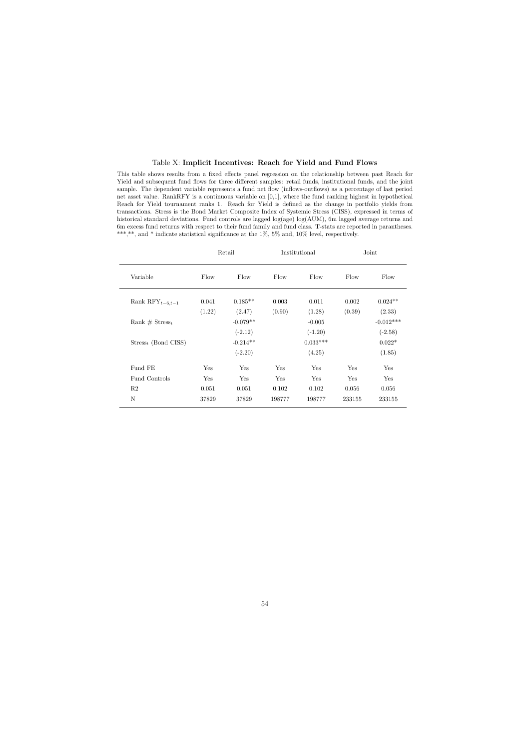Table X: **Implicit Incentives: Reach for Yield and Fund Flows**

This table shows results from a fixed effects panel regression on the relationship between past Reach for Yield and subsequent fund flows for three different samples: retail funds, institutional funds, and the joint sample. The dependent variable represents a fund net flow (inflows-outflows) as a percentage of last period net asset value. RankRFY is a continuous variable on [0,1], where the fund ranking highest in hypothetical Reach for Yield tournament ranks 1. Reach for Yield is defined as the change in portfolio yields from transactions. Stress is the Bond Market Composite Index of Systemic Stress (CISS), expressed in terms of historical standard deviations. Fund controls are lagged log(age) log(AUM), 6m lagged average returns and 6m excess fund returns with respect to their fund family and fund class. T-stats are reported in parantheses. ***,**, and * indicate statistical significance at the 1%, 5% and, 10% level, respectively.

| | Retail | | Institutional | | Joint | |
|---|---|---|---|---|---|---|
| Variable | Flow | Flow | Flow | Flow | Flow | Flow |
| Rank $RFY_{t-6,t-1}$ | 0.041 | 0.185** | 0.003 | 0.011 | 0.002 | 0.024** |
| | (1.22) | (2.47) | (0.90) | (1.28) | (0.39) | (2.33) |
| Rank # $Stress_t$ | | -0.079** | | -0.005 | | -0.012*** |
| | | (-2.12) | | (-1.20) | | (-2.58) |
| $Stress_t$ (Bond CISS) | | -0.214** | | 0.033*** | | 0.022* |
| | | (-2.20) | | (4.25) | | (1.85) |
| Fund FE | Yes | Yes | Yes | Yes | Yes | Yes |
| Fund Controls | Yes | Yes | Yes | Yes | Yes | Yes |
| R2 | 0.051 | 0.051 | 0.102 | 0.102 | 0.056 | 0.056 |
| N | 37829 | 37829 | 198777 | 198777 | 233155 | 233155 |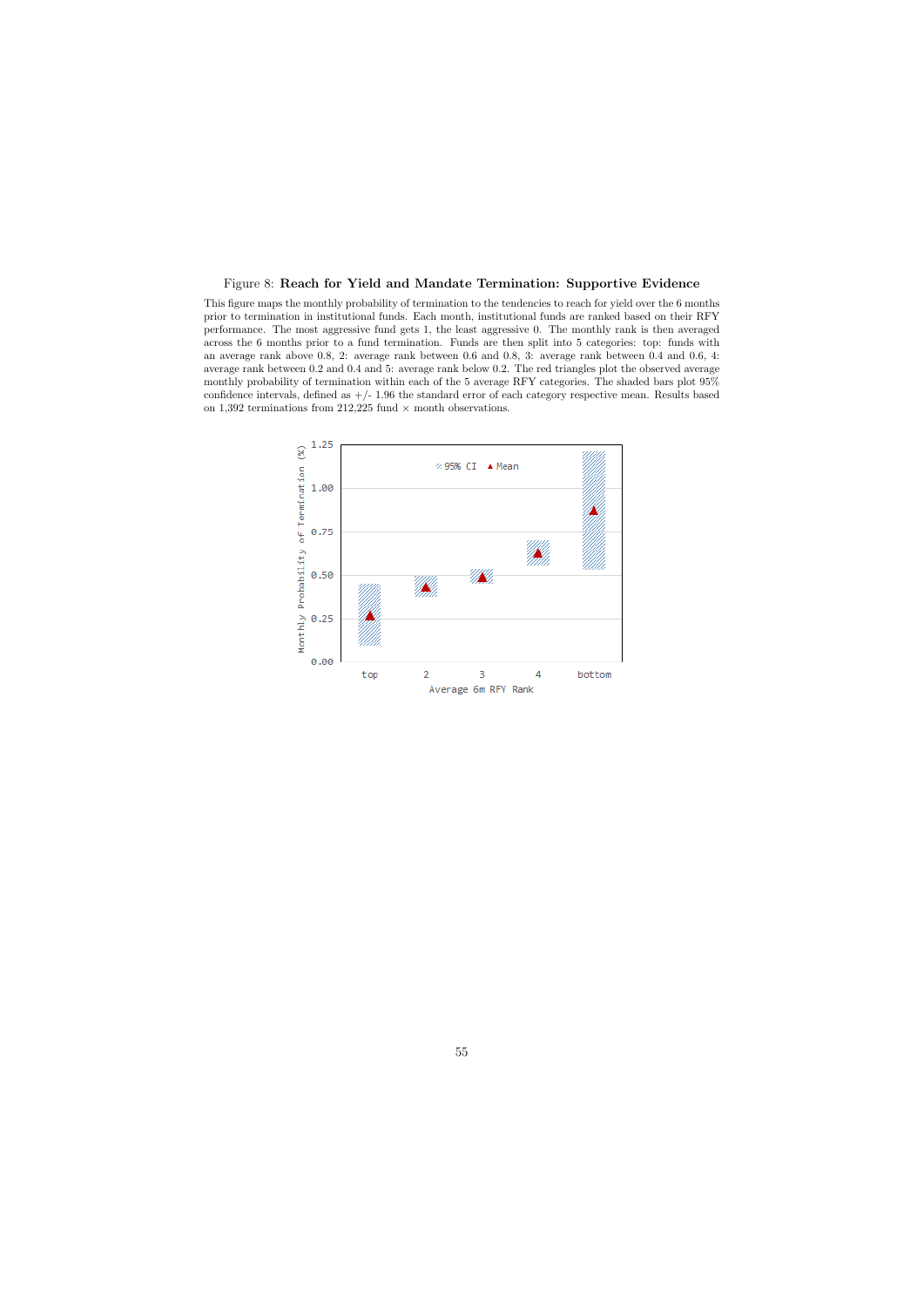Figure 8: **Reach for Yield and Mandate Termination: Supportive Evidence**

This figure maps the monthly probability of termination to the tendencies to reach for yield over the 6 months prior to termination in institutional funds. Each month, institutional funds are ranked based on their RFY performance. The most aggressive fund gets 1, the least aggressive 0. The monthly rank is then averaged across the 6 months prior to a fund termination. Funds are then split into 5 categories: top: funds with an average rank above 0.8, 2: average rank between 0.6 and 0.8, 3: average rank between 0.4 and 0.6, 4: average rank between 0.2 and 0.4 and 5: average rank below 0.2. The red triangles plot the observed average monthly probability of termination within each of the 5 average RFY categories. The shaded bars plot 95% confidence intervals, defined as +/- 1.96 the standard error of each category respective mean. Results based on 1,392 terminations from 212,225 fund × month observations.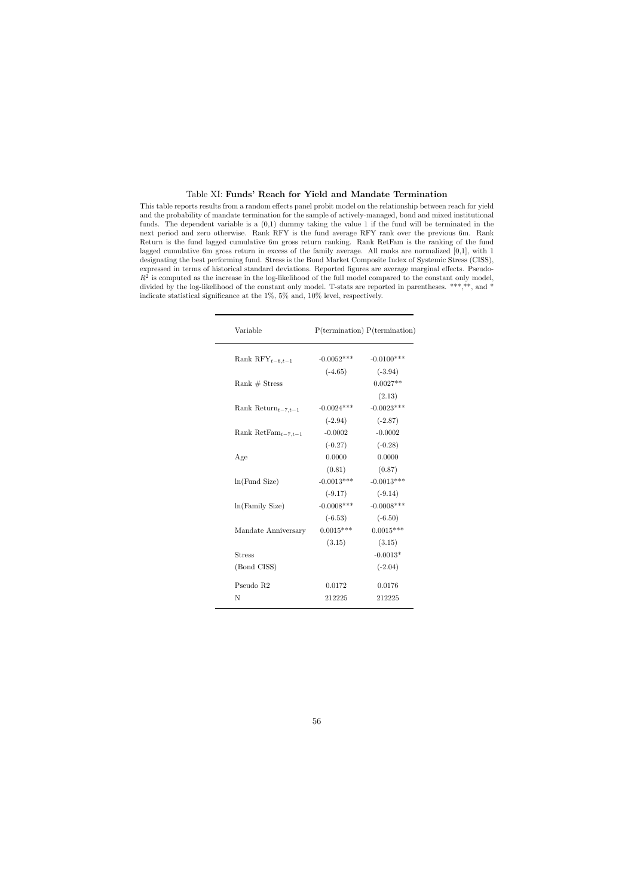Table XI: **Funds' Reach for Yield and Mandate Termination**

This table reports results from a random effects panel probit model on the relationship between reach for yield and the probability of mandate termination for the sample of actively-managed, bond and mixed institutional funds. The dependent variable is a (0,1) dummy taking the value 1 if the fund will be terminated in the next period and zero otherwise. Rank RFY is the fund average RFY rank over the previous 6m. Rank Return is the fund lagged cumulative 6m gross return ranking. Rank RetFam is the ranking of the fund lagged cumulative 6m gross return in excess of the family average. All ranks are normalized [0,1], with 1 designating the best performing fund. Stress is the Bond Market Composite Index of Systemic Stress (CISS), expressed in terms of historical standard deviations. Reported figures are average marginal effects. Pseudo-$R^2$ is computed as the increase in the log-likelihood of the full model compared to the constant only model, divided by the log-likelihood of the constant only model. T-stats are reported in parentheses. ***,**, and * indicate statistical significance at the 1%, 5% and, 10% level, respectively.

| Variable | P(termination) | P(termination) |
|---|---|---|
| Rank $\text{RFY}_{t-6,t-1}$ | -0.0052*** | -0.0100*** |
| | (-4.65) | (-3.94) |
| Rank # Stress | | 0.0027** |
| | | (2.13) |
| Rank $\text{Return}_{t-7,t-1}$ | -0.0024*** | -0.0023*** |
| | (-2.94) | (-2.87) |
| Rank $\text{RetFam}_{t-7,t-1}$ | -0.0002 | -0.0002 |
| | (-0.27) | (-0.28) |
| Age | 0.0000 | 0.0000 |
| | (0.81) | (0.87) |
| ln(Fund Size) | -0.0013*** | -0.0013*** |
| | (-9.17) | (-9.14) |
| ln(Family Size) | -0.0008*** | -0.0008*** |
| | (-6.53) | (-6.50) |
| Mandate Anniversary | 0.0015*** | 0.0015*** |
| | (3.15) | (3.15) |
| Stress | | -0.0013* |
| (Bond CISS) | | (-2.04) |
| Pseudo R2 | 0.0172 | 0.0176 |
| N | 212225 | 212225 |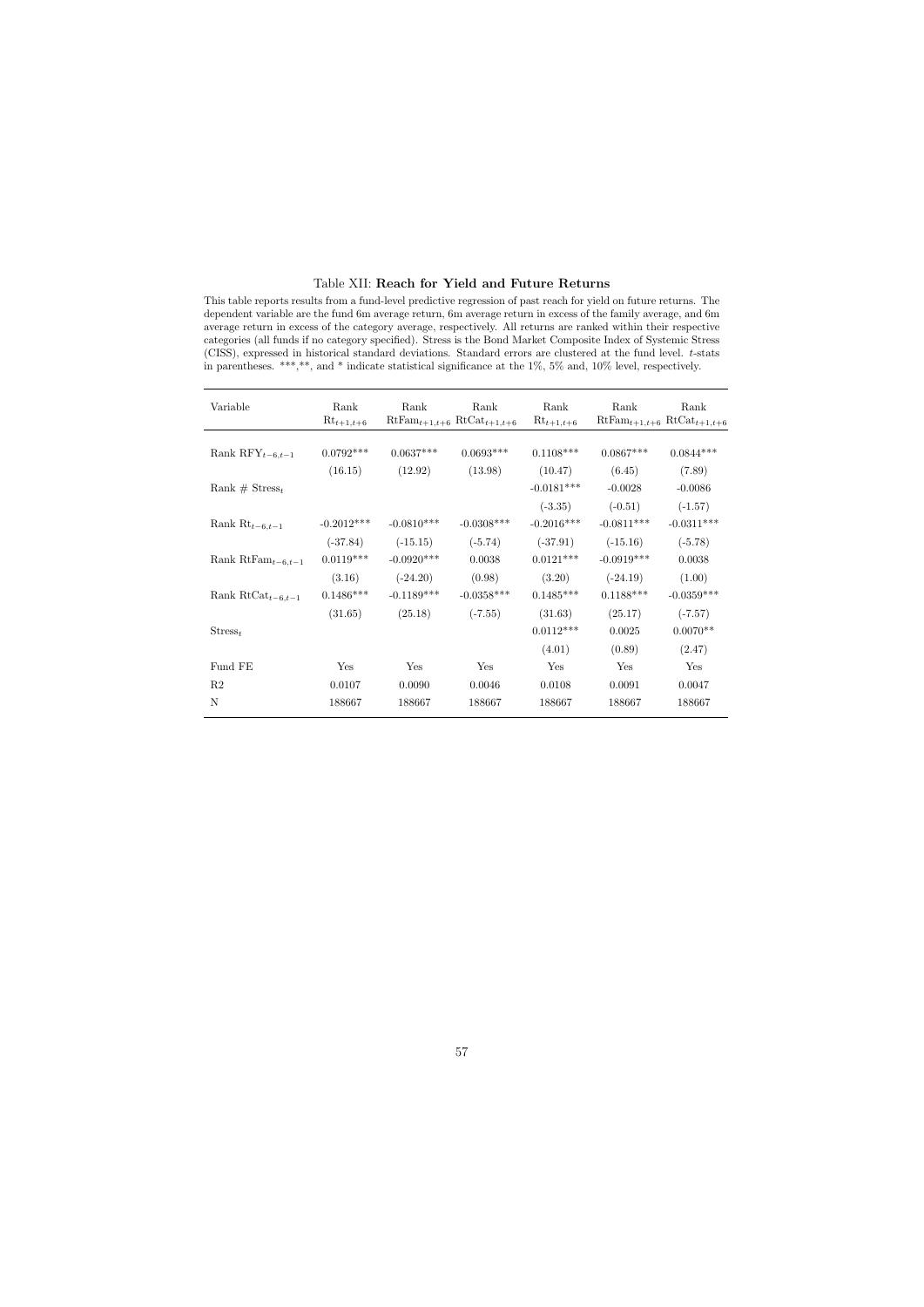Table XII: **Reach for Yield and Future Returns**

This table reports results from a fund-level predictive regression of past reach for yield on future returns. The dependent variable are the fund 6m average return, 6m average return in excess of the family average, and 6m average return in excess of the category average, respectively. All returns are ranked within their respective categories (all funds if no category specified). Stress is the Bond Market Composite Index of Systemic Stress (CISS), expressed in historical standard deviations. Standard errors are clustered at the fund level. *t*-stats in parentheses. ***,**, and * indicate statistical significance at the 1%, 5% and, 10% level, respectively.

| Variable | Rank $\text{Rt}_{t+1,t+6}$ | Rank $\text{RtFam}_{t+1,t+6}$ | Rank $\text{RtCat}_{t+1,t+6}$ | Rank $\text{Rt}_{t+1,t+6}$ | Rank $\text{RtFam}_{t+1,t+6}$ | Rank $\text{RtCat}_{t+1,t+6}$ |
|---|---|---|---|---|---|---|
| Rank $\text{RFY}_{t-6,t-1}$ | 0.0792*** | 0.0637*** | 0.0693*** | 0.1108*** | 0.0867*** | 0.0844*** |
| | (16.15) | (12.92) | (13.98) | (10.47) | (6.45) | (7.89) |
| Rank # $\text{Stress}_t$ | | | | -0.0181*** | -0.0028 | -0.0086 |
| | | | | (-3.35) | (-0.51) | (-1.57) |
| Rank $\text{Rt}_{t-6,t-1}$ | -0.2012*** | -0.0810*** | -0.0308*** | -0.2016*** | -0.0811*** | -0.0311*** |
| | (-37.84) | (-15.15) | (-5.74) | (-37.91) | (-15.16) | (-5.78) |
| Rank $\text{RtFam}_{t-6,t-1}$ | 0.0119*** | -0.0920*** | 0.0038 | 0.0121*** | -0.0919*** | 0.0038 |
| | (3.16) | (-24.20) | (0.98) | (3.20) | (-24.19) | (1.00) |
| Rank $\text{RtCat}_{t-6,t-1}$ | 0.1486*** | -0.1189*** | -0.0358*** | 0.1485*** | 0.1188*** | -0.0359*** |
| | (31.65) | (25.18) | (-7.55) | (31.63) | (25.17) | (-7.57) |
| $\text{Stress}_t$ | | | | 0.0112*** | 0.0025 | 0.0070** |
| | | | | (4.01) | (0.89) | (2.47) |
| Fund FE | Yes | Yes | Yes | Yes | Yes | Yes |
| R2 | 0.0107 | 0.0090 | 0.0046 | 0.0108 | 0.0091 | 0.0047 |
| N | 188667 | 188667 | 188667 | 188667 | 188667 | 188667 |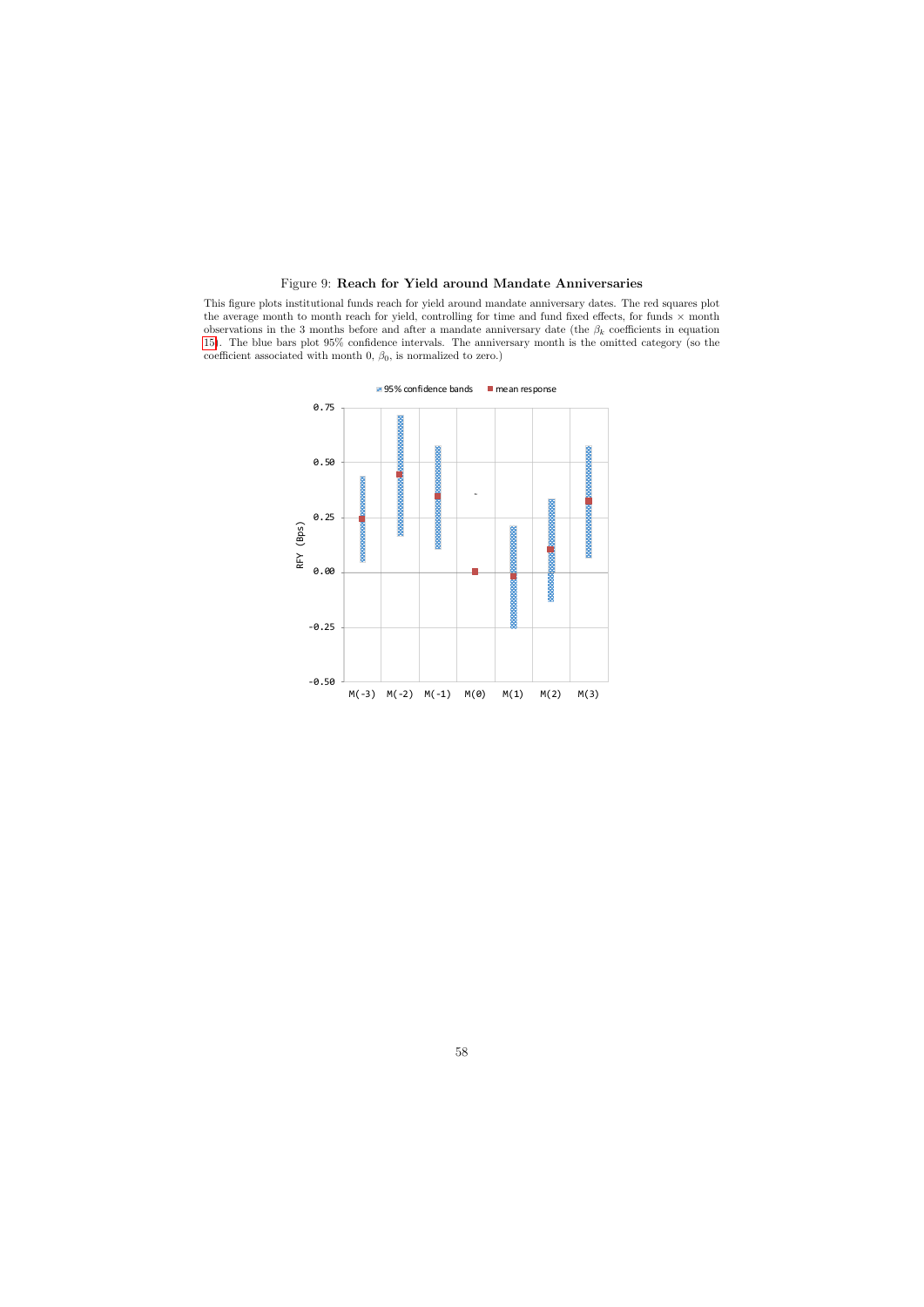Figure 9: **Reach for Yield around Mandate Anniversaries**

This figure plots institutional funds reach for yield around mandate anniversary dates. The red squares plot the average month to month reach for yield, controlling for time and fund fixed effects, for funds × month observations in the 3 months before and after a mandate anniversary date (the $\beta_k$ coefficients in equation 15). The blue bars plot 95% confidence intervals. The anniversary month is the omitted category (so the coefficient associated with month 0, $\beta_0$, is normalized to zero.)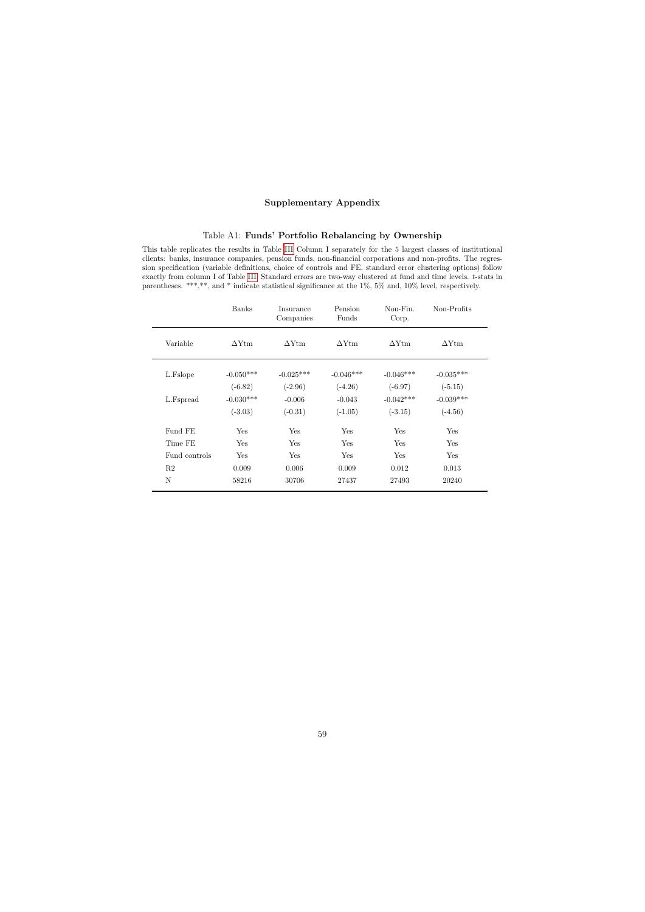# Supplementary Appendix

Table A1: **Funds' Portfolio Rebalancing by Ownership**

This table replicates the results in Table III Column I separately for the 5 largest classes of institutional clients: banks, insurance companies, pension funds, non-financial corporations and non-profits. The regression specification (variable definitions, choice of controls and FE, standard error clustering options) follow exactly from column I of Table III. Standard errors are two-way clustered at fund and time levels. *t*-stats in parentheses. ***,**, and * indicate statistical significance at the 1%, 5% and, 10% level, respectively.

| | Banks | Insurance Companies | Pension Funds | Non-Fin. Corp. | Non-Profits |
|---|---|---|---|---|---|
| Variable | ΔYtm | ΔYtm | ΔYtm | ΔYtm | ΔYtm |
| L.Fslope | -0.050*** | -0.025*** | -0.046*** | -0.046*** | -0.035*** |
| | (-6.82) | (-2.96) | (-4.26) | (-6.97) | (-5.15) |
| L.Fspread | -0.030*** | -0.006 | -0.043 | -0.042*** | -0.039*** |
| | (-3.03) | (-0.31) | (-1.05) | (-3.15) | (-4.56) |
| Fund FE | Yes | Yes | Yes | Yes | Yes |
| Time FE | Yes | Yes | Yes | Yes | Yes |
| Fund controls | Yes | Yes | Yes | Yes | Yes |
| R2 | 0.009 | 0.006 | 0.009 | 0.012 | 0.013 |
| N | 58216 | 30706 | 27437 | 27493 | 20240 |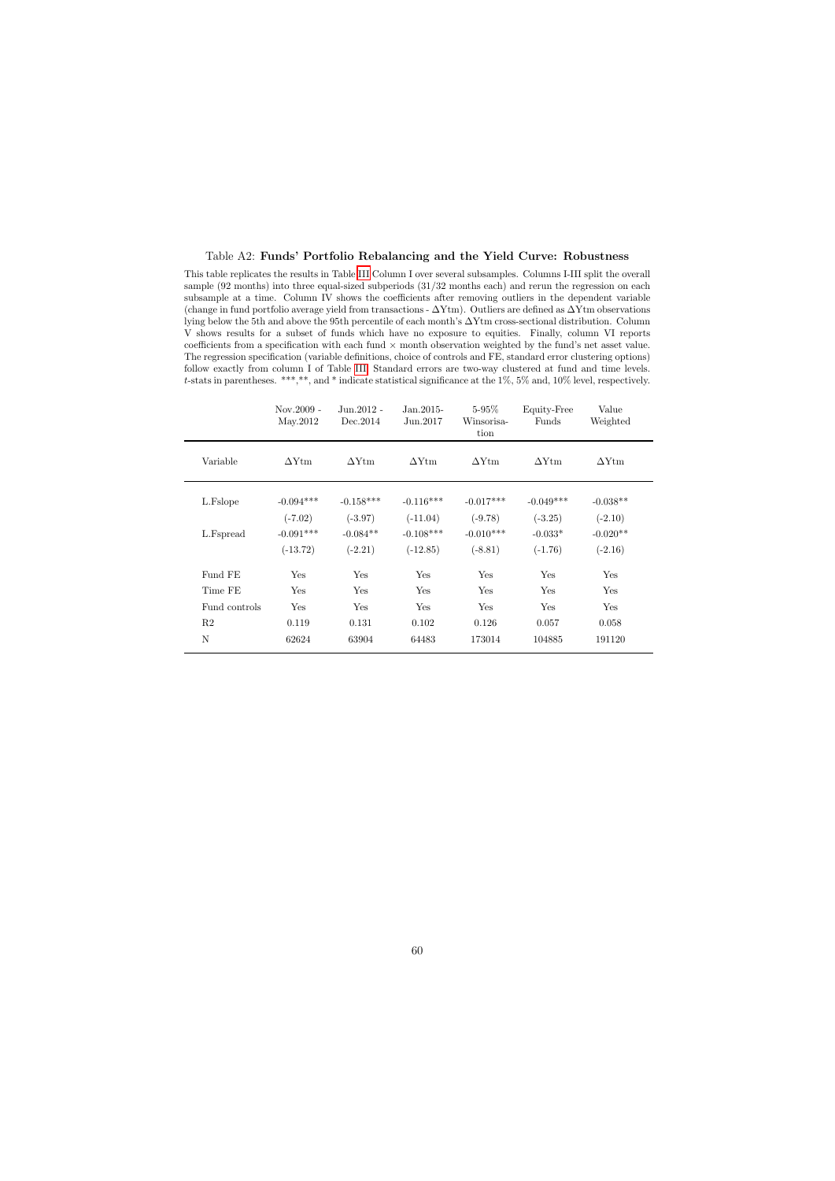Table A2: **Funds' Portfolio Rebalancing and the Yield Curve: Robustness**

This table replicates the results in Table III Column I over several subsamples. Columns I-III split the overall sample (92 months) into three equal-sized subperiods (31/32 months each) and rerun the regression on each subsample at a time. Column IV shows the coefficients after removing outliers in the dependent variable (change in fund portfolio average yield from transactions - $\Delta$Ytm). Outliers are defined as $\Delta$Ytm observations lying below the 5th and above the 95th percentile of each month's $\Delta$Ytm cross-sectional distribution. Column V shows results for a subset of funds which have no exposure to equities. Finally, column VI reports coefficients from a specification with each fund $\times$ month observation weighted by the fund's net asset value. The regression specification (variable definitions, choice of controls and FE, standard error clustering options) follow exactly from column I of Table III. Standard errors are two-way clustered at fund and time levels. $t$-stats in parentheses. ***,**, and * indicate statistical significance at the 1%, 5% and, 10% level, respectively.

| | Nov.2009 - May.2012 | Jun.2012 - Dec.2014 | Jan.2015- Jun.2017 | 5-95% Winsorisation | Equity-Free Funds | Value Weighted |
|---|---|---|---|---|---|---|
| Variable | $\Delta$Ytm | $\Delta$Ytm | $\Delta$Ytm | $\Delta$Ytm | $\Delta$Ytm | $\Delta$Ytm |
| L.Fslope | -0.094*** | -0.158*** | -0.116*** | -0.017*** | -0.049*** | -0.038** |
| | (-7.02) | (-3.97) | (-11.04) | (-9.78) | (-3.25) | (-2.10) |
| L.Fspread | -0.091*** | -0.084** | -0.108*** | -0.010*** | -0.033* | -0.020** |
| | (-13.72) | (-2.21) | (-12.85) | (-8.81) | (-1.76) | (-2.16) |
| Fund FE | Yes | Yes | Yes | Yes | Yes | Yes |
| Time FE | Yes | Yes | Yes | Yes | Yes | Yes |
| Fund controls | Yes | Yes | Yes | Yes | Yes | Yes |
| R2 | 0.119 | 0.131 | 0.102 | 0.126 | 0.057 | 0.058 |
| N | 62624 | 63904 | 64483 | 173014 | 104885 | 191120 |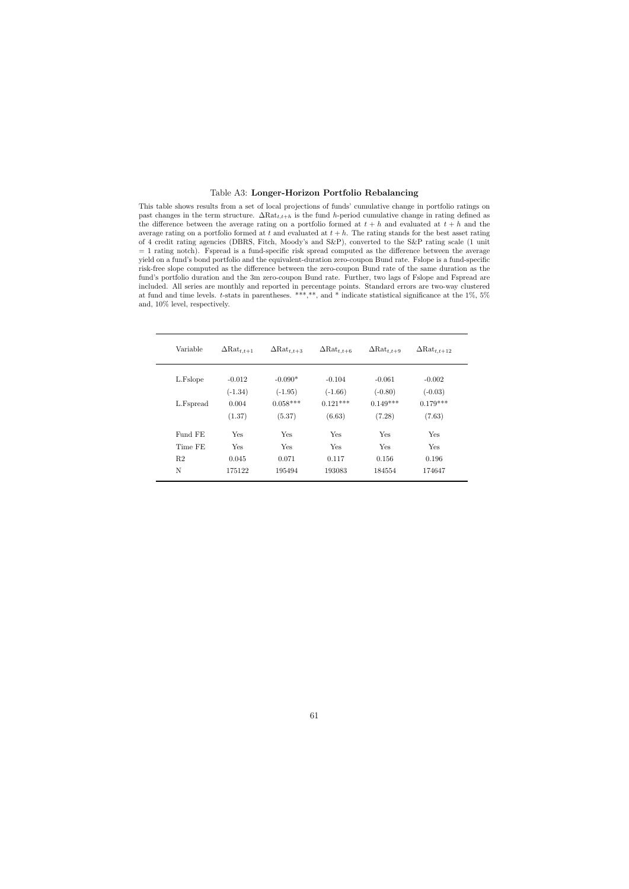Table A3: **Longer-Horizon Portfolio Rebalancing**

This table shows results from a set of local projections of funds' cumulative change in portfolio ratings on past changes in the term structure. $\Delta\text{Rat}_{t,t+h}$ is the fund $h$-period cumulative change in rating defined as the difference between the average rating on a portfolio formed at $t+h$ and evaluated at $t+h$ and the average rating on a portfolio formed at $t$ and evaluated at $t+h$. The rating stands for the best asset rating of 4 credit rating agencies (DBRS, Fitch, Moody's and S&P), converted to the S&P rating scale (1 unit = 1 rating notch). Fspread is a fund-specific risk spread computed as the difference between the average yield on a fund's bond portfolio and the equivalent-duration zero-coupon Bund rate. Fslope is a fund-specific risk-free slope computed as the difference between the zero-coupon Bund rate of the same duration as the fund's portfolio duration and the 3m zero-coupon Bund rate. Further, two lags of Fslope and Fspread are included. All series are monthly and reported in percentage points. Standard errors are two-way clustered at fund and time levels. $t$-stats in parentheses. ***,**, and * indicate statistical significance at the 1%, 5% and, 10% level, respectively.

| Variable | $\Delta\text{Rat}_{t,t+1}$ | $\Delta\text{Rat}_{t,t+3}$ | $\Delta\text{Rat}_{t,t+6}$ | $\Delta\text{Rat}_{t,t+9}$ | $\Delta\text{Rat}_{t,t+12}$ |
|---|---|---|---|---|---|
| L.Fslope | -0.012 | -0.090* | -0.104 | -0.061 | -0.002 |
| | (-1.34) | (-1.95) | (-1.66) | (-0.80) | (-0.03) |
| L.Fspread | 0.004 | 0.058*** | 0.121*** | 0.149*** | 0.179*** |
| | (1.37) | (5.37) | (6.63) | (7.28) | (7.63) |
| Fund FE | Yes | Yes | Yes | Yes | Yes |
| Time FE | Yes | Yes | Yes | Yes | Yes |
| R2 | 0.045 | 0.071 | 0.117 | 0.156 | 0.196 |
| N | 175122 | 195494 | 193083 | 184554 | 174647 |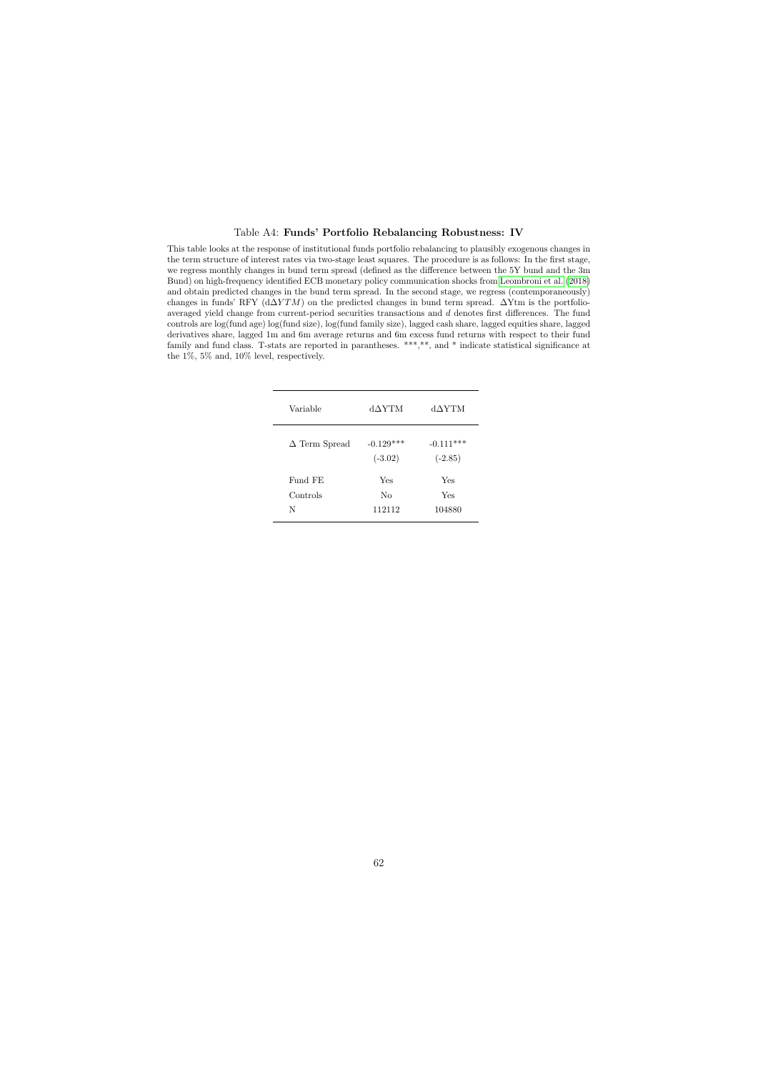Table A4: **Funds' Portfolio Rebalancing Robustness: IV**

This table looks at the response of institutional funds portfolio rebalancing to plausibly exogenous changes in the term structure of interest rates via two-stage least squares. The procedure is as follows: In the first stage, we regress monthly changes in bund term spread (defined as the difference between the 5Y bund and the 3m Bund) on high-frequency identified ECB monetary policy communication shocks from Leombroni et al. (2018) and obtain predicted changes in the bund term spread. In the second stage, we regress (contemporaneously) changes in funds' RFY ($d\Delta YTM$) on the predicted changes in bund term spread. $\Delta$Ytm is the portfolio-averaged yield change from current-period securities transactions and $d$ denotes first differences. The fund controls are log(fund age) log(fund size), log(fund family size), lagged cash share, lagged equities share, lagged derivatives share, lagged 1m and 6m average returns and 6m excess fund returns with respect to their fund family and fund class. T-stats are reported in parantheses. ***,**, and * indicate statistical significance at the 1%, 5% and, 10% level, respectively.

| Variable | d$\Delta$YTM | d$\Delta$YTM |
|---|---|---|
| $\Delta$ Term Spread | -0.129*** | -0.111*** |
| | (-3.02) | (-2.85) |
| Fund FE | Yes | Yes |
| Controls | No | Yes |
| N | 112112 | 104880 |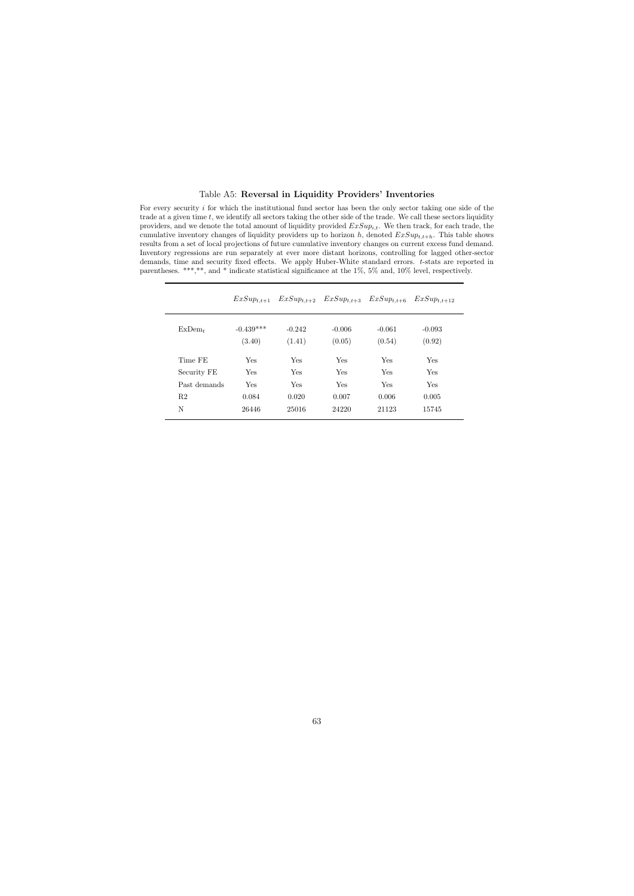Table A5: **Reversal in Liquidity Providers' Inventories**

For every security $i$ for which the institutional fund sector has been the only sector taking one side of the trade at a given time $t$, we identify all sectors taking the other side of the trade. We call these sectors liquidity providers, and we denote the total amount of liquidity provided $ExSup_{i,t}$. We then track, for each trade, the cumulative inventory changes of liquidity providers up to horizon $h$, denoted $ExSup_{t,t+h}$. This table shows results from a set of local projections of future cumulative inventory changes on current excess fund demand. Inventory regressions are run separately at ever more distant horizons, controlling for lagged other-sector demands, time and security fixed effects. We apply Huber-White standard errors. $t$-stats are reported in parentheses. \*\*\*,\*\*, and \* indicate statistical significance at the 1%, 5% and, 10% level, respectively.

| | $ExSup_{t,t+1}$ | $ExSup_{t,t+2}$ | $ExSup_{t,t+3}$ | $ExSup_{t,t+6}$ | $ExSup_{t,t+12}$ |
|---|---|---|---|---|---|
| $\text{ExDem}_t$ | -0.439*** | -0.242 | -0.006 | -0.061 | -0.093 |
| | (3.40) | (1.41) | (0.05) | (0.54) | (0.92) |
| Time FE | Yes | Yes | Yes | Yes | Yes |
| Security FE | Yes | Yes | Yes | Yes | Yes |
| Past demands | Yes | Yes | Yes | Yes | Yes |
| R2 | 0.084 | 0.020 | 0.007 | 0.006 | 0.005 |
| N | 26446 | 25016 | 24220 | 21123 | 15745 |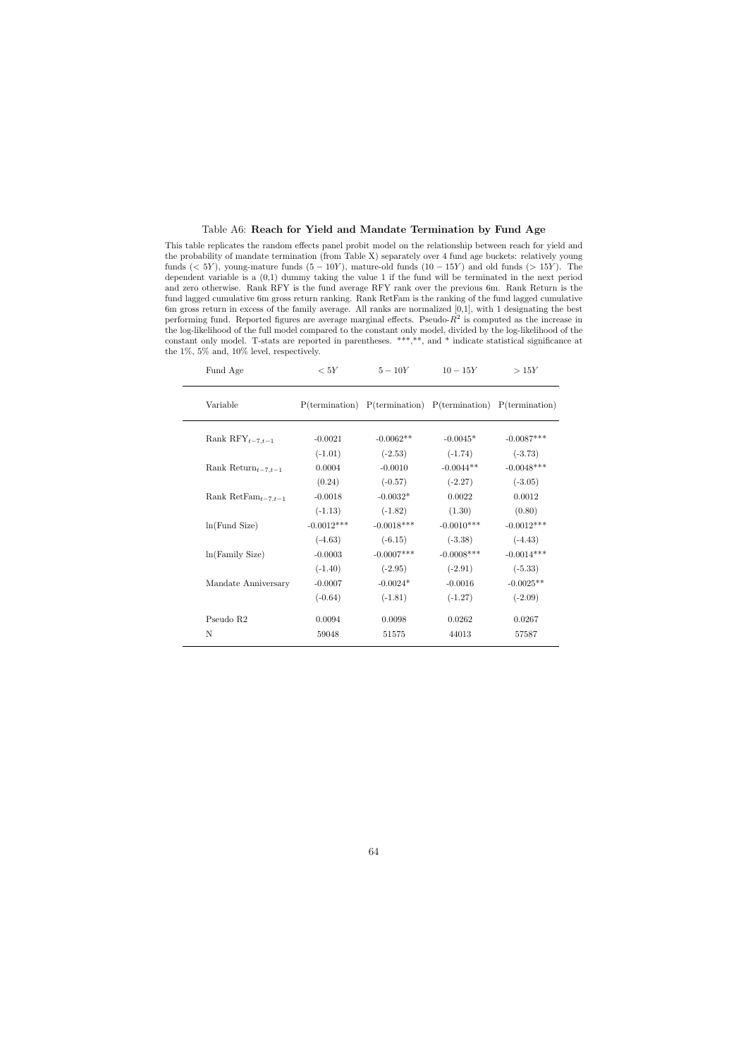Table A6: **Reach for Yield and Mandate Termination by Fund Age**

This table replicates the random effects panel probit model on the relationship between reach for yield and the probability of mandate termination (from Table X) separately over 4 fund age buckets: relatively young funds ($< 5Y$), young-mature funds ($5 - 10Y$), mature-old funds ($10 - 15Y$) and old funds ($> 15Y$). The dependent variable is a (0,1) dummy taking the value 1 if the fund will be terminated in the next period and zero otherwise. Rank RFY is the fund average RFY rank over the previous 6m. Rank Return is the fund lagged cumulative 6m gross return ranking. Rank RetFam is the ranking of the fund lagged cumulative 6m gross return in excess of the family average. All ranks are normalized [0,1], with 1 designating the best performing fund. Reported figures are average marginal effects. Pseudo-$R^2$ is computed as the increase in the log-likelihood of the full model compared to the constant only model, divided by the log-likelihood of the constant only model. T-stats are reported in parentheses. ***,**, and * indicate statistical significance at the 1%, 5% and, 10% level, respectively.

| Fund Age | $< 5Y$ | $5 - 10Y$ | $10 - 15Y$ | $> 15Y$ |
|---|---|---|---|---|
| Variable | P(termination) | P(termination) | P(termination) | P(termination) |
| Rank $\text{RFY}_{t-7,t-1}$ | -0.0021 | -0.0062** | -0.0045* | -0.0087*** |
| | (-1.01) | (-2.53) | (-1.74) | (-3.73) |
| Rank $\text{Return}_{t-7,t-1}$ | 0.0004 | -0.0010 | -0.0044** | -0.0048*** |
| | (0.24) | (-0.57) | (-2.27) | (-3.05) |
| Rank $\text{RetFam}_{t-7,t-1}$ | -0.0018 | -0.0032* | 0.0022 | 0.0012 |
| | (-1.13) | (-1.82) | (1.30) | (0.80) |
| ln(Fund Size) | -0.0012*** | -0.0018*** | -0.0010*** | -0.0012*** |
| | (-4.63) | (-6.15) | (-3.38) | (-4.43) |
| ln(Family Size) | -0.0003 | -0.0007*** | -0.0008*** | -0.0014*** |
| | (-1.40) | (-2.95) | (-2.91) | (-5.33) |
| Mandate Anniversary | -0.0007 | -0.0024* | -0.0016 | -0.0025** |
| | (-0.64) | (-1.81) | (-1.27) | (-2.09) |
| Pseudo R2 | 0.0094 | 0.0098 | 0.0262 | 0.0267 |
| N | 59048 | 51575 | 44013 | 57587 |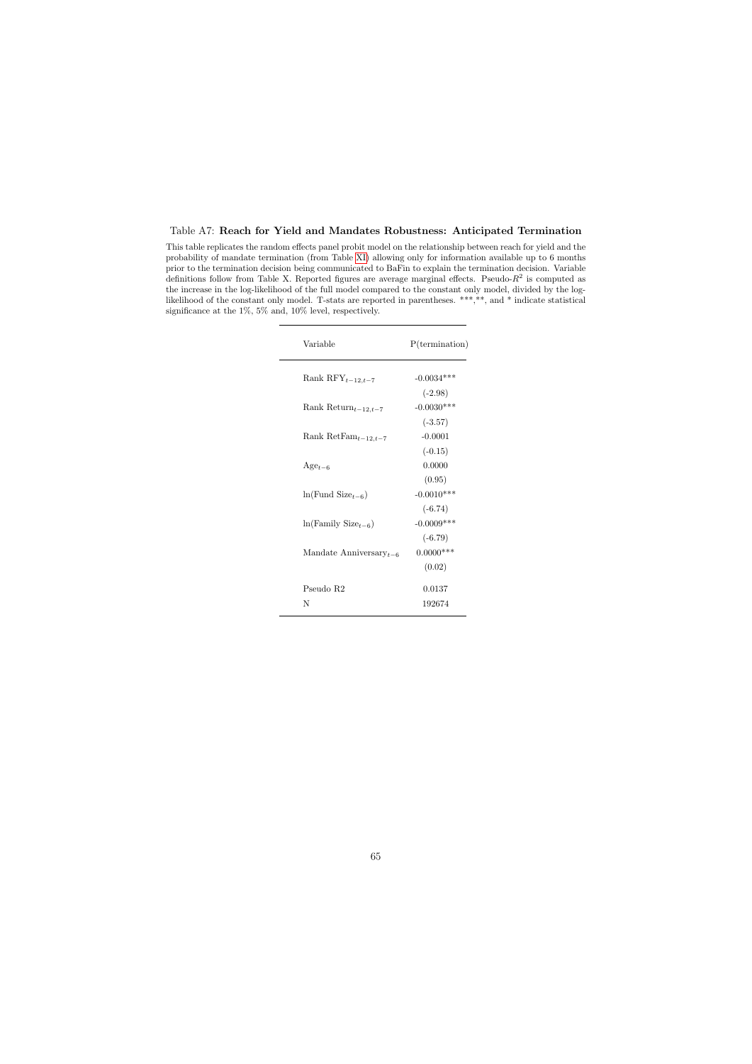Table A7: **Reach for Yield and Mandates Robustness: Anticipated Termination**

This table replicates the random effects panel probit model on the relationship between reach for yield and the probability of mandate termination (from Table XI) allowing only for information available up to 6 months prior to the termination decision being communicated to BaFin to explain the termination decision. Variable definitions follow from Table X. Reported figures are average marginal effects. Pseudo-$R^2$ is computed as the increase in the log-likelihood of the full model compared to the constant only model, divided by the log-likelihood of the constant only model. T-stats are reported in parentheses. ***,**, and * indicate statistical significance at the 1%, 5% and, 10% level, respectively.

| Variable | P(termination) |
|---|---|
| Rank $\text{RFY}_{t-12,t-7}$ | -0.0034*** |
| | (-2.98) |
| Rank $\text{Return}_{t-12,t-7}$ | -0.0030*** |
| | (-3.57) |
| Rank $\text{RetFam}_{t-12,t-7}$ | -0.0001 |
| | (-0.15) |
| $\text{Age}_{t-6}$ | 0.0000 |
| | (0.95) |
| $\ln(\text{Fund Size}_{t-6})$ | -0.0010*** |
| | (-6.74) |
| $\ln(\text{Family Size}_{t-6})$ | -0.0009*** |
| | (-6.79) |
| Mandate $\text{Anniversary}_{t-6}$ | 0.0000*** |
| | (0.02) |
| Pseudo R2 | 0.0137 |
| N | 192674 |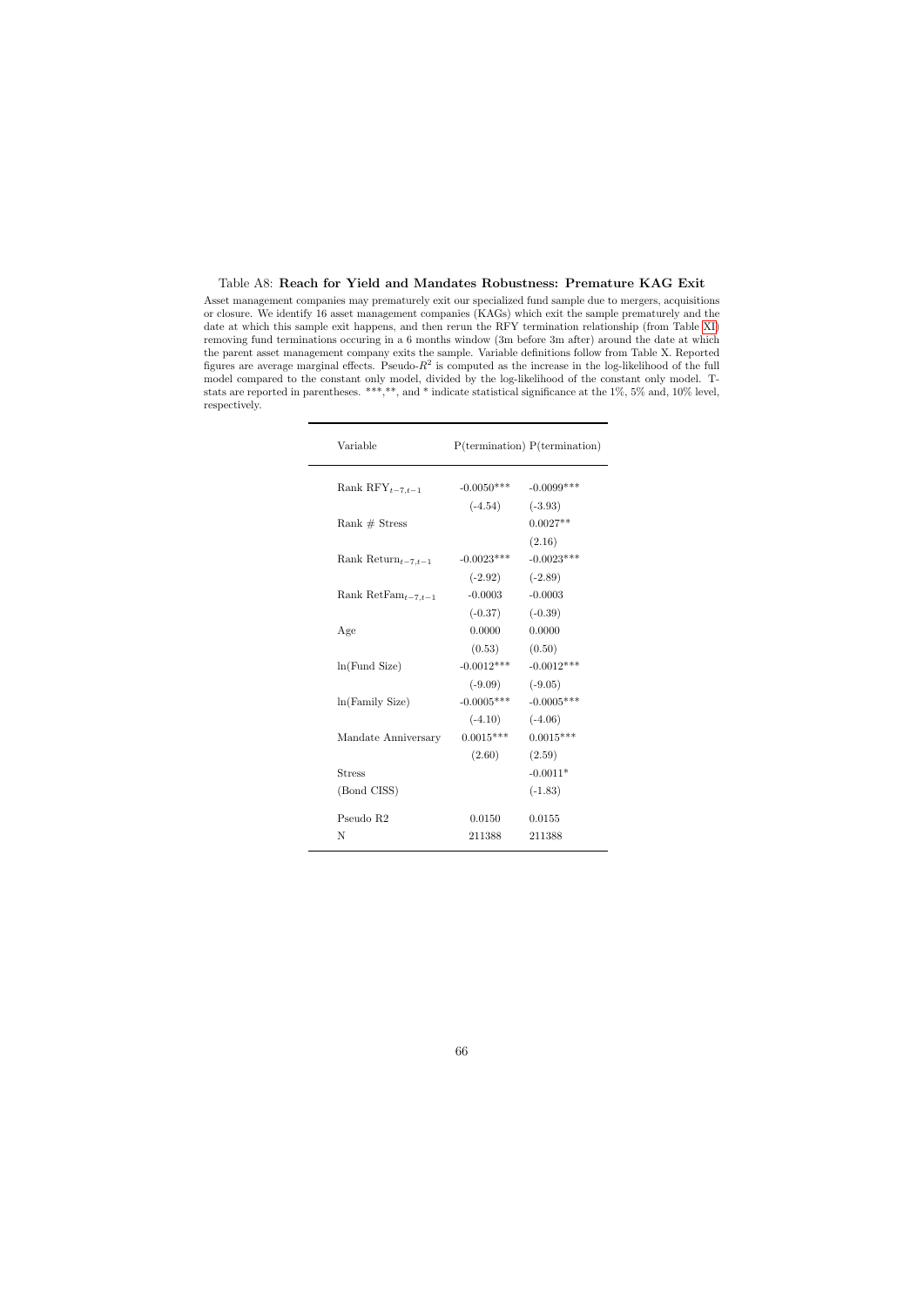Table A8: **Reach for Yield and Mandates Robustness: Premature KAG Exit**

Asset management companies may prematurely exit our specialized fund sample due to mergers, acquisitions or closure. We identify 16 asset management companies (KAGs) which exit the sample prematurely and the date at which this sample exit happens, and then rerun the RFY termination relationship (from Table XI) removing fund terminations occuring in a 6 months window (3m before 3m after) around the date at which the parent asset management company exits the sample. Variable definitions follow from Table X. Reported figures are average marginal effects. Pseudo-$R^2$ is computed as the increase in the log-likelihood of the full model compared to the constant only model, divided by the log-likelihood of the constant only model. T-stats are reported in parentheses. ***,**, and * indicate statistical significance at the 1%, 5% and, 10% level, respectively.

| Variable | P(termination) | P(termination) |
|---|---|---|
| Rank $\text{RFY}_{t-7,t-1}$ | -0.0050*** | -0.0099*** |
| | (-4.54) | (-3.93) |
| Rank # Stress | | 0.0027** |
| | | (2.16) |
| Rank $\text{Return}_{t-7,t-1}$ | -0.0023*** | -0.0023*** |
| | (-2.92) | (-2.89) |
| Rank $\text{RetFam}_{t-7,t-1}$ | -0.0003 | -0.0003 |
| | (-0.37) | (-0.39) |
| Age | 0.0000 | 0.0000 |
| | (0.53) | (0.50) |
| ln(Fund Size) | -0.0012*** | -0.0012*** |
| | (-9.09) | (-9.05) |
| ln(Family Size) | -0.0005*** | -0.0005*** |
| | (-4.10) | (-4.06) |
| Mandate Anniversary | 0.0015*** | 0.0015*** |
| | (2.60) | (2.59) |
| Stress | | -0.0011* |
| (Bond CISS) | | (-1.83) |
| Pseudo R2 | 0.0150 | 0.0155 |
| N | 211388 | 211388 |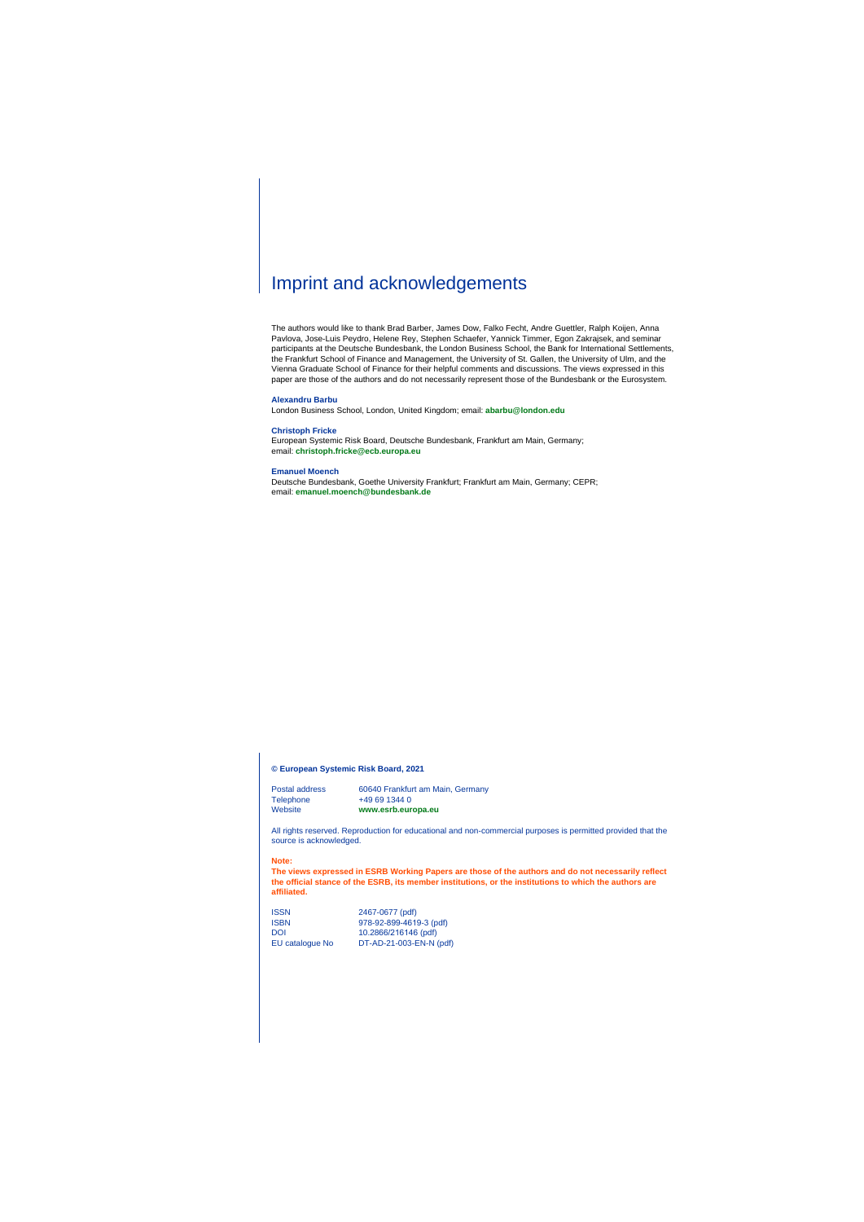# Imprint and acknowledgements

The authors would like to thank Brad Barber, James Dow, Falko Fecht, Andre Guettler, Ralph Koijen, Anna Pavlova, Jose-Luis Peydro, Helene Rey, Stephen Schaefer, Yannick Timmer, Egon Zakrajsek, and seminar participants at the Deutsche Bundesbank, the London Business School, the Bank for International Settlements, the Frankfurt School of Finance and Management, the University of St. Gallen, the University of Ulm, and the Vienna Graduate School of Finance for their helpful comments and discussions. The views expressed in this paper are those of the authors and do not necessarily represent those of the Bundesbank or the Eurosystem.

**Alexandru Barbu**
London Business School, London, United Kingdom; email: **abarbu@london.edu**

**Christoph Fricke**
European Systemic Risk Board, Deutsche Bundesbank, Frankfurt am Main, Germany;
email: **christoph.fricke@ecb.europa.eu**

**Emanuel Moench**
Deutsche Bundesbank, Goethe University Frankfurt; Frankfurt am Main, Germany; CEPR;
email: **emanuel.moench@bundesbank.de**

**© European Systemic Risk Board, 2021**

| | |
|---|---|
| Postal address | 60640 Frankfurt am Main, Germany |
| Telephone | +49 69 1344 0 |
| Website | **www.esrb.europa.eu** |

All rights reserved. Reproduction for educational and non-commercial purposes is permitted provided that the source is acknowledged.

**Note:**
**The views expressed in ESRB Working Papers are those of the authors and do not necessarily reflect the official stance of the ESRB, its member institutions, or the institutions to which the authors are affiliated.**

| | |
|---|---|
| ISSN | 2467-0677 (pdf) |
| ISBN | 978-92-899-4619-3 (pdf) |
| DOI | 10.2866/216146 (pdf) |
| EU catalogue No | DT-AD-21-003-EN-N (pdf) |